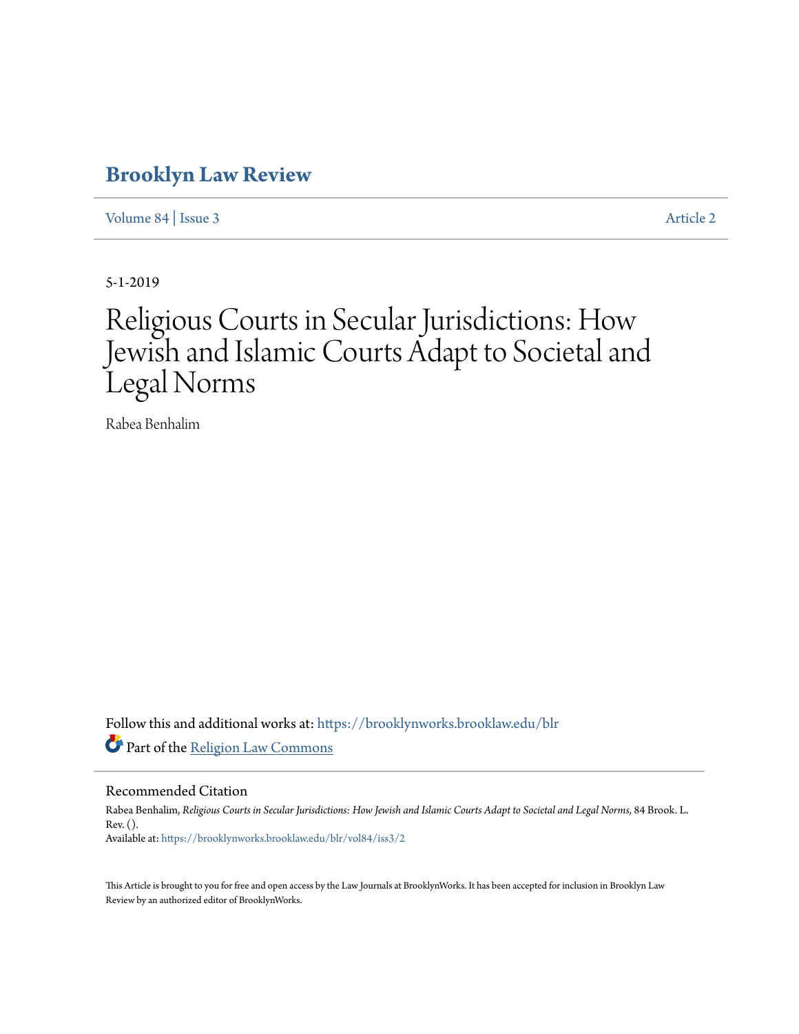# Brooklyn Law Review

Volume 84 | Issue 3 Article 2

5-1-2019

# Religious Courts in Secular Jurisdictions: How Jewish and Islamic Courts Adapt to Societal and Legal Norms

Rabea Benhalim

Follow this and additional works at: https://brooklynworks.brooklaw.edu/blr

Part of the Religion Law Commons

## Recommended Citation

Rabea Benhalim, *Religious Courts in Secular Jurisdictions: How Jewish and Islamic Courts Adapt to Societal and Legal Norms*, 84 Brook. L. Rev. ().
Available at: https://brooklynworks.brooklaw.edu/blr/vol84/iss3/2

This Article is brought to you for free and open access by the Law Journals at BrooklynWorks. It has been accepted for inclusion in Brooklyn Law Review by an authorized editor of BrooklynWorks.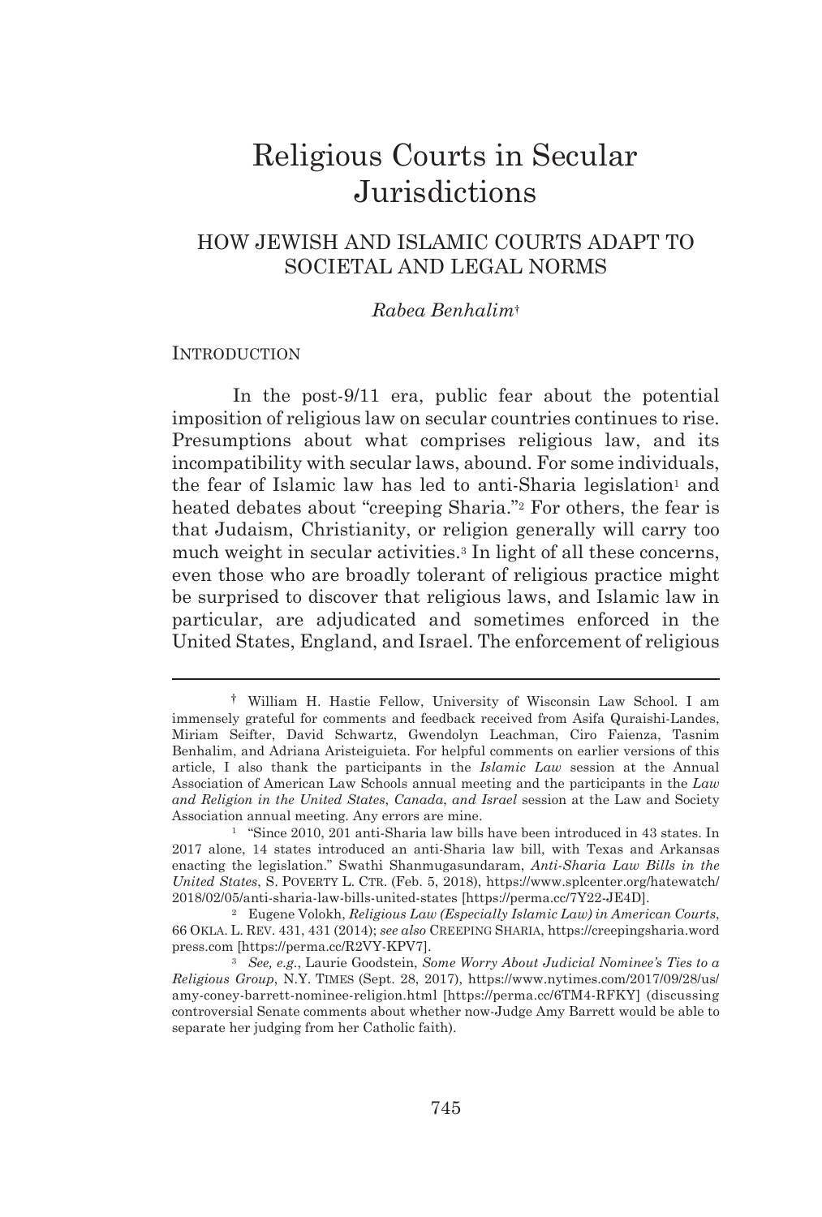# Religious Courts in Secular Jurisdictions

## HOW JEWISH AND ISLAMIC COURTS ADAPT TO SOCIETAL AND LEGAL NORMS

*Rabea Benhalim*[†]

### INTRODUCTION

In the post-9/11 era, public fear about the potential imposition of religious law on secular countries continues to rise. Presumptions about what comprises religious law, and its incompatibility with secular laws, abound. For some individuals, the fear of Islamic law has led to anti-Sharia legislation[1] and heated debates about "creeping Sharia."[2] For others, the fear is that Judaism, Christianity, or religion generally will carry too much weight in secular activities.[3] In light of all these concerns, even those who are broadly tolerant of religious practice might be surprised to discover that religious laws, and Islamic law in particular, are adjudicated and sometimes enforced in the United States, England, and Israel. The enforcement of religious

---

[†] William H. Hastie Fellow, University of Wisconsin Law School. I am immensely grateful for comments and feedback received from Asifa Quraishi-Landes, Miriam Seifter, David Schwartz, Gwendolyn Leachman, Ciro Faienza, Tasnim Benhalim, and Adriana Aristeiguieta. For helpful comments on earlier versions of this article, I also thank the participants in the *Islamic Law* session at the Annual Association of American Law Schools annual meeting and the participants in the *Law and Religion in the United States, Canada, and Israel* session at the Law and Society Association annual meeting. Any errors are mine.

[1] "Since 2010, 201 anti-Sharia law bills have been introduced in 43 states. In 2017 alone, 14 states introduced an anti-Sharia law bill, with Texas and Arkansas enacting the legislation." Swathi Shanmugasundaram, *Anti-Sharia Law Bills in the United States*, S. POVERTY L. CTR. (Feb. 5, 2018), https://www.splcenter.org/hatewatch/2018/02/05/anti-sharia-law-bills-united-states [https://perma.cc/7Y22-JE4D].

[2] Eugene Volokh, *Religious Law (Especially Islamic Law) in American Courts*, 66 OKLA. L. REV. 431, 431 (2014); *see also* CREEPING SHARIA, https://creepingsharia.wordpress.com [https://perma.cc/R2VY-KPV7].

[3] *See, e.g.*, Laurie Goodstein, *Some Worry About Judicial Nominee's Ties to a Religious Group*, N.Y. TIMES (Sept. 28, 2017), https://www.nytimes.com/2017/09/28/us/amy-coney-barrett-nominee-religion.html [https://perma.cc/6TM4-RFKY] (discussing controversial Senate comments about whether now-Judge Amy Barrett would be able to separate her judging from her Catholic faith).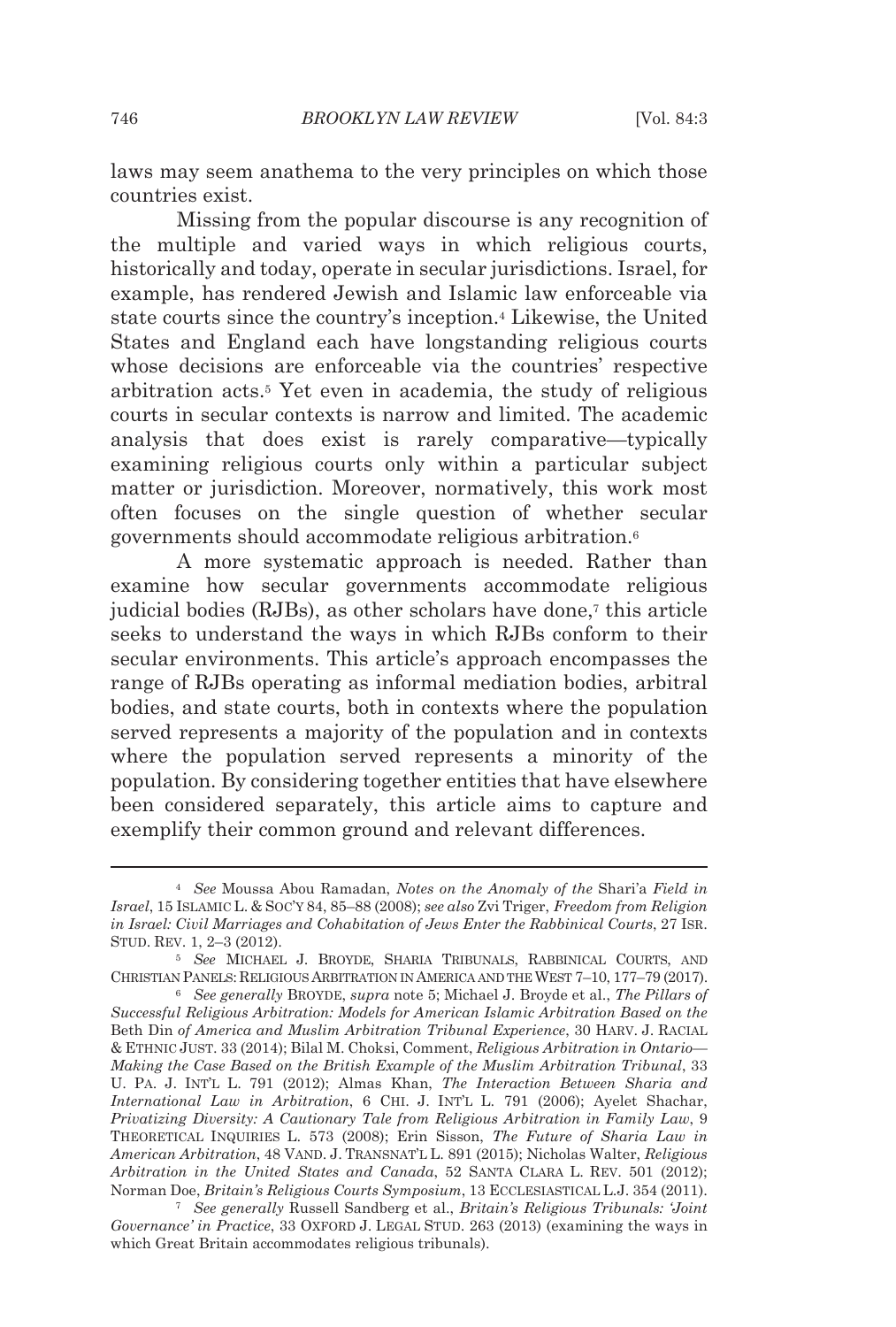laws may seem anathema to the very principles on which those countries exist.

Missing from the popular discourse is any recognition of the multiple and varied ways in which religious courts, historically and today, operate in secular jurisdictions. Israel, for example, has rendered Jewish and Islamic law enforceable via state courts since the country's inception.[4] Likewise, the United States and England each have longstanding religious courts whose decisions are enforceable via the countries' respective arbitration acts.[5] Yet even in academia, the study of religious courts in secular contexts is narrow and limited. The academic analysis that does exist is rarely comparative—typically examining religious courts only within a particular subject matter or jurisdiction. Moreover, normatively, this work most often focuses on the single question of whether secular governments should accommodate religious arbitration.[6]

A more systematic approach is needed. Rather than examine how secular governments accommodate religious judicial bodies (RJBs), as other scholars have done,[7] this article seeks to understand the ways in which RJBs conform to their secular environments. This article's approach encompasses the range of RJBs operating as informal mediation bodies, arbitral bodies, and state courts, both in contexts where the population served represents a majority of the population and in contexts where the population served represents a minority of the population. By considering together entities that have elsewhere been considered separately, this article aims to capture and exemplify their common ground and relevant differences.

---

[4] *See* Moussa Abou Ramadan, *Notes on the Anomaly of the* Shari'a *Field in Israel*, 15 ISLAMIC L. & SOC'Y 84, 85–88 (2008); *see also* Zvi Triger, *Freedom from Religion in Israel: Civil Marriages and Cohabitation of Jews Enter the Rabbinical Courts*, 27 ISR. STUD. REV. 1, 2–3 (2012).

[5] *See* MICHAEL J. BROYDE, SHARIA TRIBUNALS, RABBINICAL COURTS, AND CHRISTIAN PANELS: RELIGIOUS ARBITRATION IN AMERICA AND THE WEST 7–10, 177–79 (2017).

[6] *See generally* BROYDE, *supra* note 5; Michael J. Broyde et al., *The Pillars of Successful Religious Arbitration: Models for American Islamic Arbitration Based on the* Beth Din *of America and Muslim Arbitration Tribunal Experience*, 30 HARV. J. RACIAL & ETHNIC JUST. 33 (2014); Bilal M. Choksi, Comment, *Religious Arbitration in Ontario—Making the Case Based on the British Example of the Muslim Arbitration Tribunal*, 33 U. PA. J. INT'L L. 791 (2012); Almas Khan, *The Interaction Between Sharia and International Law in Arbitration*, 6 CHI. J. INT'L L. 791 (2006); Ayelet Shachar, *Privatizing Diversity: A Cautionary Tale from Religious Arbitration in Family Law*, 9 THEORETICAL INQUIRIES L. 573 (2008); Erin Sisson, *The Future of Sharia Law in American Arbitration*, 48 VAND. J. TRANSNAT'L L. 891 (2015); Nicholas Walter, *Religious Arbitration in the United States and Canada*, 52 SANTA CLARA L. REV. 501 (2012); Norman Doe, *Britain's Religious Courts Symposium*, 13 ECCLESIASTICAL L.J. 354 (2011).

[7] *See generally* Russell Sandberg et al., *Britain's Religious Tribunals: 'Joint Governance' in Practice*, 33 OXFORD J. LEGAL STUD. 263 (2013) (examining the ways in which Great Britain accommodates religious tribunals).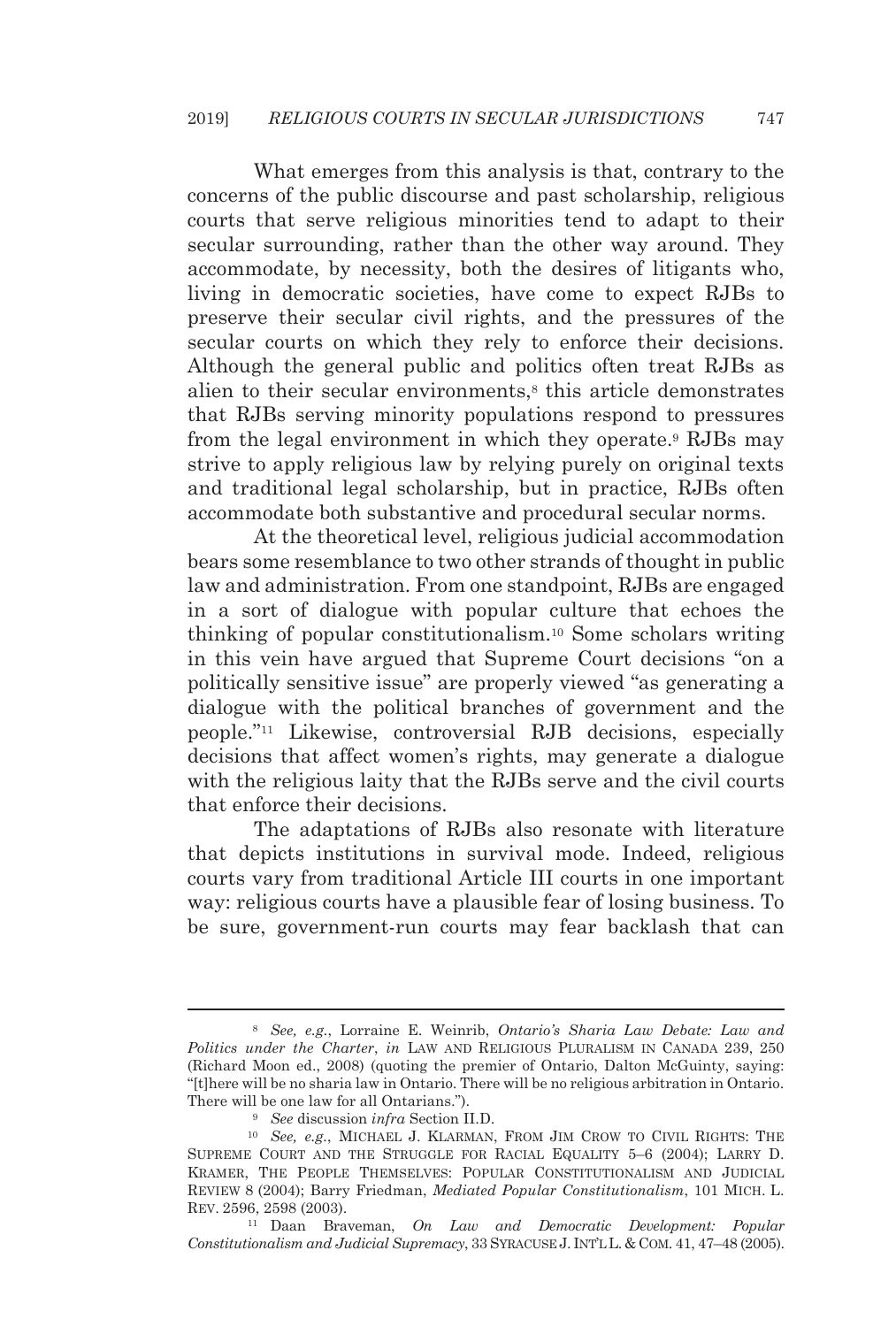What emerges from this analysis is that, contrary to the concerns of the public discourse and past scholarship, religious courts that serve religious minorities tend to adapt to their secular surrounding, rather than the other way around. They accommodate, by necessity, both the desires of litigants who, living in democratic societies, have come to expect RJBs to preserve their secular civil rights, and the pressures of the secular courts on which they rely to enforce their decisions. Although the general public and politics often treat RJBs as alien to their secular environments,[8] this article demonstrates that RJBs serving minority populations respond to pressures from the legal environment in which they operate.[9] RJBs may strive to apply religious law by relying purely on original texts and traditional legal scholarship, but in practice, RJBs often accommodate both substantive and procedural secular norms.

At the theoretical level, religious judicial accommodation bears some resemblance to two other strands of thought in public law and administration. From one standpoint, RJBs are engaged in a sort of dialogue with popular culture that echoes the thinking of popular constitutionalism.[10] Some scholars writing in this vein have argued that Supreme Court decisions "on a politically sensitive issue" are properly viewed "as generating a dialogue with the political branches of government and the people."[11] Likewise, controversial RJB decisions, especially decisions that affect women's rights, may generate a dialogue with the religious laity that the RJBs serve and the civil courts that enforce their decisions.

The adaptations of RJBs also resonate with literature that depicts institutions in survival mode. Indeed, religious courts vary from traditional Article III courts in one important way: religious courts have a plausible fear of losing business. To be sure, government-run courts may fear backlash that can

---

[8] *See, e.g.*, Lorraine E. Weinrib, *Ontario's Sharia Law Debate: Law and Politics under the Charter*, *in* LAW AND RELIGIOUS PLURALISM IN CANADA 239, 250 (Richard Moon ed., 2008) (quoting the premier of Ontario, Dalton McGuinty, saying: "[t]here will be no sharia law in Ontario. There will be no religious arbitration in Ontario. There will be one law for all Ontarians.").

[9] *See* discussion *infra* Section II.D.

[10] *See, e.g.*, MICHAEL J. KLARMAN, FROM JIM CROW TO CIVIL RIGHTS: THE SUPREME COURT AND THE STRUGGLE FOR RACIAL EQUALITY 5–6 (2004); LARRY D. KRAMER, THE PEOPLE THEMSELVES: POPULAR CONSTITUTIONALISM AND JUDICIAL REVIEW 8 (2004); Barry Friedman, *Mediated Popular Constitutionalism*, 101 MICH. L. REV. 2596, 2598 (2003).

[11] Daan Braveman, *On Law and Democratic Development: Popular Constitutionalism and Judicial Supremacy*, 33 SYRACUSE J. INT'L L. & COM. 41, 47–48 (2005).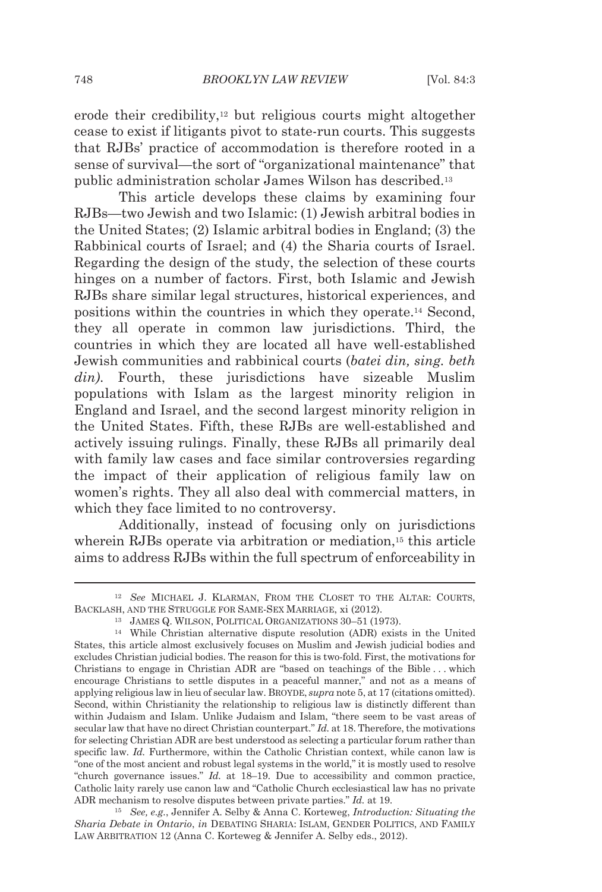erode their credibility,[12] but religious courts might altogether cease to exist if litigants pivot to state-run courts. This suggests that RJBs' practice of accommodation is therefore rooted in a sense of survival—the sort of "organizational maintenance" that public administration scholar James Wilson has described.[13]

This article develops these claims by examining four RJBs—two Jewish and two Islamic: (1) Jewish arbitral bodies in the United States; (2) Islamic arbitral bodies in England; (3) the Rabbinical courts of Israel; and (4) the Sharia courts of Israel. Regarding the design of the study, the selection of these courts hinges on a number of factors. First, both Islamic and Jewish RJBs share similar legal structures, historical experiences, and positions within the countries in which they operate.[14] Second, they all operate in common law jurisdictions. Third, the countries in which they are located all have well-established Jewish communities and rabbinical courts (*batei din, sing. beth din).* Fourth, these jurisdictions have sizeable Muslim populations with Islam as the largest minority religion in England and Israel, and the second largest minority religion in the United States. Fifth, these RJBs are well-established and actively issuing rulings. Finally, these RJBs all primarily deal with family law cases and face similar controversies regarding the impact of their application of religious family law on women's rights. They all also deal with commercial matters, in which they face limited to no controversy.

Additionally, instead of focusing only on jurisdictions wherein RJBs operate via arbitration or mediation,[15] this article aims to address RJBs within the full spectrum of enforceability in

---

[12] *See* MICHAEL J. KLARMAN, FROM THE CLOSET TO THE ALTAR: COURTS, BACKLASH, AND THE STRUGGLE FOR SAME-SEX MARRIAGE, xi (2012).

[13] JAMES Q. WILSON, POLITICAL ORGANIZATIONS 30–51 (1973).

[14] While Christian alternative dispute resolution (ADR) exists in the United States, this article almost exclusively focuses on Muslim and Jewish judicial bodies and excludes Christian judicial bodies. The reason for this is two-fold. First, the motivations for Christians to engage in Christian ADR are "based on teachings of the Bible . . . which encourage Christians to settle disputes in a peaceful manner," and not as a means of applying religious law in lieu of secular law. BROYDE, *supra* note 5, at 17 (citations omitted). Second, within Christianity the relationship to religious law is distinctly different than within Judaism and Islam. Unlike Judaism and Islam, "there seem to be vast areas of secular law that have no direct Christian counterpart." *Id.* at 18. Therefore, the motivations for selecting Christian ADR are best understood as selecting a particular forum rather than specific law. *Id.* Furthermore, within the Catholic Christian context, while canon law is "one of the most ancient and robust legal systems in the world," it is mostly used to resolve "church governance issues." *Id.* at 18–19. Due to accessibility and common practice, Catholic laity rarely use canon law and "Catholic Church ecclesiastical law has no private ADR mechanism to resolve disputes between private parties." *Id.* at 19.

[15] *See, e.g.*, Jennifer A. Selby & Anna C. Korteweg, *Introduction: Situating the Sharia Debate in Ontario*, *in* DEBATING SHARIA: ISLAM, GENDER POLITICS, AND FAMILY LAW ARBITRATION 12 (Anna C. Korteweg & Jennifer A. Selby eds., 2012).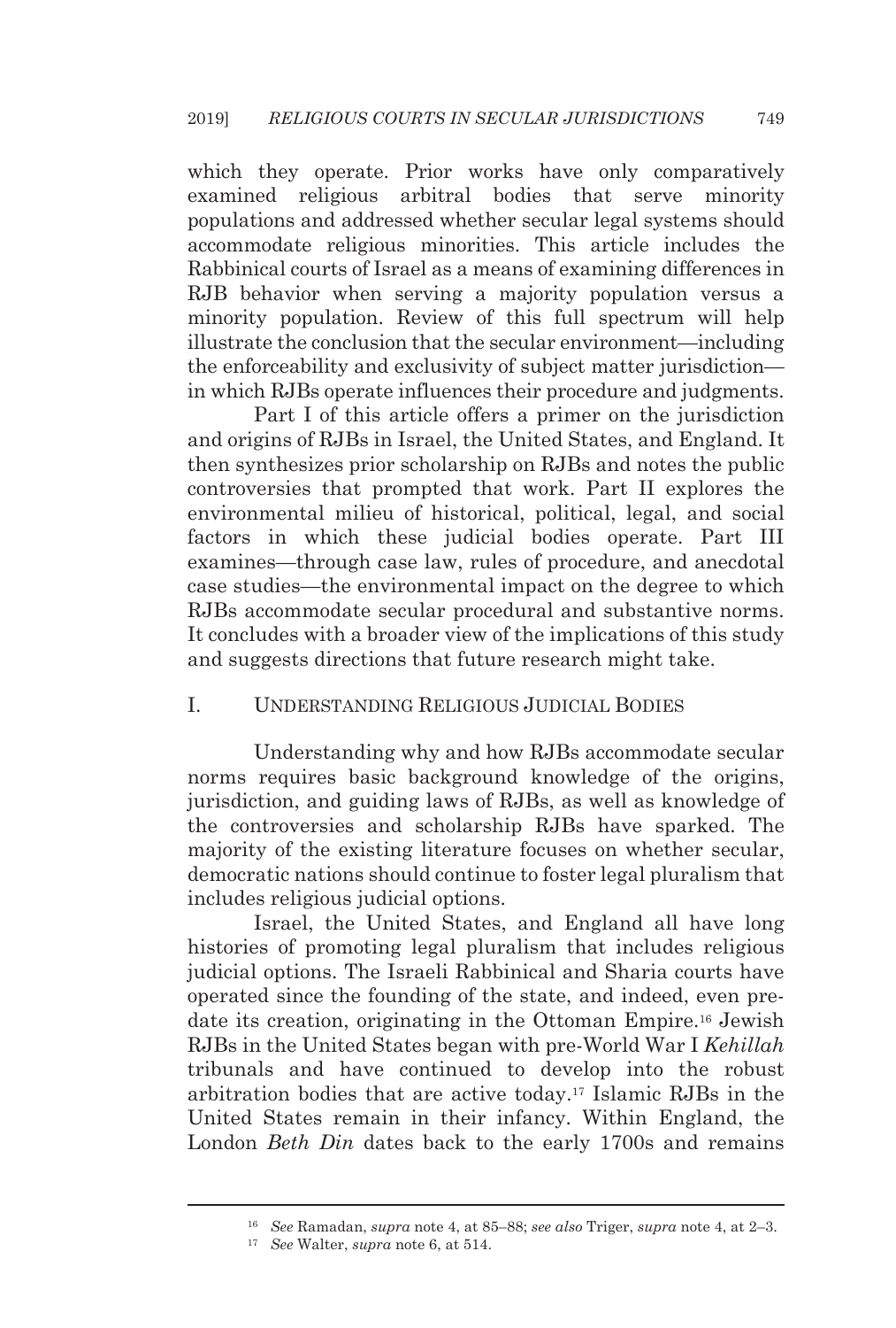which they operate. Prior works have only comparatively examined religious arbitral bodies that serve minority populations and addressed whether secular legal systems should accommodate religious minorities. This article includes the Rabbinical courts of Israel as a means of examining differences in RJB behavior when serving a majority population versus a minority population. Review of this full spectrum will help illustrate the conclusion that the secular environment—including the enforceability and exclusivity of subject matter jurisdiction—in which RJBs operate influences their procedure and judgments.

Part I of this article offers a primer on the jurisdiction and origins of RJBs in Israel, the United States, and England. It then synthesizes prior scholarship on RJBs and notes the public controversies that prompted that work. Part II explores the environmental milieu of historical, political, legal, and social factors in which these judicial bodies operate. Part III examines—through case law, rules of procedure, and anecdotal case studies—the environmental impact on the degree to which RJBs accommodate secular procedural and substantive norms. It concludes with a broader view of the implications of this study and suggests directions that future research might take.

## I. UNDERSTANDING RELIGIOUS JUDICIAL BODIES

Understanding why and how RJBs accommodate secular norms requires basic background knowledge of the origins, jurisdiction, and guiding laws of RJBs, as well as knowledge of the controversies and scholarship RJBs have sparked. The majority of the existing literature focuses on whether secular, democratic nations should continue to foster legal pluralism that includes religious judicial options.

Israel, the United States, and England all have long histories of promoting legal pluralism that includes religious judicial options. The Israeli Rabbinical and Sharia courts have operated since the founding of the state, and indeed, even pre-date its creation, originating in the Ottoman Empire.[16] Jewish RJBs in the United States began with pre-World War I *Kehillah* tribunals and have continued to develop into the robust arbitration bodies that are active today.[17] Islamic RJBs in the United States remain in their infancy. Within England, the London *Beth Din* dates back to the early 1700s and remains

---

[16] *See* Ramadan, *supra* note 4, at 85–88; *see also* Triger, *supra* note 4, at 2–3.

[17] *See* Walter, *supra* note 6, at 514.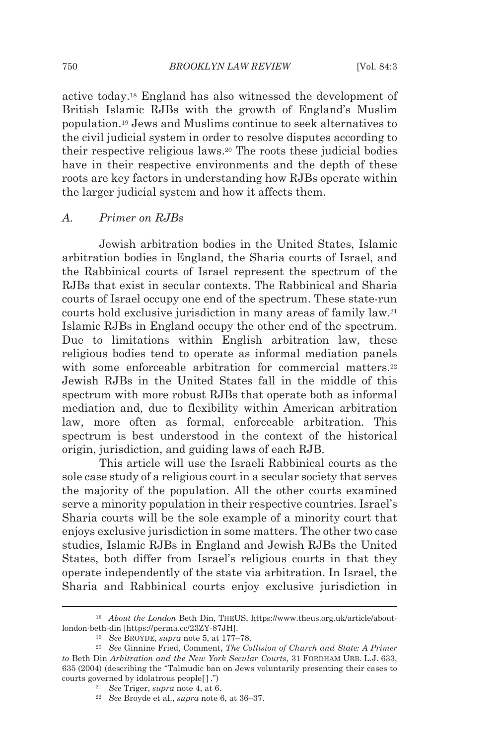active today.[18] England has also witnessed the development of British Islamic RJBs with the growth of England's Muslim population.[19] Jews and Muslims continue to seek alternatives to the civil judicial system in order to resolve disputes according to their respective religious laws.[20] The roots these judicial bodies have in their respective environments and the depth of these roots are key factors in understanding how RJBs operate within the larger judicial system and how it affects them.

### *A. Primer on RJBs*

Jewish arbitration bodies in the United States, Islamic arbitration bodies in England, the Sharia courts of Israel, and the Rabbinical courts of Israel represent the spectrum of the RJBs that exist in secular contexts. The Rabbinical and Sharia courts of Israel occupy one end of the spectrum. These state-run courts hold exclusive jurisdiction in many areas of family law.[21] Islamic RJBs in England occupy the other end of the spectrum. Due to limitations within English arbitration law, these religious bodies tend to operate as informal mediation panels with some enforceable arbitration for commercial matters.[22] Jewish RJBs in the United States fall in the middle of this spectrum with more robust RJBs that operate both as informal mediation and, due to flexibility within American arbitration law, more often as formal, enforceable arbitration. This spectrum is best understood in the context of the historical origin, jurisdiction, and guiding laws of each RJB.

This article will use the Israeli Rabbinical courts as the sole case study of a religious court in a secular society that serves the majority of the population. All the other courts examined serve a minority population in their respective countries. Israel's Sharia courts will be the sole example of a minority court that enjoys exclusive jurisdiction in some matters. The other two case studies, Islamic RJBs in England and Jewish RJBs the United States, both differ from Israel's religious courts in that they operate independently of the state via arbitration. In Israel, the Sharia and Rabbinical courts enjoy exclusive jurisdiction in

---

[18] *About the London* Beth Din, THEUS, https://www.theus.org.uk/article/about-london-beth-din [https://perma.cc/23ZY-87JH].

[19] *See* BROYDE, *supra* note 5, at 177–78.

[20] *See* Ginnine Fried, Comment, *The Collision of Church and State: A Primer to* Beth Din *Arbitration and the New York Secular Courts*, 31 FORDHAM URB. L.J. 633, 635 (2004) (describing the "Talmudic ban on Jews voluntarily presenting their cases to courts governed by idolatrous people[ ].")

[21] *See* Triger, *supra* note 4, at 6.

[22] *See* Broyde et al., *supra* note 6, at 36–37.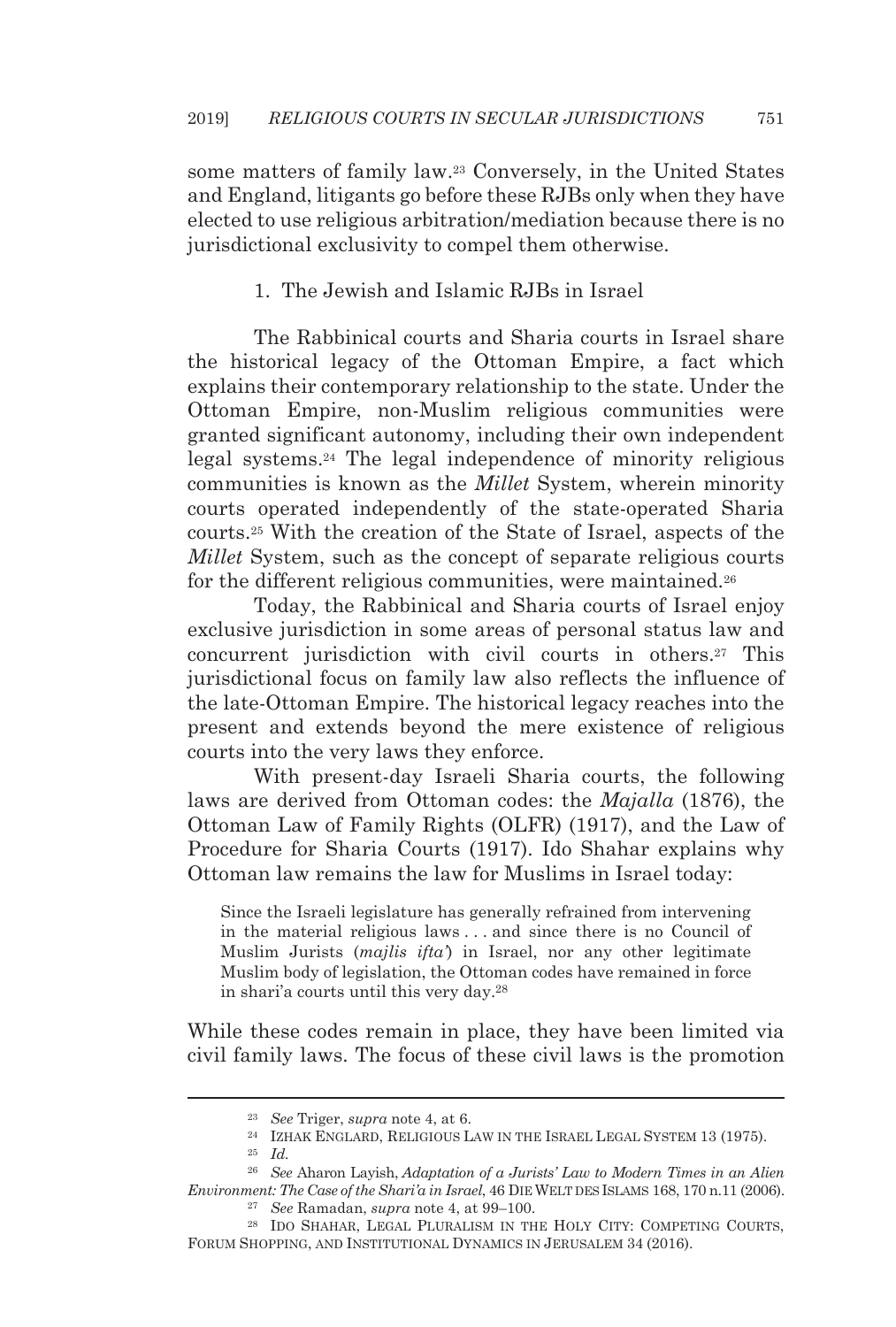some matters of family law.[23] Conversely, in the United States and England, litigants go before these RJBs only when they have elected to use religious arbitration/mediation because there is no jurisdictional exclusivity to compel them otherwise.

### 1. The Jewish and Islamic RJBs in Israel

The Rabbinical courts and Sharia courts in Israel share the historical legacy of the Ottoman Empire, a fact which explains their contemporary relationship to the state. Under the Ottoman Empire, non-Muslim religious communities were granted significant autonomy, including their own independent legal systems.[24] The legal independence of minority religious communities is known as the *Millet* System, wherein minority courts operated independently of the state-operated Sharia courts.[25] With the creation of the State of Israel, aspects of the *Millet* System, such as the concept of separate religious courts for the different religious communities, were maintained.[26]

Today, the Rabbinical and Sharia courts of Israel enjoy exclusive jurisdiction in some areas of personal status law and concurrent jurisdiction with civil courts in others.[27] This jurisdictional focus on family law also reflects the influence of the late-Ottoman Empire. The historical legacy reaches into the present and extends beyond the mere existence of religious courts into the very laws they enforce.

With present-day Israeli Sharia courts, the following laws are derived from Ottoman codes: the *Majalla* (1876), the Ottoman Law of Family Rights (OLFR) (1917), and the Law of Procedure for Sharia Courts (1917). Ido Shahar explains why Ottoman law remains the law for Muslims in Israel today:

> Since the Israeli legislature has generally refrained from intervening in the material religious laws . . . and since there is no Council of Muslim Jurists (*majlis ifta'*) in Israel, nor any other legitimate Muslim body of legislation, the Ottoman codes have remained in force in shari'a courts until this very day.[28]

While these codes remain in place, they have been limited via civil family laws. The focus of these civil laws is the promotion

---

[23] *See* Triger, *supra* note 4, at 6.

[24] IZHAK ENGLARD, RELIGIOUS LAW IN THE ISRAEL LEGAL SYSTEM 13 (1975).

[25] *Id.*

[26] *See* Aharon Layish, *Adaptation of a Jurists' Law to Modern Times in an Alien Environment: The Case of the Shari'a in Israel*, 46 DIE WELT DES ISLAMS 168, 170 n.11 (2006).

[27] *See* Ramadan, *supra* note 4, at 99–100.

[28] IDO SHAHAR, LEGAL PLURALISM IN THE HOLY CITY: COMPETING COURTS, FORUM SHOPPING, AND INSTITUTIONAL DYNAMICS IN JERUSALEM 34 (2016).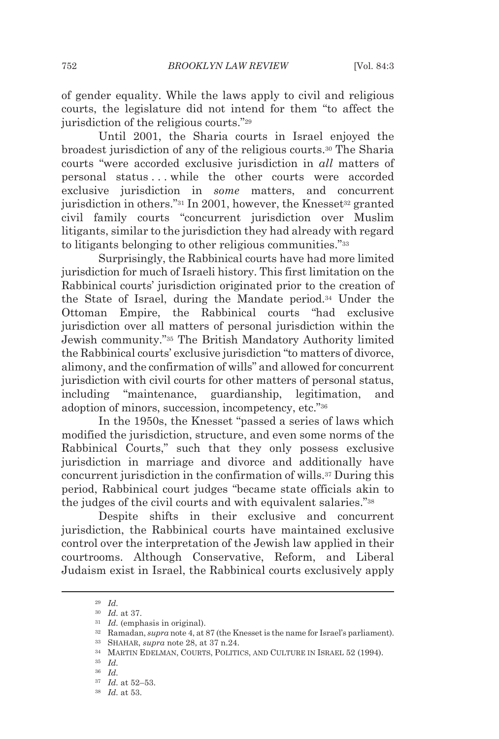of gender equality. While the laws apply to civil and religious courts, the legislature did not intend for them "to affect the jurisdiction of the religious courts."[29]

Until 2001, the Sharia courts in Israel enjoyed the broadest jurisdiction of any of the religious courts.[30] The Sharia courts "were accorded exclusive jurisdiction in *all* matters of personal status . . . while the other courts were accorded exclusive jurisdiction in *some* matters, and concurrent jurisdiction in others."[31] In 2001, however, the Knesset[32] granted civil family courts "concurrent jurisdiction over Muslim litigants, similar to the jurisdiction they had already with regard to litigants belonging to other religious communities."[33]

Surprisingly, the Rabbinical courts have had more limited jurisdiction for much of Israeli history. This first limitation on the Rabbinical courts' jurisdiction originated prior to the creation of the State of Israel, during the Mandate period.[34] Under the Ottoman Empire, the Rabbinical courts "had exclusive jurisdiction over all matters of personal jurisdiction within the Jewish community."[35] The British Mandatory Authority limited the Rabbinical courts' exclusive jurisdiction "to matters of divorce, alimony, and the confirmation of wills" and allowed for concurrent jurisdiction with civil courts for other matters of personal status, including "maintenance, guardianship, legitimation, and adoption of minors, succession, incompetency, etc."[36]

In the 1950s, the Knesset "passed a series of laws which modified the jurisdiction, structure, and even some norms of the Rabbinical Courts," such that they only possess exclusive jurisdiction in marriage and divorce and additionally have concurrent jurisdiction in the confirmation of wills.[37] During this period, Rabbinical court judges "became state officials akin to the judges of the civil courts and with equivalent salaries."[38]

Despite shifts in their exclusive and concurrent jurisdiction, the Rabbinical courts have maintained exclusive control over the interpretation of the Jewish law applied in their courtrooms. Although Conservative, Reform, and Liberal Judaism exist in Israel, the Rabbinical courts exclusively apply

---

[29] *Id.*

[30] *Id.* at 37.

[31] *Id.* (emphasis in original).

[32] Ramadan, *supra* note 4, at 87 (the Knesset is the name for Israel's parliament).

[33] SHAHAR, *supra* note 28, at 37 n.24.

[34] MARTIN EDELMAN, COURTS, POLITICS, AND CULTURE IN ISRAEL 52 (1994).

[35] *Id.*

[36] *Id.*

[37] *Id.* at 52–53.

[38] *Id.* at 53.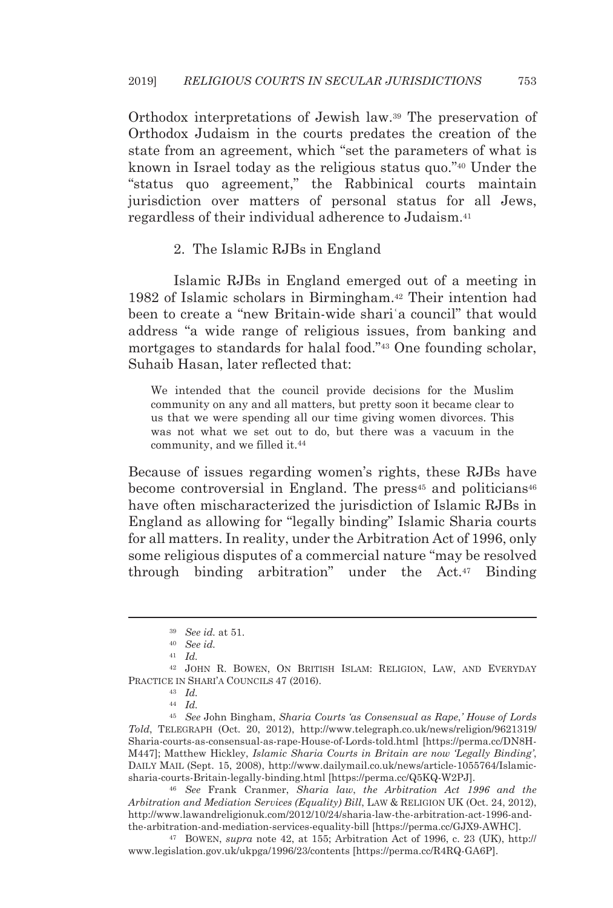Orthodox interpretations of Jewish law.[39] The preservation of Orthodox Judaism in the courts predates the creation of the state from an agreement, which "set the parameters of what is known in Israel today as the religious status quo."[40] Under the "status quo agreement," the Rabbinical courts maintain jurisdiction over matters of personal status for all Jews, regardless of their individual adherence to Judaism.[41]

### 2. The Islamic RJBs in England

Islamic RJBs in England emerged out of a meeting in 1982 of Islamic scholars in Birmingham.[42] Their intention had been to create a "new Britain-wide shariʿa council" that would address "a wide range of religious issues, from banking and mortgages to standards for halal food."[43] One founding scholar, Suhaib Hasan, later reflected that:

> We intended that the council provide decisions for the Muslim community on any and all matters, but pretty soon it became clear to us that we were spending all our time giving women divorces. This was not what we set out to do, but there was a vacuum in the community, and we filled it.[44]

Because of issues regarding women's rights, these RJBs have become controversial in England. The press[45] and politicians[46] have often mischaracterized the jurisdiction of Islamic RJBs in England as allowing for "legally binding" Islamic Sharia courts for all matters. In reality, under the Arbitration Act of 1996, only some religious disputes of a commercial nature "may be resolved through binding arbitration" under the Act.[47] Binding

---

[39] *See id.* at 51.

[40] *See id.*

[41] *Id.*

[42] JOHN R. BOWEN, ON BRITISH ISLAM: RELIGION, LAW, AND EVERYDAY PRACTICE IN SHARI'A COUNCILS 47 (2016).

[43] *Id.*

[44] *Id.*

[45] *See* John Bingham, *Sharia Courts 'as Consensual as Rape,' House of Lords Told*, TELEGRAPH (Oct. 20, 2012), http://www.telegraph.co.uk/news/religion/9621319/Sharia-courts-as-consensual-as-rape-House-of-Lords-told.html [https://perma.cc/DN8H-M447]; Matthew Hickley, *Islamic Sharia Courts in Britain are now 'Legally Binding'*, DAILY MAIL (Sept. 15, 2008), http://www.dailymail.co.uk/news/article-1055764/Islamic-sharia-courts-Britain-legally-binding.html [https://perma.cc/Q5KQ-W2PJ].

[46] *See* Frank Cranmer, *Sharia law, the Arbitration Act 1996 and the Arbitration and Mediation Services (Equality) Bill*, LAW & RELIGION UK (Oct. 24, 2012), http://www.lawandreligionuk.com/2012/10/24/sharia-law-the-arbitration-act-1996-and-the-arbitration-and-mediation-services-equality-bill [https://perma.cc/GJX9-AWHC].

[47] BOWEN, *supra* note 42, at 155; Arbitration Act of 1996, c. 23 (UK), http://www.legislation.gov.uk/ukpga/1996/23/contents [https://perma.cc/R4RQ-GA6P].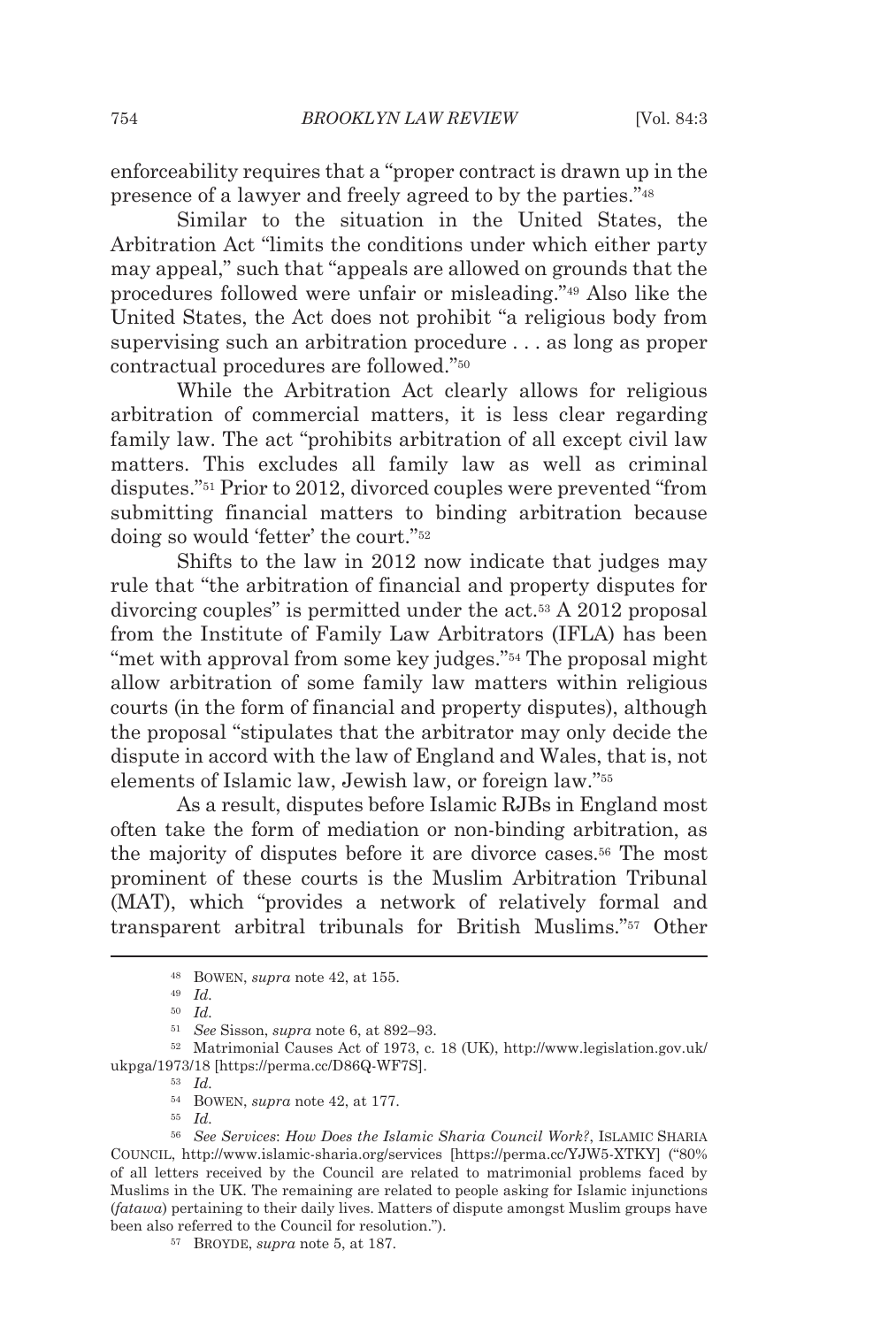enforceability requires that a "proper contract is drawn up in the presence of a lawyer and freely agreed to by the parties."[48]

Similar to the situation in the United States, the Arbitration Act "limits the conditions under which either party may appeal," such that "appeals are allowed on grounds that the procedures followed were unfair or misleading."[49] Also like the United States, the Act does not prohibit "a religious body from supervising such an arbitration procedure . . . as long as proper contractual procedures are followed."[50]

While the Arbitration Act clearly allows for religious arbitration of commercial matters, it is less clear regarding family law. The act "prohibits arbitration of all except civil law matters. This excludes all family law as well as criminal disputes."[51] Prior to 2012, divorced couples were prevented "from submitting financial matters to binding arbitration because doing so would 'fetter' the court."[52]

Shifts to the law in 2012 now indicate that judges may rule that "the arbitration of financial and property disputes for divorcing couples" is permitted under the act.[53] A 2012 proposal from the Institute of Family Law Arbitrators (IFLA) has been "met with approval from some key judges."[54] The proposal might allow arbitration of some family law matters within religious courts (in the form of financial and property disputes), although the proposal "stipulates that the arbitrator may only decide the dispute in accord with the law of England and Wales, that is, not elements of Islamic law, Jewish law, or foreign law."[55]

As a result, disputes before Islamic RJBs in England most often take the form of mediation or non-binding arbitration, as the majority of disputes before it are divorce cases.[56] The most prominent of these courts is the Muslim Arbitration Tribunal (MAT), which "provides a network of relatively formal and transparent arbitral tribunals for British Muslims."[57] Other

---

[48] BOWEN, *supra* note 42, at 155.

[49] *Id.*

[50] *Id.*

[51] *See* Sisson, *supra* note 6, at 892–93.

[52] Matrimonial Causes Act of 1973, c. 18 (UK), http://www.legislation.gov.uk/ukpga/1973/18 [https://perma.cc/D86Q-WF7S].

[53] *Id.*

[54] BOWEN, *supra* note 42, at 177.

[55] *Id.*

[56] *See Services*: *How Does the Islamic Sharia Council Work?*, ISLAMIC SHARIA COUNCIL, http://www.islamic-sharia.org/services [https://perma.cc/YJW5-XTKY] ("80% of all letters received by the Council are related to matrimonial problems faced by Muslims in the UK. The remaining are related to people asking for Islamic injunctions (*fatawa*) pertaining to their daily lives. Matters of dispute amongst Muslim groups have been also referred to the Council for resolution.").

[57] BROYDE, *supra* note 5, at 187.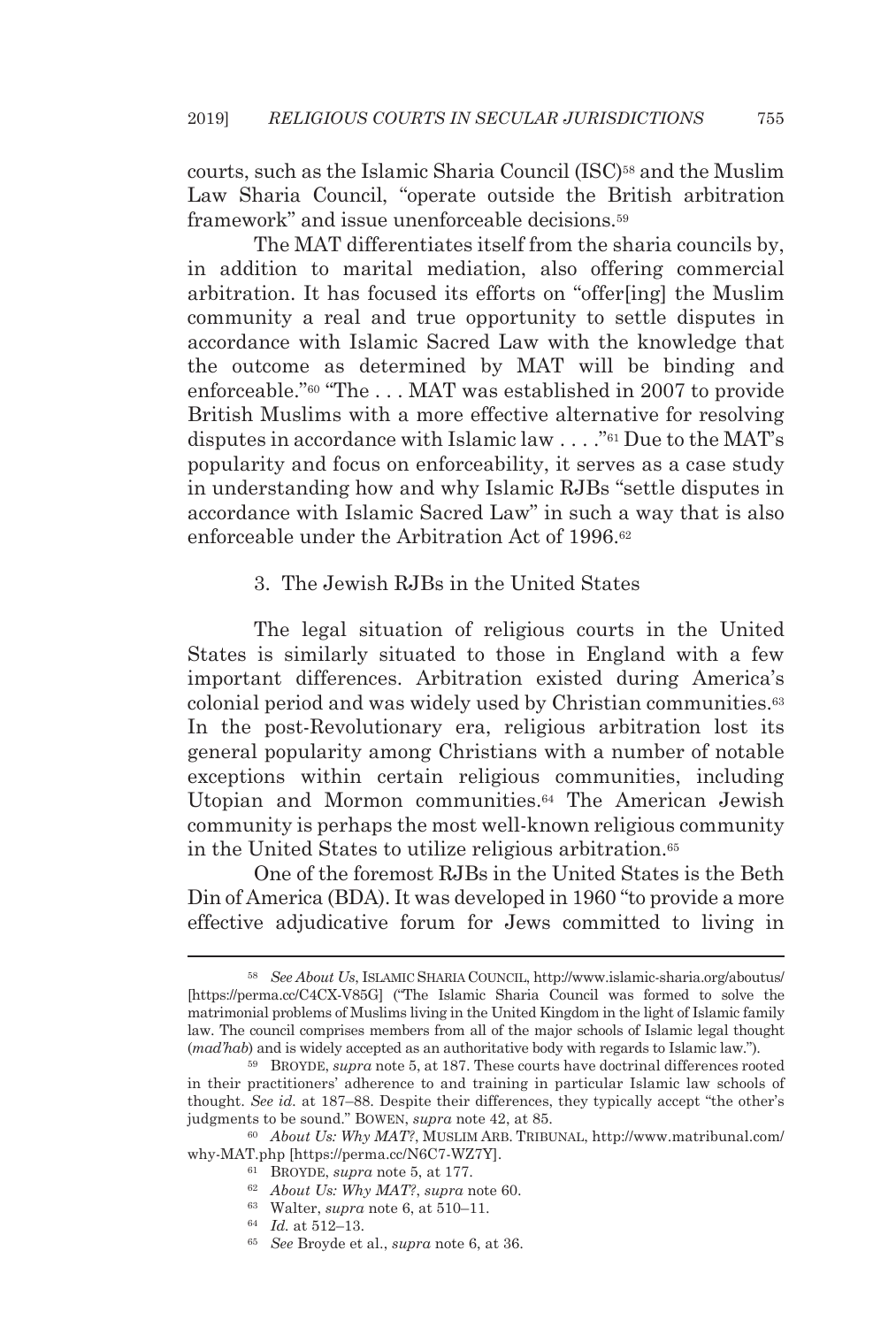courts, such as the Islamic Sharia Council (ISC)[58] and the Muslim Law Sharia Council, "operate outside the British arbitration framework" and issue unenforceable decisions.[59]

The MAT differentiates itself from the sharia councils by, in addition to marital mediation, also offering commercial arbitration. It has focused its efforts on "offer[ing] the Muslim community a real and true opportunity to settle disputes in accordance with Islamic Sacred Law with the knowledge that the outcome as determined by MAT will be binding and enforceable."[60] "The . . . MAT was established in 2007 to provide British Muslims with a more effective alternative for resolving disputes in accordance with Islamic law . . . ."[61] Due to the MAT's popularity and focus on enforceability, it serves as a case study in understanding how and why Islamic RJBs "settle disputes in accordance with Islamic Sacred Law" in such a way that is also enforceable under the Arbitration Act of 1996.[62]

### 3. The Jewish RJBs in the United States

The legal situation of religious courts in the United States is similarly situated to those in England with a few important differences. Arbitration existed during America's colonial period and was widely used by Christian communities.[63] In the post-Revolutionary era, religious arbitration lost its general popularity among Christians with a number of notable exceptions within certain religious communities, including Utopian and Mormon communities.[64] The American Jewish community is perhaps the most well-known religious community in the United States to utilize religious arbitration.[65]

One of the foremost RJBs in the United States is the Beth Din of America (BDA). It was developed in 1960 "to provide a more effective adjudicative forum for Jews committed to living in

---

[58] *See About Us*, ISLAMIC SHARIA COUNCIL, http://www.islamic-sharia.org/aboutus/ [https://perma.cc/C4CX-V85G] ("The Islamic Sharia Council was formed to solve the matrimonial problems of Muslims living in the United Kingdom in the light of Islamic family law. The council comprises members from all of the major schools of Islamic legal thought (*mad'hab*) and is widely accepted as an authoritative body with regards to Islamic law.").

[59] BROYDE, *supra* note 5, at 187. These courts have doctrinal differences rooted in their practitioners' adherence to and training in particular Islamic law schools of thought. *See id.* at 187–88. Despite their differences, they typically accept "the other's judgments to be sound." BOWEN, *supra* note 42, at 85.

[60] *About Us: Why MAT?*, MUSLIM ARB. TRIBUNAL, http://www.matribunal.com/why-MAT.php [https://perma.cc/N6C7-WZ7Y].

[61] BROYDE, *supra* note 5, at 177.

[62] *About Us: Why MAT?*, *supra* note 60.

[63] Walter, *supra* note 6, at 510–11.

[64] *Id.* at 512–13.

[65] *See* Broyde et al., *supra* note 6, at 36.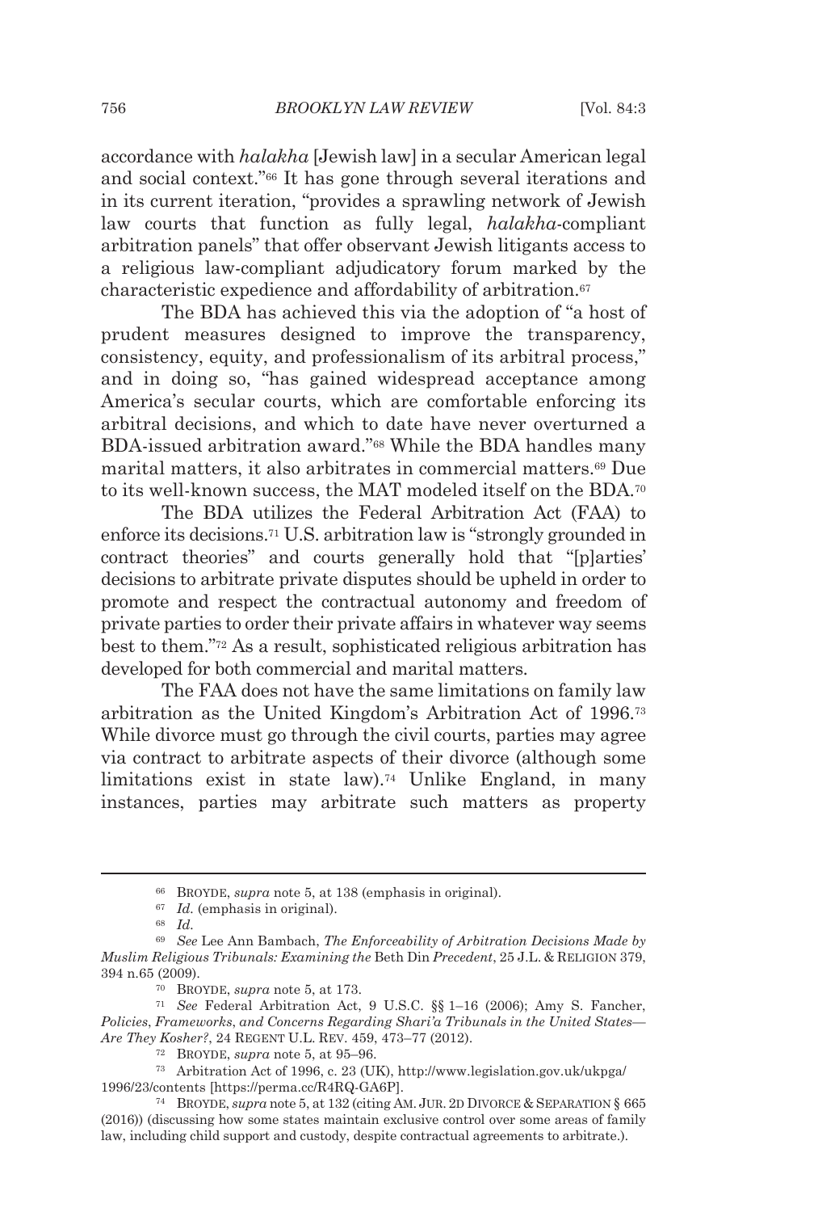accordance with *halakha* [Jewish law] in a secular American legal and social context."[66] It has gone through several iterations and in its current iteration, "provides a sprawling network of Jewish law courts that function as fully legal, *halakha*-compliant arbitration panels" that offer observant Jewish litigants access to a religious law-compliant adjudicatory forum marked by the characteristic expedience and affordability of arbitration.[67]

The BDA has achieved this via the adoption of "a host of prudent measures designed to improve the transparency, consistency, equity, and professionalism of its arbitral process," and in doing so, "has gained widespread acceptance among America's secular courts, which are comfortable enforcing its arbitral decisions, and which to date have never overturned a BDA-issued arbitration award."[68] While the BDA handles many marital matters, it also arbitrates in commercial matters.[69] Due to its well-known success, the MAT modeled itself on the BDA.[70]

The BDA utilizes the Federal Arbitration Act (FAA) to enforce its decisions.[71] U.S. arbitration law is "strongly grounded in contract theories" and courts generally hold that "[p]arties' decisions to arbitrate private disputes should be upheld in order to promote and respect the contractual autonomy and freedom of private parties to order their private affairs in whatever way seems best to them."[72] As a result, sophisticated religious arbitration has developed for both commercial and marital matters.

The FAA does not have the same limitations on family law arbitration as the United Kingdom's Arbitration Act of 1996.[73] While divorce must go through the civil courts, parties may agree via contract to arbitrate aspects of their divorce (although some limitations exist in state law).[74] Unlike England, in many instances, parties may arbitrate such matters as property

---

[66] BROYDE, *supra* note 5, at 138 (emphasis in original).

[67] *Id.* (emphasis in original).

[68] *Id.*

[69] *See* Lee Ann Bambach, *The Enforceability of Arbitration Decisions Made by Muslim Religious Tribunals: Examining the* Beth Din *Precedent*, 25 J.L. & RELIGION 379, 394 n.65 (2009).

[70] BROYDE, *supra* note 5, at 173.

[71] *See* Federal Arbitration Act, 9 U.S.C. §§ 1–16 (2006); Amy S. Fancher, *Policies, Frameworks, and Concerns Regarding Shari'a Tribunals in the United States—Are They Kosher?*, 24 REGENT U.L. REV. 459, 473–77 (2012).

[72] BROYDE, *supra* note 5, at 95–96.

[73] Arbitration Act of 1996, c. 23 (UK), http://www.legislation.gov.uk/ukpga/1996/23/contents [https://perma.cc/R4RQ-GA6P].

[74] BROYDE, *supra* note 5, at 132 (citing AM. JUR. 2D DIVORCE & SEPARATION § 665 (2016)) (discussing how some states maintain exclusive control over some areas of family law, including child support and custody, despite contractual agreements to arbitrate.).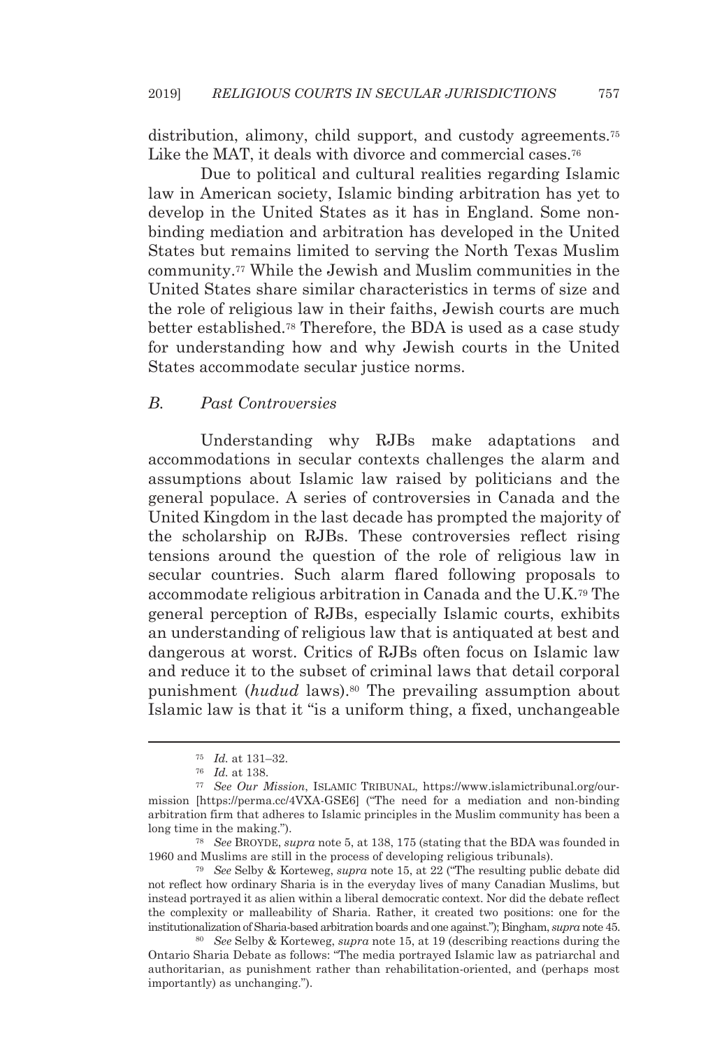distribution, alimony, child support, and custody agreements.[75] Like the MAT, it deals with divorce and commercial cases.[76]

Due to political and cultural realities regarding Islamic law in American society, Islamic binding arbitration has yet to develop in the United States as it has in England. Some non-binding mediation and arbitration has developed in the United States but remains limited to serving the North Texas Muslim community.[77] While the Jewish and Muslim communities in the United States share similar characteristics in terms of size and the role of religious law in their faiths, Jewish courts are much better established.[78] Therefore, the BDA is used as a case study for understanding how and why Jewish courts in the United States accommodate secular justice norms.

### *B. Past Controversies*

Understanding why RJBs make adaptations and accommodations in secular contexts challenges the alarm and assumptions about Islamic law raised by politicians and the general populace. A series of controversies in Canada and the United Kingdom in the last decade has prompted the majority of the scholarship on RJBs. These controversies reflect rising tensions around the question of the role of religious law in secular countries. Such alarm flared following proposals to accommodate religious arbitration in Canada and the U.K.[79] The general perception of RJBs, especially Islamic courts, exhibits an understanding of religious law that is antiquated at best and dangerous at worst. Critics of RJBs often focus on Islamic law and reduce it to the subset of criminal laws that detail corporal punishment (*hudud* laws).[80] The prevailing assumption about Islamic law is that it "is a uniform thing, a fixed, unchangeable

---

[75] *Id.* at 131–32.

[76] *Id.* at 138.

[77] *See Our Mission*, ISLAMIC TRIBUNAL, https://www.islamictribunal.org/our-mission [https://perma.cc/4VXA-GSE6] ("The need for a mediation and non-binding arbitration firm that adheres to Islamic principles in the Muslim community has been a long time in the making.").

[78] *See* BROYDE, *supra* note 5, at 138, 175 (stating that the BDA was founded in 1960 and Muslims are still in the process of developing religious tribunals).

[79] *See* Selby & Korteweg, *supra* note 15, at 22 ("The resulting public debate did not reflect how ordinary Sharia is in the everyday lives of many Canadian Muslims, but instead portrayed it as alien within a liberal democratic context. Nor did the debate reflect the complexity or malleability of Sharia. Rather, it created two positions: one for the institutionalization of Sharia-based arbitration boards and one against."); Bingham, *supra* note 45.

[80] *See* Selby & Korteweg, *supra* note 15, at 19 (describing reactions during the Ontario Sharia Debate as follows: "The media portrayed Islamic law as patriarchal and authoritarian, as punishment rather than rehabilitation-oriented, and (perhaps most importantly) as unchanging.").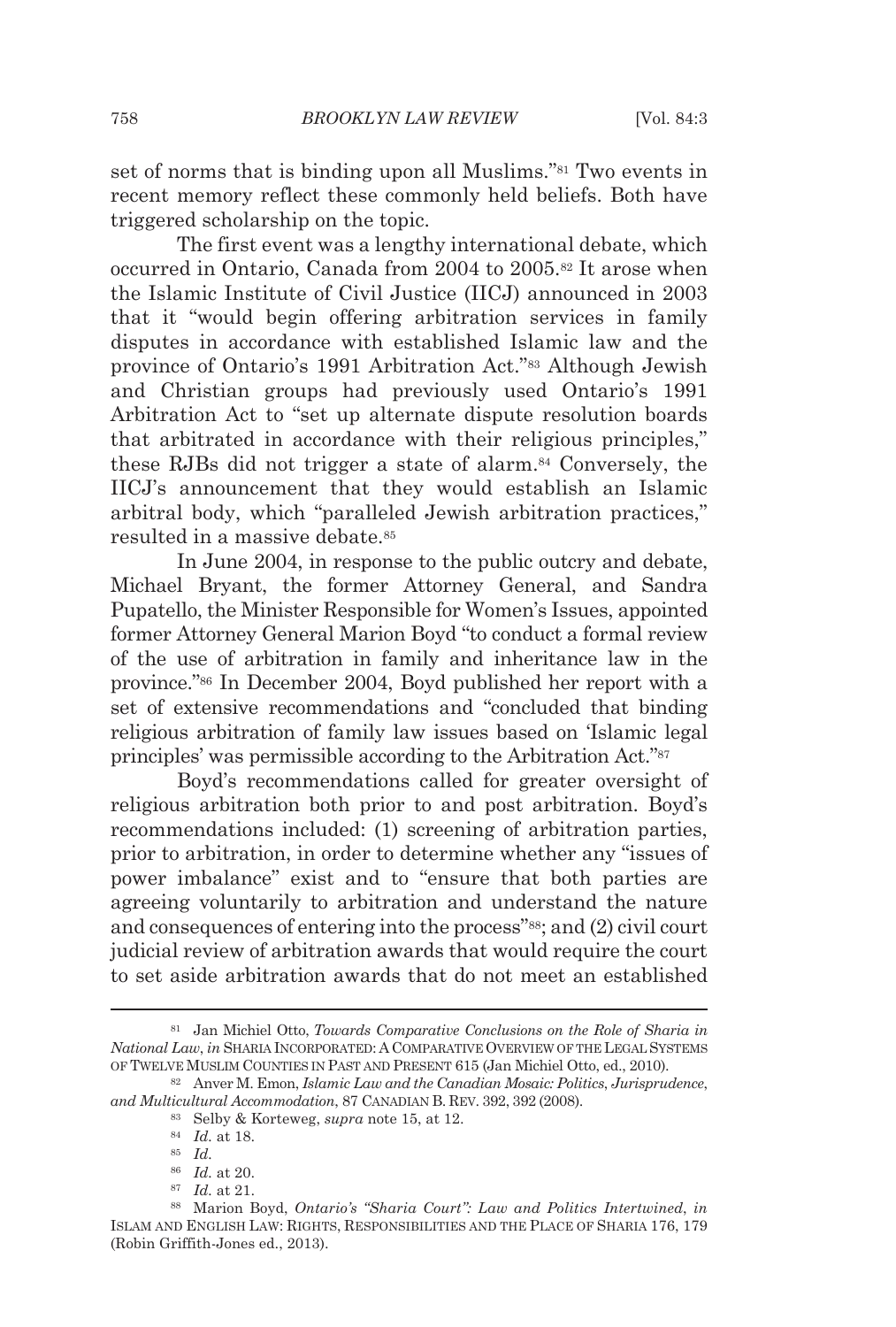set of norms that is binding upon all Muslims."[81] Two events in recent memory reflect these commonly held beliefs. Both have triggered scholarship on the topic.

The first event was a lengthy international debate, which occurred in Ontario, Canada from 2004 to 2005.[82] It arose when the Islamic Institute of Civil Justice (IICJ) announced in 2003 that it "would begin offering arbitration services in family disputes in accordance with established Islamic law and the province of Ontario's 1991 Arbitration Act."[83] Although Jewish and Christian groups had previously used Ontario's 1991 Arbitration Act to "set up alternate dispute resolution boards that arbitrated in accordance with their religious principles," these RJBs did not trigger a state of alarm.[84] Conversely, the IICJ's announcement that they would establish an Islamic arbitral body, which "paralleled Jewish arbitration practices," resulted in a massive debate.[85]

In June 2004, in response to the public outcry and debate, Michael Bryant, the former Attorney General, and Sandra Pupatello, the Minister Responsible for Women's Issues, appointed former Attorney General Marion Boyd "to conduct a formal review of the use of arbitration in family and inheritance law in the province."[86] In December 2004, Boyd published her report with a set of extensive recommendations and "concluded that binding religious arbitration of family law issues based on 'Islamic legal principles' was permissible according to the Arbitration Act."[87]

Boyd's recommendations called for greater oversight of religious arbitration both prior to and post arbitration. Boyd's recommendations included: (1) screening of arbitration parties, prior to arbitration, in order to determine whether any "issues of power imbalance" exist and to "ensure that both parties are agreeing voluntarily to arbitration and understand the nature and consequences of entering into the process"[88]; and (2) civil court judicial review of arbitration awards that would require the court to set aside arbitration awards that do not meet an established

---

[81] Jan Michiel Otto, *Towards Comparative Conclusions on the Role of Sharia in National Law*, *in* SHARIA INCORPORATED: A COMPARATIVE OVERVIEW OF THE LEGAL SYSTEMS OF TWELVE MUSLIM COUNTIES IN PAST AND PRESENT 615 (Jan Michiel Otto, ed., 2010).

[82] Anver M. Emon, *Islamic Law and the Canadian Mosaic: Politics, Jurisprudence, and Multicultural Accommodation*, 87 CANADIAN B. REV. 392, 392 (2008).

[83] Selby & Korteweg, *supra* note 15, at 12.

[84] *Id.* at 18.

[85] *Id.*

[86] *Id.* at 20.

[87] *Id.* at 21.

[88] Marion Boyd, *Ontario's "Sharia Court": Law and Politics Intertwined*, *in* ISLAM AND ENGLISH LAW: RIGHTS, RESPONSIBILITIES AND THE PLACE OF SHARIA 176, 179 (Robin Griffith-Jones ed., 2013).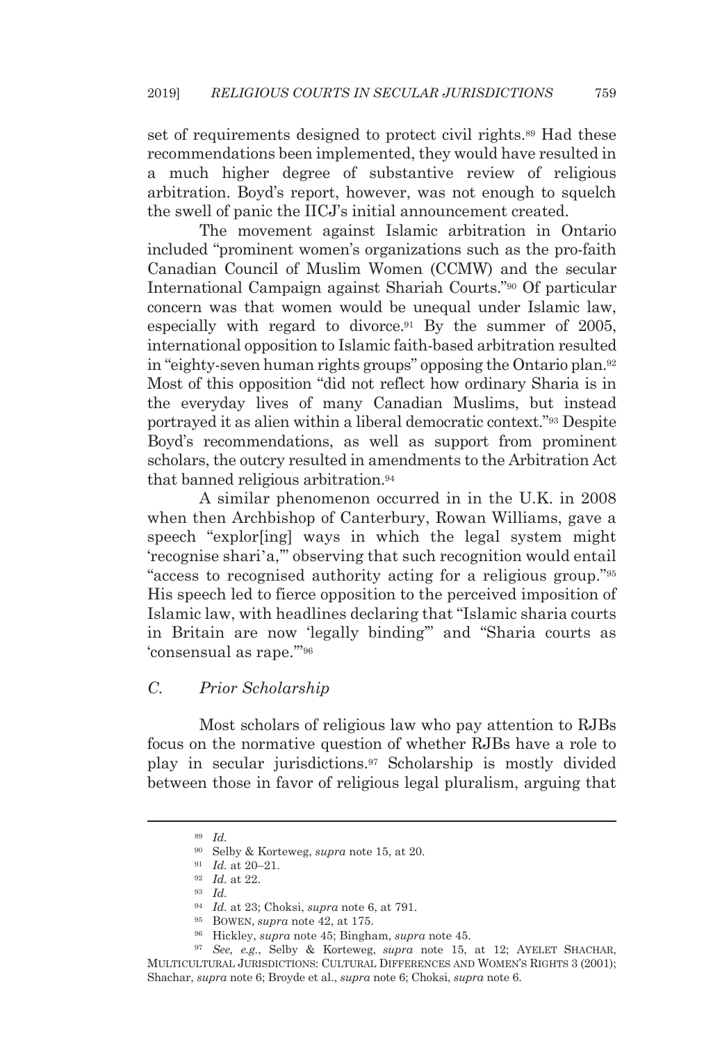set of requirements designed to protect civil rights.[89] Had these recommendations been implemented, they would have resulted in a much higher degree of substantive review of religious arbitration. Boyd's report, however, was not enough to squelch the swell of panic the IICJ's initial announcement created.

The movement against Islamic arbitration in Ontario included "prominent women's organizations such as the pro-faith Canadian Council of Muslim Women (CCMW) and the secular International Campaign against Shariah Courts."[90] Of particular concern was that women would be unequal under Islamic law, especially with regard to divorce.[91] By the summer of 2005, international opposition to Islamic faith-based arbitration resulted in "eighty-seven human rights groups" opposing the Ontario plan.[92] Most of this opposition "did not reflect how ordinary Sharia is in the everyday lives of many Canadian Muslims, but instead portrayed it as alien within a liberal democratic context."[93] Despite Boyd's recommendations, as well as support from prominent scholars, the outcry resulted in amendments to the Arbitration Act that banned religious arbitration.[94]

A similar phenomenon occurred in in the U.K. in 2008 when then Archbishop of Canterbury, Rowan Williams, gave a speech "explor[ing] ways in which the legal system might 'recognise shari'a,'" observing that such recognition would entail "access to recognised authority acting for a religious group."[95] His speech led to fierce opposition to the perceived imposition of Islamic law, with headlines declaring that "Islamic sharia courts in Britain are now 'legally binding'" and "Sharia courts as 'consensual as rape.'"[96]

### C. *Prior Scholarship*

Most scholars of religious law who pay attention to RJBs focus on the normative question of whether RJBs have a role to play in secular jurisdictions.[97] Scholarship is mostly divided between those in favor of religious legal pluralism, arguing that

---

[89] *Id.*

[90] Selby & Korteweg, *supra* note 15, at 20.

[91] *Id.* at 20–21.

[92] *Id.* at 22.

[93] *Id.*

[94] *Id.* at 23; Choksi, *supra* note 6, at 791.

[95] BOWEN, *supra* note 42, at 175.

[96] Hickley, *supra* note 45; Bingham, *supra* note 45.

[97] *See, e.g.*, Selby & Korteweg, *supra* note 15, at 12; AYELET SHACHAR, MULTICULTURAL JURISDICTIONS: CULTURAL DIFFERENCES AND WOMEN'S RIGHTS 3 (2001); Shachar, *supra* note 6; Broyde et al., *supra* note 6; Choksi, *supra* note 6.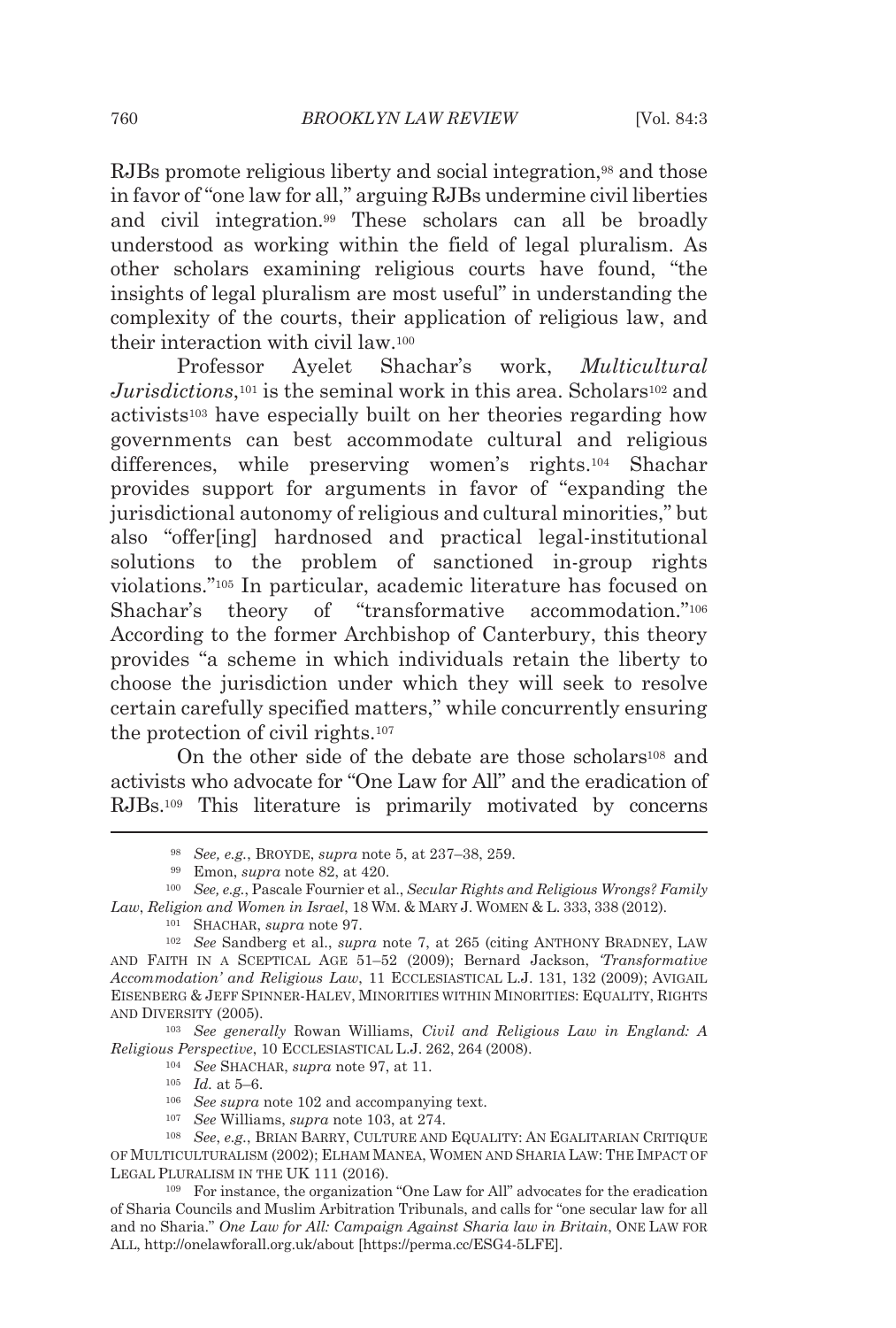RJBs promote religious liberty and social integration,[98] and those in favor of "one law for all," arguing RJBs undermine civil liberties and civil integration.[99] These scholars can all be broadly understood as working within the field of legal pluralism. As other scholars examining religious courts have found, "the insights of legal pluralism are most useful" in understanding the complexity of the courts, their application of religious law, and their interaction with civil law.[100]

Professor Ayelet Shachar's work, *Multicultural Jurisdictions*,[101] is the seminal work in this area. Scholars[102] and activists[103] have especially built on her theories regarding how governments can best accommodate cultural and religious differences, while preserving women's rights.[104] Shachar provides support for arguments in favor of "expanding the jurisdictional autonomy of religious and cultural minorities," but also "offer[ing] hardnosed and practical legal-institutional solutions to the problem of sanctioned in-group rights violations."[105] In particular, academic literature has focused on Shachar's theory of "transformative accommodation."[106] According to the former Archbishop of Canterbury, this theory provides "a scheme in which individuals retain the liberty to choose the jurisdiction under which they will seek to resolve certain carefully specified matters," while concurrently ensuring the protection of civil rights.[107]

On the other side of the debate are those scholars[108] and activists who advocate for "One Law for All" and the eradication of RJBs.[109] This literature is primarily motivated by concerns

---

[98] *See, e.g.*, BROYDE, *supra* note 5, at 237–38, 259.

[99] Emon, *supra* note 82, at 420.

[100] *See, e.g.*, Pascale Fournier et al., *Secular Rights and Religious Wrongs? Family Law, Religion and Women in Israel*, 18 WM. & MARY J. WOMEN & L. 333, 338 (2012).

[101] SHACHAR, *supra* note 97.

[102] *See* Sandberg et al., *supra* note 7, at 265 (citing ANTHONY BRADNEY, LAW AND FAITH IN A SCEPTICAL AGE 51–52 (2009); Bernard Jackson, *'Transformative Accommodation' and Religious Law*, 11 ECCLESIASTICAL L.J. 131, 132 (2009); AVIGAIL EISENBERG & JEFF SPINNER-HALEV, MINORITIES WITHIN MINORITIES: EQUALITY, RIGHTS AND DIVERSITY (2005).

[103] *See generally* Rowan Williams, *Civil and Religious Law in England: A Religious Perspective*, 10 ECCLESIASTICAL L.J. 262, 264 (2008).

[104] *See* SHACHAR, *supra* note 97, at 11.

[105] *Id.* at 5–6.

[106] *See supra* note 102 and accompanying text.

[107] *See* Williams, *supra* note 103, at 274.

[108] *See*, *e.g.*, BRIAN BARRY, CULTURE AND EQUALITY: AN EGALITARIAN CRITIQUE OF MULTICULTURALISM (2002); ELHAM MANEA, WOMEN AND SHARIA LAW: THE IMPACT OF LEGAL PLURALISM IN THE UK 111 (2016).

[109] For instance, the organization "One Law for All" advocates for the eradication of Sharia Councils and Muslim Arbitration Tribunals, and calls for "one secular law for all and no Sharia." *One Law for All: Campaign Against Sharia law in Britain*, ONE LAW FOR ALL, http://onelawforall.org.uk/about [https://perma.cc/ESG4-5LFE].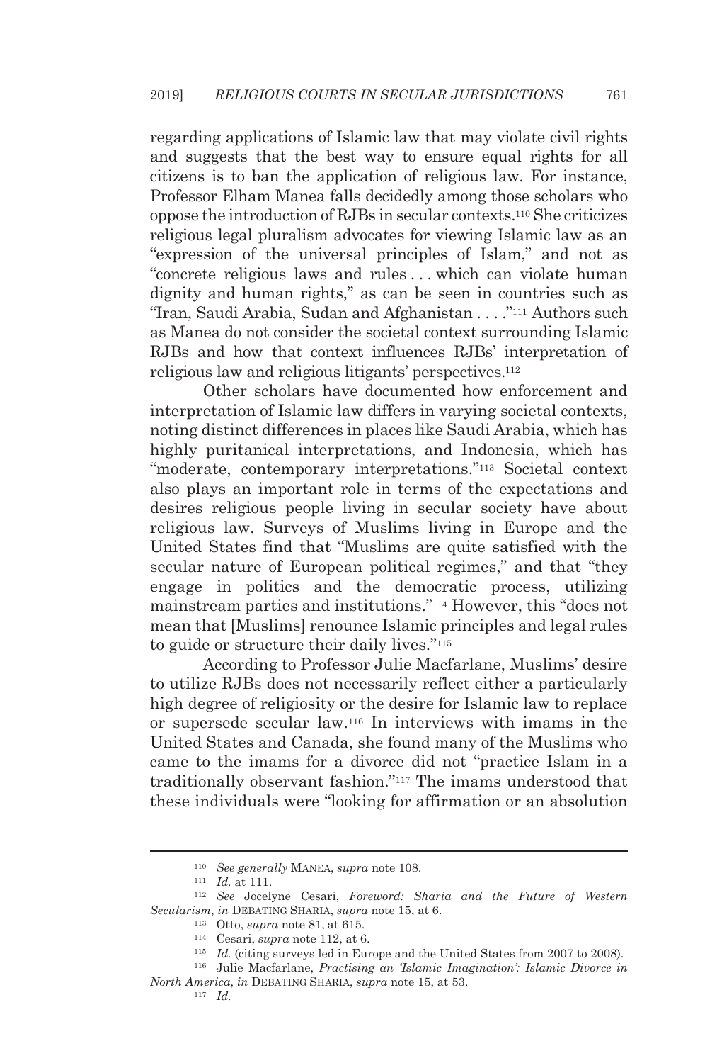regarding applications of Islamic law that may violate civil rights and suggests that the best way to ensure equal rights for all citizens is to ban the application of religious law. For instance, Professor Elham Manea falls decidedly among those scholars who oppose the introduction of RJBs in secular contexts.[110] She criticizes religious legal pluralism advocates for viewing Islamic law as an "expression of the universal principles of Islam," and not as "concrete religious laws and rules . . . which can violate human dignity and human rights," as can be seen in countries such as "Iran, Saudi Arabia, Sudan and Afghanistan . . . ."[111] Authors such as Manea do not consider the societal context surrounding Islamic RJBs and how that context influences RJBs' interpretation of religious law and religious litigants' perspectives.[112]

Other scholars have documented how enforcement and interpretation of Islamic law differs in varying societal contexts, noting distinct differences in places like Saudi Arabia, which has highly puritanical interpretations, and Indonesia, which has "moderate, contemporary interpretations."[113] Societal context also plays an important role in terms of the expectations and desires religious people living in secular society have about religious law. Surveys of Muslims living in Europe and the United States find that "Muslims are quite satisfied with the secular nature of European political regimes," and that "they engage in politics and the democratic process, utilizing mainstream parties and institutions."[114] However, this "does not mean that [Muslims] renounce Islamic principles and legal rules to guide or structure their daily lives."[115]

According to Professor Julie Macfarlane, Muslims' desire to utilize RJBs does not necessarily reflect either a particularly high degree of religiosity or the desire for Islamic law to replace or supersede secular law.[116] In interviews with imams in the United States and Canada, she found many of the Muslims who came to the imams for a divorce did not "practice Islam in a traditionally observant fashion."[117] The imams understood that these individuals were "looking for affirmation or an absolution

---

[110] *See generally* MANEA, *supra* note 108.

[111] *Id.* at 111.

[112] *See* Jocelyne Cesari, *Foreword: Sharia and the Future of Western Secularism*, *in* DEBATING SHARIA, *supra* note 15, at 6.

[113] Otto, *supra* note 81, at 615.

[114] Cesari, *supra* note 112, at 6.

[115] *Id.* (citing surveys led in Europe and the United States from 2007 to 2008).

[116] Julie Macfarlane, *Practising an 'Islamic Imagination': Islamic Divorce in North America*, *in* DEBATING SHARIA, *supra* note 15, at 53.

[117] *Id.*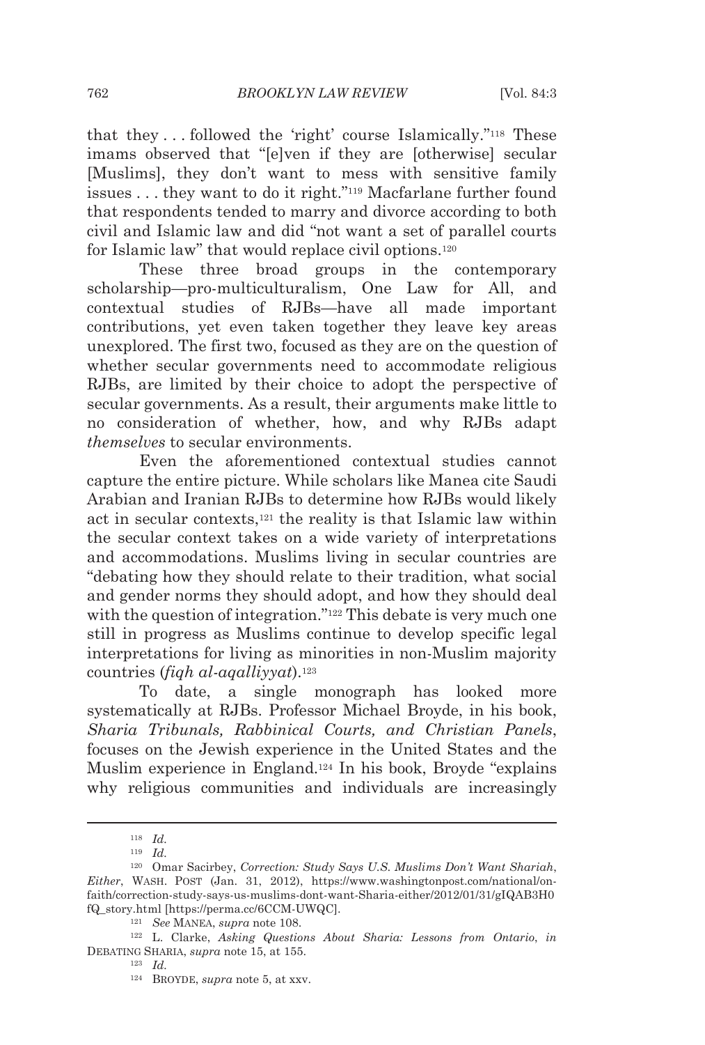that they . . . followed the 'right' course Islamically."[118] These imams observed that "[e]ven if they are [otherwise] secular [Muslims], they don't want to mess with sensitive family issues . . . they want to do it right."[119] Macfarlane further found that respondents tended to marry and divorce according to both civil and Islamic law and did "not want a set of parallel courts for Islamic law" that would replace civil options.[120]

These three broad groups in the contemporary scholarship—pro-multiculturalism, One Law for All, and contextual studies of RJBs—have all made important contributions, yet even taken together they leave key areas unexplored. The first two, focused as they are on the question of whether secular governments need to accommodate religious RJBs, are limited by their choice to adopt the perspective of secular governments. As a result, their arguments make little to no consideration of whether, how, and why RJBs adapt *themselves* to secular environments.

Even the aforementioned contextual studies cannot capture the entire picture. While scholars like Manea cite Saudi Arabian and Iranian RJBs to determine how RJBs would likely act in secular contexts,[121] the reality is that Islamic law within the secular context takes on a wide variety of interpretations and accommodations. Muslims living in secular countries are "debating how they should relate to their tradition, what social and gender norms they should adopt, and how they should deal with the question of integration."[122] This debate is very much one still in progress as Muslims continue to develop specific legal interpretations for living as minorities in non-Muslim majority countries (*fiqh al-aqalliyyat*).[123]

To date, a single monograph has looked more systematically at RJBs. Professor Michael Broyde, in his book, *Sharia Tribunals, Rabbinical Courts, and Christian Panels*, focuses on the Jewish experience in the United States and the Muslim experience in England.[124] In his book, Broyde "explains why religious communities and individuals are increasingly

---

[118] *Id.*

[119] *Id.*

[120] Omar Sacirbey, *Correction: Study Says U.S. Muslims Don't Want Shariah, Either*, WASH. POST (Jan. 31, 2012), https://www.washingtonpost.com/national/on-faith/correction-study-says-us-muslims-dont-want-Sharia-either/2012/01/31/gIQAB3H0fQ_story.html [https://perma.cc/6CCM-UWQC].

[121] *See* MANEA, *supra* note 108.

[122] L. Clarke, *Asking Questions About Sharia: Lessons from Ontario*, *in* DEBATING SHARIA, *supra* note 15, at 155.

[123] *Id.*

[124] BROYDE, *supra* note 5, at xxv.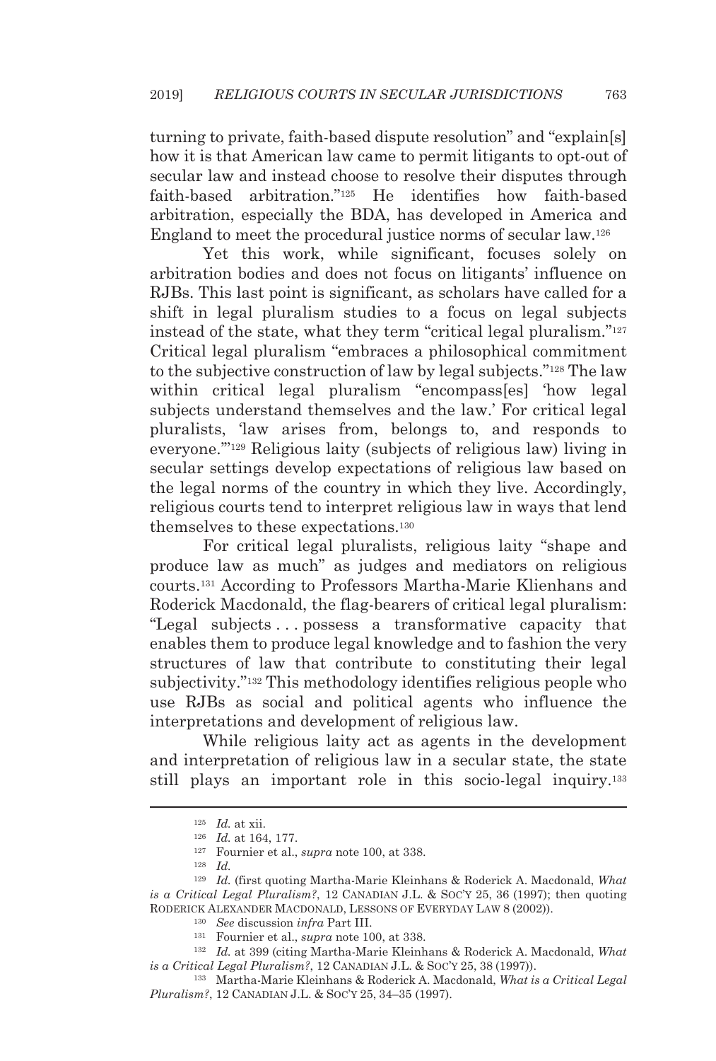turning to private, faith-based dispute resolution" and "explain[s] how it is that American law came to permit litigants to opt-out of secular law and instead choose to resolve their disputes through faith-based arbitration."[125] He identifies how faith-based arbitration, especially the BDA, has developed in America and England to meet the procedural justice norms of secular law.[126]

Yet this work, while significant, focuses solely on arbitration bodies and does not focus on litigants' influence on RJBs. This last point is significant, as scholars have called for a shift in legal pluralism studies to a focus on legal subjects instead of the state, what they term "critical legal pluralism."[127] Critical legal pluralism "embraces a philosophical commitment to the subjective construction of law by legal subjects."[128] The law within critical legal pluralism "encompass[es] 'how legal subjects understand themselves and the law.' For critical legal pluralists, 'law arises from, belongs to, and responds to everyone.'"[129] Religious laity (subjects of religious law) living in secular settings develop expectations of religious law based on the legal norms of the country in which they live. Accordingly, religious courts tend to interpret religious law in ways that lend themselves to these expectations.[130]

For critical legal pluralists, religious laity "shape and produce law as much" as judges and mediators on religious courts.[131] According to Professors Martha-Marie Klienhans and Roderick Macdonald, the flag-bearers of critical legal pluralism: "Legal subjects . . . possess a transformative capacity that enables them to produce legal knowledge and to fashion the very structures of law that contribute to constituting their legal subjectivity."[132] This methodology identifies religious people who use RJBs as social and political agents who influence the interpretations and development of religious law.

While religious laity act as agents in the development and interpretation of religious law in a secular state, the state still plays an important role in this socio-legal inquiry.[133]

---

[125] *Id.* at xii.

[126] *Id.* at 164, 177.

[127] Fournier et al., *supra* note 100, at 338.

[128] *Id.*

[129] *Id.* (first quoting Martha-Marie Kleinhans & Roderick A. Macdonald, *What is a Critical Legal Pluralism?*, 12 CANADIAN J.L. & SOC'Y 25, 36 (1997); then quoting RODERICK ALEXANDER MACDONALD, LESSONS OF EVERYDAY LAW 8 (2002)).

[130] *See* discussion *infra* Part III.

[131] Fournier et al., *supra* note 100, at 338.

[132] *Id.* at 399 (citing Martha-Marie Kleinhans & Roderick A. Macdonald, *What is a Critical Legal Pluralism?*, 12 CANADIAN J.L. & SOC'Y 25, 38 (1997)).

[133] Martha-Marie Kleinhans & Roderick A. Macdonald, *What is a Critical Legal Pluralism?*, 12 CANADIAN J.L. & SOC'Y 25, 34–35 (1997).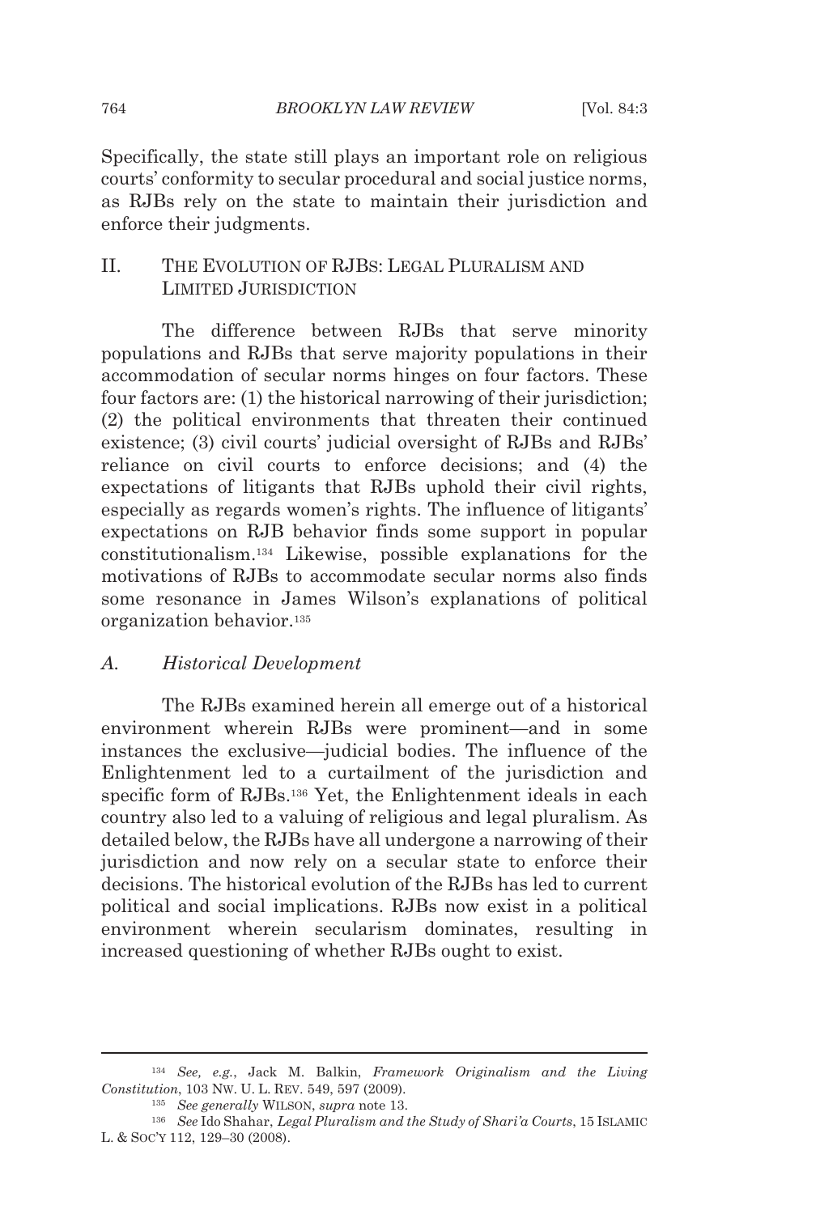Specifically, the state still plays an important role on religious courts' conformity to secular procedural and social justice norms, as RJBs rely on the state to maintain their jurisdiction and enforce their judgments.

## II. THE EVOLUTION OF RJBS: LEGAL PLURALISM AND LIMITED JURISDICTION

The difference between RJBs that serve minority populations and RJBs that serve majority populations in their accommodation of secular norms hinges on four factors. These four factors are: (1) the historical narrowing of their jurisdiction; (2) the political environments that threaten their continued existence; (3) civil courts' judicial oversight of RJBs and RJBs' reliance on civil courts to enforce decisions; and (4) the expectations of litigants that RJBs uphold their civil rights, especially as regards women's rights. The influence of litigants' expectations on RJB behavior finds some support in popular constitutionalism.[134] Likewise, possible explanations for the motivations of RJBs to accommodate secular norms also finds some resonance in James Wilson's explanations of political organization behavior.[135]

### A. *Historical Development*

The RJBs examined herein all emerge out of a historical environment wherein RJBs were prominent—and in some instances the exclusive—judicial bodies. The influence of the Enlightenment led to a curtailment of the jurisdiction and specific form of RJBs.[136] Yet, the Enlightenment ideals in each country also led to a valuing of religious and legal pluralism. As detailed below, the RJBs have all undergone a narrowing of their jurisdiction and now rely on a secular state to enforce their decisions. The historical evolution of the RJBs has led to current political and social implications. RJBs now exist in a political environment wherein secularism dominates, resulting in increased questioning of whether RJBs ought to exist.

---

[134] *See, e.g.*, Jack M. Balkin, *Framework Originalism and the Living Constitution*, 103 NW. U. L. REV. 549, 597 (2009).

[135] *See generally* WILSON, *supra* note 13.

[136] *See* Ido Shahar, *Legal Pluralism and the Study of Shari'a Courts*, 15 ISLAMIC L. & SOC'Y 112, 129–30 (2008).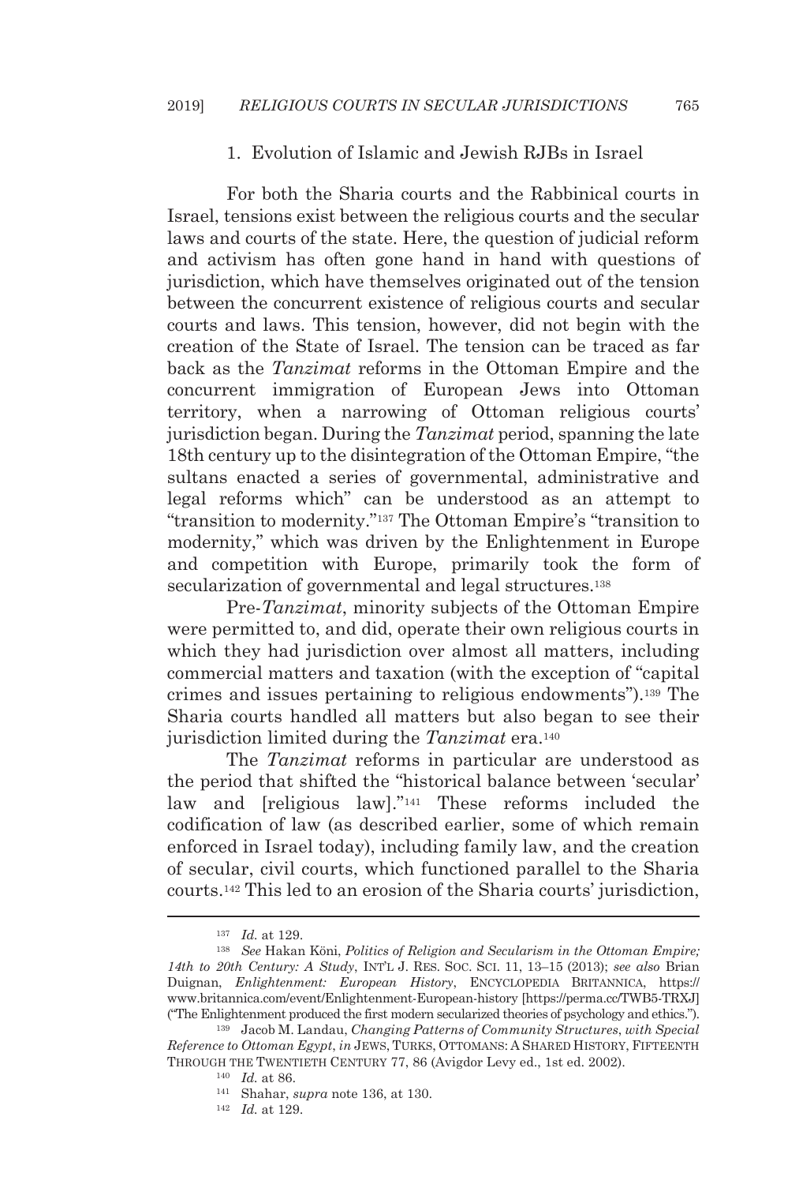### 1. Evolution of Islamic and Jewish RJBs in Israel

For both the Sharia courts and the Rabbinical courts in Israel, tensions exist between the religious courts and the secular laws and courts of the state. Here, the question of judicial reform and activism has often gone hand in hand with questions of jurisdiction, which have themselves originated out of the tension between the concurrent existence of religious courts and secular courts and laws. This tension, however, did not begin with the creation of the State of Israel. The tension can be traced as far back as the *Tanzimat* reforms in the Ottoman Empire and the concurrent immigration of European Jews into Ottoman territory, when a narrowing of Ottoman religious courts' jurisdiction began. During the *Tanzimat* period, spanning the late 18th century up to the disintegration of the Ottoman Empire, "the sultans enacted a series of governmental, administrative and legal reforms which" can be understood as an attempt to "transition to modernity."[137] The Ottoman Empire's "transition to modernity," which was driven by the Enlightenment in Europe and competition with Europe, primarily took the form of secularization of governmental and legal structures.[138]

Pre-*Tanzimat*, minority subjects of the Ottoman Empire were permitted to, and did, operate their own religious courts in which they had jurisdiction over almost all matters, including commercial matters and taxation (with the exception of "capital crimes and issues pertaining to religious endowments").[139] The Sharia courts handled all matters but also began to see their jurisdiction limited during the *Tanzimat* era.[140]

The *Tanzimat* reforms in particular are understood as the period that shifted the "historical balance between 'secular' law and [religious law]."[141] These reforms included the codification of law (as described earlier, some of which remain enforced in Israel today), including family law, and the creation of secular, civil courts, which functioned parallel to the Sharia courts.[142] This led to an erosion of the Sharia courts' jurisdiction,

---

[137] *Id.* at 129.

[138] *See* Hakan Köni, *Politics of Religion and Secularism in the Ottoman Empire; 14th to 20th Century: A Study*, INT'L J. RES. SOC. SCI. 11, 13–15 (2013); *see also* Brian Duignan, *Enlightenment: European History*, ENCYCLOPEDIA BRITANNICA, https://www.britannica.com/event/Enlightenment-European-history [https://perma.cc/TWB5-TRXJ] ("The Enlightenment produced the first modern secularized theories of psychology and ethics.").

[139] Jacob M. Landau, *Changing Patterns of Community Structures, with Special Reference to Ottoman Egypt*, *in* JEWS, TURKS, OTTOMANS: A SHARED HISTORY, FIFTEENTH THROUGH THE TWENTIETH CENTURY 77, 86 (Avigdor Levy ed., 1st ed. 2002).

[140] *Id.* at 86.

[141] Shahar, *supra* note 136, at 130.

[142] *Id.* at 129.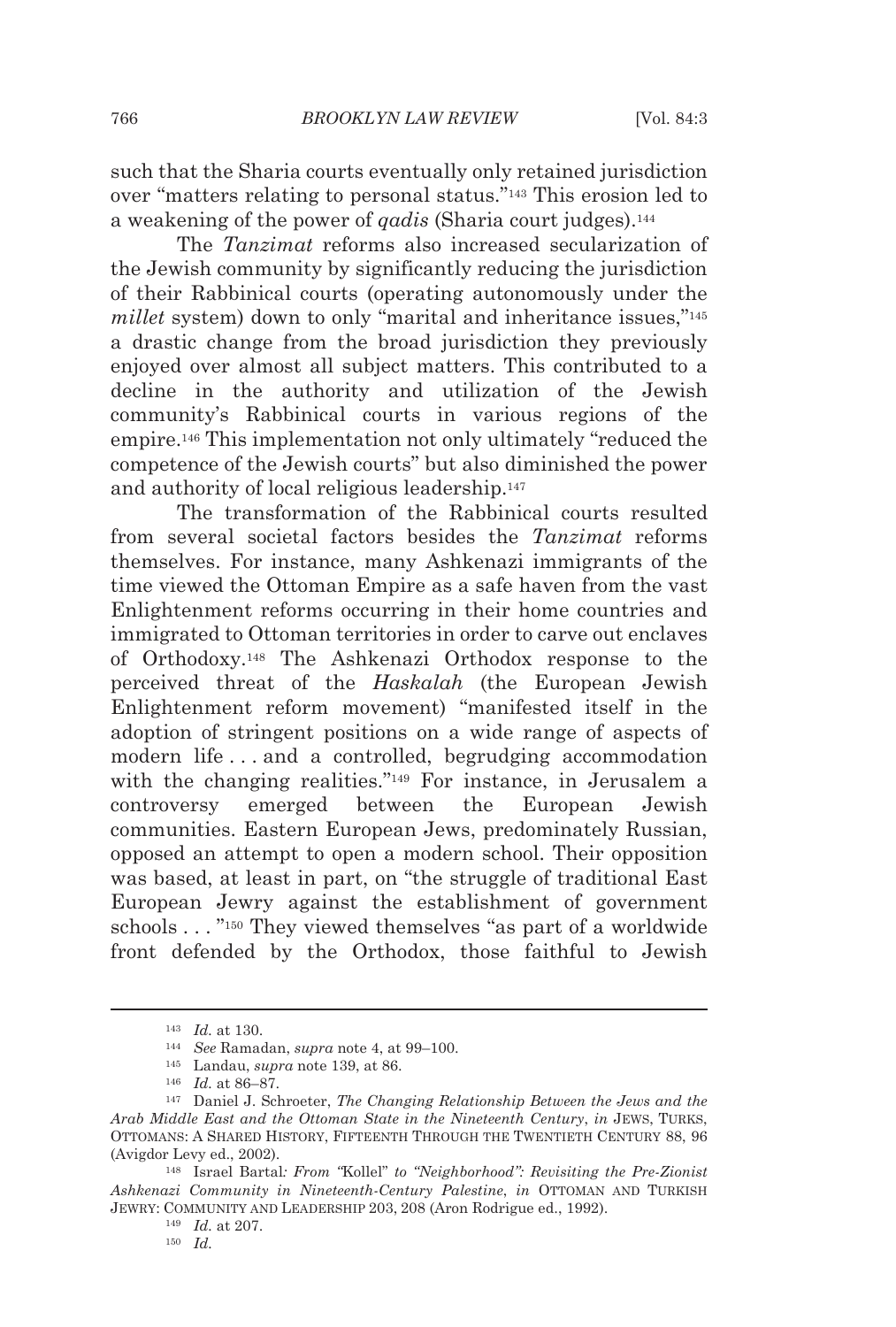such that the Sharia courts eventually only retained jurisdiction over "matters relating to personal status."[143] This erosion led to a weakening of the power of *qadis* (Sharia court judges).[144]

The *Tanzimat* reforms also increased secularization of the Jewish community by significantly reducing the jurisdiction of their Rabbinical courts (operating autonomously under the *millet* system) down to only "marital and inheritance issues,"[145] a drastic change from the broad jurisdiction they previously enjoyed over almost all subject matters. This contributed to a decline in the authority and utilization of the Jewish community's Rabbinical courts in various regions of the empire.[146] This implementation not only ultimately "reduced the competence of the Jewish courts" but also diminished the power and authority of local religious leadership.[147]

The transformation of the Rabbinical courts resulted from several societal factors besides the *Tanzimat* reforms themselves. For instance, many Ashkenazi immigrants of the time viewed the Ottoman Empire as a safe haven from the vast Enlightenment reforms occurring in their home countries and immigrated to Ottoman territories in order to carve out enclaves of Orthodoxy.[148] The Ashkenazi Orthodox response to the perceived threat of the *Haskalah* (the European Jewish Enlightenment reform movement) "manifested itself in the adoption of stringent positions on a wide range of aspects of modern life . . . and a controlled, begrudging accommodation with the changing realities."[149] For instance, in Jerusalem a controversy emerged between the European Jewish communities. Eastern European Jews, predominately Russian, opposed an attempt to open a modern school. Their opposition was based, at least in part, on "the struggle of traditional East European Jewry against the establishment of government schools . . . "[150] They viewed themselves "as part of a worldwide front defended by the Orthodox, those faithful to Jewish

---

[143] *Id.* at 130.

[144] *See* Ramadan, *supra* note 4, at 99–100.

[145] Landau, *supra* note 139, at 86.

[146] *Id.* at 86–87.

[147] Daniel J. Schroeter, *The Changing Relationship Between the Jews and the Arab Middle East and the Ottoman State in the Nineteenth Century*, *in* JEWS, TURKS, OTTOMANS: A SHARED HISTORY, FIFTEENTH THROUGH THE TWENTIETH CENTURY 88, 96 (Avigdor Levy ed., 2002).

[148] Israel Bartal*: From "*Kollel*" to "Neighborhood": Revisiting the Pre-Zionist Ashkenazi Community in Nineteenth-Century Palestine*, *in* OTTOMAN AND TURKISH JEWRY: COMMUNITY AND LEADERSHIP 203, 208 (Aron Rodrigue ed., 1992).

[149] *Id.* at 207.

[150] *Id.*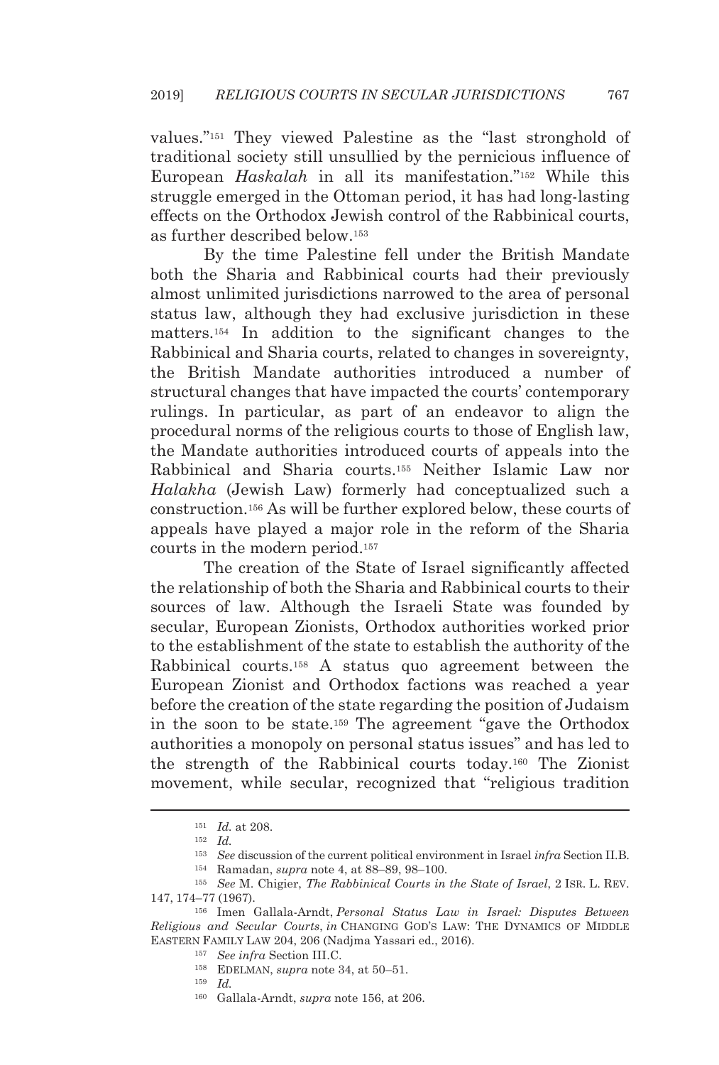values."[151] They viewed Palestine as the "last stronghold of traditional society still unsullied by the pernicious influence of European *Haskalah* in all its manifestation."[152] While this struggle emerged in the Ottoman period, it has had long-lasting effects on the Orthodox Jewish control of the Rabbinical courts, as further described below.[153]

By the time Palestine fell under the British Mandate both the Sharia and Rabbinical courts had their previously almost unlimited jurisdictions narrowed to the area of personal status law, although they had exclusive jurisdiction in these matters.[154] In addition to the significant changes to the Rabbinical and Sharia courts, related to changes in sovereignty, the British Mandate authorities introduced a number of structural changes that have impacted the courts' contemporary rulings. In particular, as part of an endeavor to align the procedural norms of the religious courts to those of English law, the Mandate authorities introduced courts of appeals into the Rabbinical and Sharia courts.[155] Neither Islamic Law nor *Halakha* (Jewish Law) formerly had conceptualized such a construction.[156] As will be further explored below, these courts of appeals have played a major role in the reform of the Sharia courts in the modern period.[157]

The creation of the State of Israel significantly affected the relationship of both the Sharia and Rabbinical courts to their sources of law. Although the Israeli State was founded by secular, European Zionists, Orthodox authorities worked prior to the establishment of the state to establish the authority of the Rabbinical courts.[158] A status quo agreement between the European Zionist and Orthodox factions was reached a year before the creation of the state regarding the position of Judaism in the soon to be state.[159] The agreement "gave the Orthodox authorities a monopoly on personal status issues" and has led to the strength of the Rabbinical courts today.[160] The Zionist movement, while secular, recognized that "religious tradition

---

[151] *Id.* at 208.

[152] *Id.*

[153] *See* discussion of the current political environment in Israel *infra* Section II.B.

[154] Ramadan, *supra* note 4, at 88–89, 98–100.

[155] *See* M. Chigier, *The Rabbinical Courts in the State of Israel*, 2 ISR. L. REV. 147, 174–77 (1967).

[156] Imen Gallala-Arndt, *Personal Status Law in Israel: Disputes Between Religious and Secular Courts*, *in* CHANGING GOD'S LAW: THE DYNAMICS OF MIDDLE EASTERN FAMILY LAW 204, 206 (Nadjma Yassari ed., 2016).

[157] *See infra* Section III.C.

[158] EDELMAN, *supra* note 34, at 50–51.

[159] *Id.*

[160] Gallala-Arndt, *supra* note 156, at 206.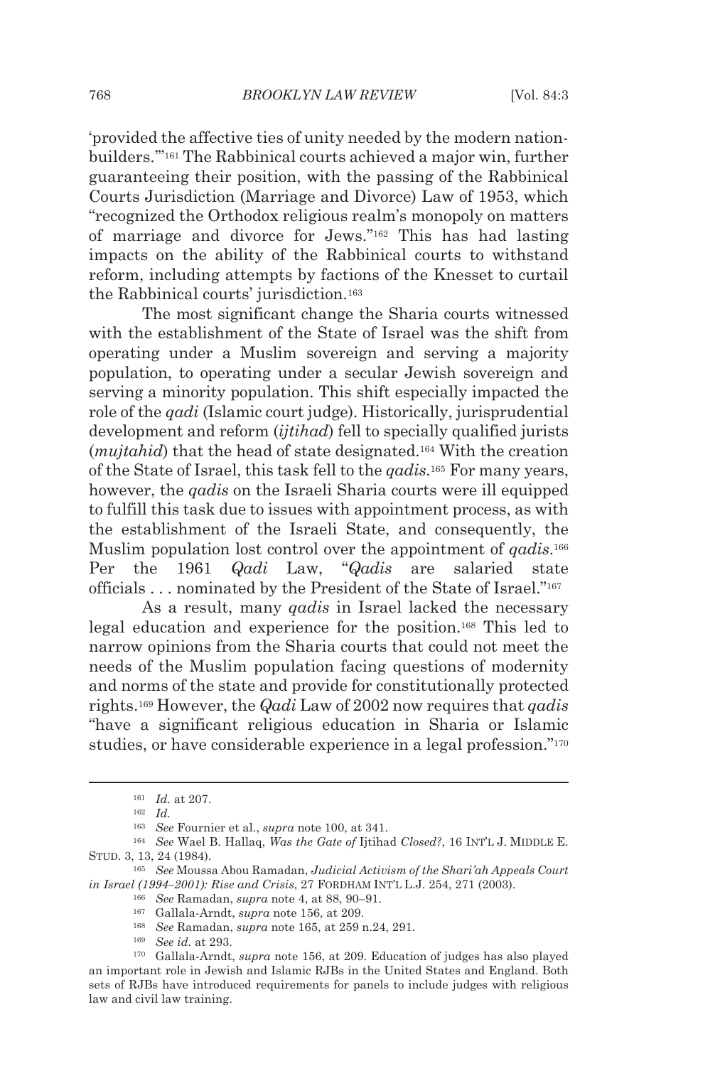'provided the affective ties of unity needed by the modern nation-builders.'"[161] The Rabbinical courts achieved a major win, further guaranteeing their position, with the passing of the Rabbinical Courts Jurisdiction (Marriage and Divorce) Law of 1953, which "recognized the Orthodox religious realm's monopoly on matters of marriage and divorce for Jews."[162] This has had lasting impacts on the ability of the Rabbinical courts to withstand reform, including attempts by factions of the Knesset to curtail the Rabbinical courts' jurisdiction.[163]

The most significant change the Sharia courts witnessed with the establishment of the State of Israel was the shift from operating under a Muslim sovereign and serving a majority population, to operating under a secular Jewish sovereign and serving a minority population. This shift especially impacted the role of the *qadi* (Islamic court judge). Historically, jurisprudential development and reform (*ijtihad*) fell to specially qualified jurists (*mujtahid*) that the head of state designated.[164] With the creation of the State of Israel, this task fell to the *qadis*.[165] For many years, however, the *qadis* on the Israeli Sharia courts were ill equipped to fulfill this task due to issues with appointment process, as with the establishment of the Israeli State, and consequently, the Muslim population lost control over the appointment of *qadis*.[166] Per the 1961 *Qadi* Law, "*Qadis* are salaried state officials . . . nominated by the President of the State of Israel."[167]

As a result, many *qadis* in Israel lacked the necessary legal education and experience for the position.[168] This led to narrow opinions from the Sharia courts that could not meet the needs of the Muslim population facing questions of modernity and norms of the state and provide for constitutionally protected rights.[169] However, the *Qadi* Law of 2002 now requires that *qadis* "have a significant religious education in Sharia or Islamic studies, or have considerable experience in a legal profession."[170]

---

[161] *Id.* at 207.

[162] *Id.*

[163] *See* Fournier et al., *supra* note 100, at 341.

[164] *See* Wael B. Hallaq, *Was the Gate of* Ijtihad *Closed?*, 16 INT'L J. MIDDLE E. STUD. 3, 13, 24 (1984).

[165] *See* Moussa Abou Ramadan, *Judicial Activism of the Shari'ah Appeals Court in Israel (1994–2001): Rise and Crisis*, 27 FORDHAM INT'L L.J. 254, 271 (2003).

[166] *See* Ramadan, *supra* note 4, at 88, 90–91.

[167] Gallala-Arndt, *supra* note 156, at 209.

[168] *See* Ramadan, *supra* note 165, at 259 n.24, 291.

[169] *See id.* at 293.

[170] Gallala-Arndt, *supra* note 156, at 209. Education of judges has also played an important role in Jewish and Islamic RJBs in the United States and England. Both sets of RJBs have introduced requirements for panels to include judges with religious law and civil law training.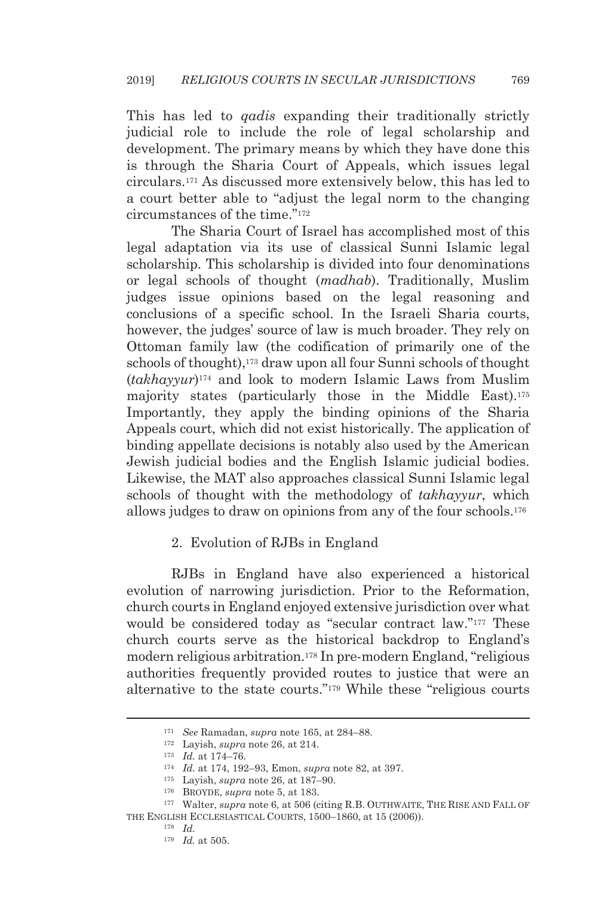This has led to *qadis* expanding their traditionally strictly judicial role to include the role of legal scholarship and development. The primary means by which they have done this is through the Sharia Court of Appeals, which issues legal circulars.[171] As discussed more extensively below, this has led to a court better able to "adjust the legal norm to the changing circumstances of the time."[172]

The Sharia Court of Israel has accomplished most of this legal adaptation via its use of classical Sunni Islamic legal scholarship. This scholarship is divided into four denominations or legal schools of thought (*madhab*). Traditionally, Muslim judges issue opinions based on the legal reasoning and conclusions of a specific school. In the Israeli Sharia courts, however, the judges' source of law is much broader. They rely on Ottoman family law (the codification of primarily one of the schools of thought),[173] draw upon all four Sunni schools of thought (*takhayyur*)[174] and look to modern Islamic Laws from Muslim majority states (particularly those in the Middle East).[175] Importantly, they apply the binding opinions of the Sharia Appeals court, which did not exist historically. The application of binding appellate decisions is notably also used by the American Jewish judicial bodies and the English Islamic judicial bodies. Likewise, the MAT also approaches classical Sunni Islamic legal schools of thought with the methodology of *takhayyur*, which allows judges to draw on opinions from any of the four schools.[176]

2. Evolution of RJBs in England

RJBs in England have also experienced a historical evolution of narrowing jurisdiction. Prior to the Reformation, church courts in England enjoyed extensive jurisdiction over what would be considered today as "secular contract law."[177] These church courts serve as the historical backdrop to England's modern religious arbitration.[178] In pre-modern England, "religious authorities frequently provided routes to justice that were an alternative to the state courts."[179] While these "religious courts

---

[171] *See* Ramadan, *supra* note 165, at 284–88.

[172] Layish, *supra* note 26, at 214.

[173] *Id.* at 174–76.

[174] *Id.* at 174, 192–93, Emon, *supra* note 82, at 397.

[175] Layish, *supra* note 26, at 187–90.

[176] BROYDE, *supra* note 5, at 183.

[177] Walter, *supra* note 6, at 506 (citing R.B. OUTHWAITE, THE RISE AND FALL OF THE ENGLISH ECCLESIASTICAL COURTS, 1500–1860, at 15 (2006)).

[178] *Id.*

[179] *Id.* at 505.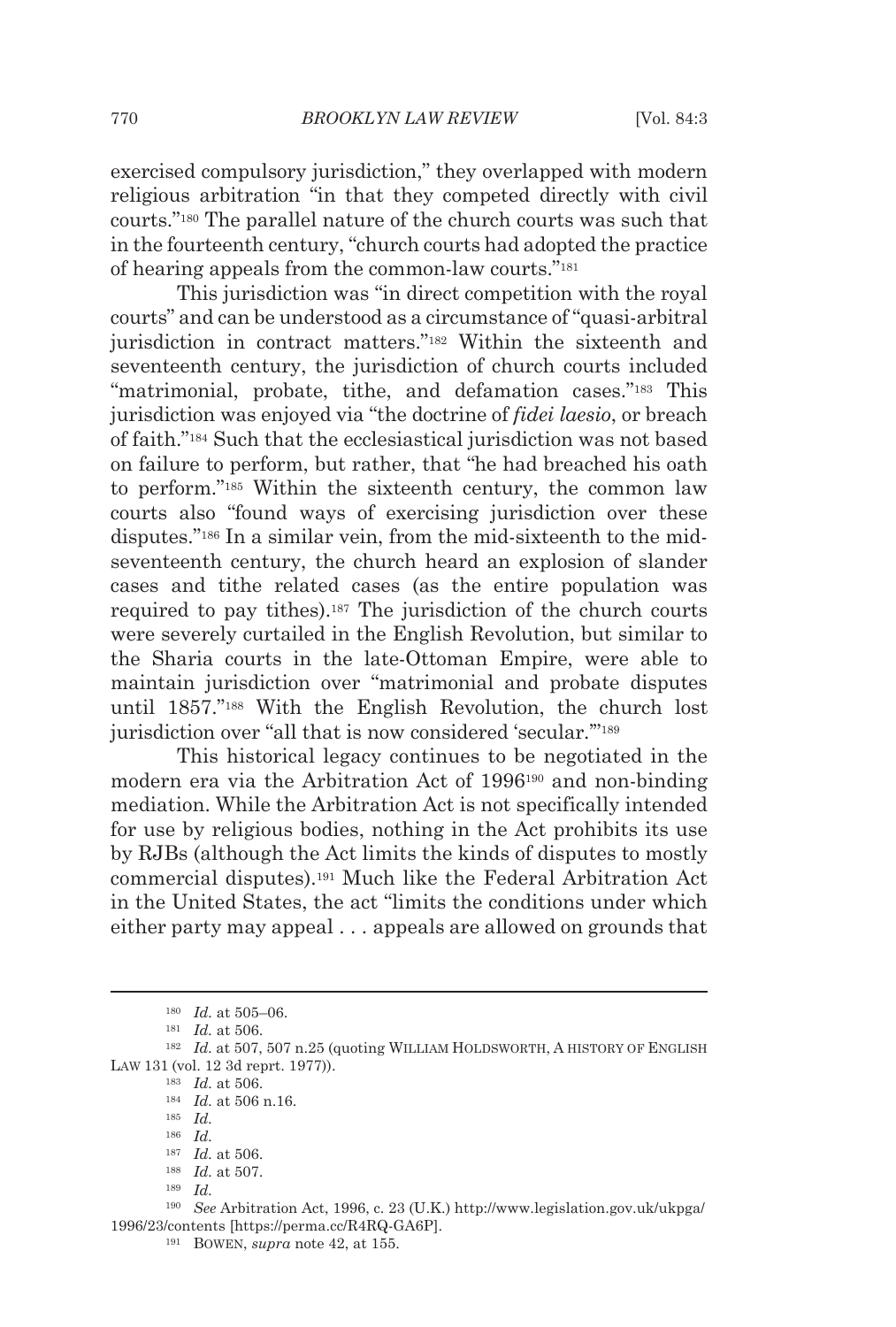exercised compulsory jurisdiction," they overlapped with modern religious arbitration "in that they competed directly with civil courts."[180] The parallel nature of the church courts was such that in the fourteenth century, "church courts had adopted the practice of hearing appeals from the common-law courts."[181]

This jurisdiction was "in direct competition with the royal courts" and can be understood as a circumstance of "quasi-arbitral jurisdiction in contract matters."[182] Within the sixteenth and seventeenth century, the jurisdiction of church courts included "matrimonial, probate, tithe, and defamation cases."[183] This jurisdiction was enjoyed via "the doctrine of *fidei laesio*, or breach of faith."[184] Such that the ecclesiastical jurisdiction was not based on failure to perform, but rather, that "he had breached his oath to perform."[185] Within the sixteenth century, the common law courts also "found ways of exercising jurisdiction over these disputes."[186] In a similar vein, from the mid-sixteenth to the mid-seventeenth century, the church heard an explosion of slander cases and tithe related cases (as the entire population was required to pay tithes).[187] The jurisdiction of the church courts were severely curtailed in the English Revolution, but similar to the Sharia courts in the late-Ottoman Empire, were able to maintain jurisdiction over "matrimonial and probate disputes until 1857."[188] With the English Revolution, the church lost jurisdiction over "all that is now considered 'secular.'"[189]

This historical legacy continues to be negotiated in the modern era via the Arbitration Act of 1996[190] and non-binding mediation. While the Arbitration Act is not specifically intended for use by religious bodies, nothing in the Act prohibits its use by RJBs (although the Act limits the kinds of disputes to mostly commercial disputes).[191] Much like the Federal Arbitration Act in the United States, the act "limits the conditions under which either party may appeal . . . appeals are allowed on grounds that

---

[180] *Id.* at 505–06.

[181] *Id.* at 506.

[182] *Id.* at 507, 507 n.25 (quoting WILLIAM HOLDSWORTH, A HISTORY OF ENGLISH LAW 131 (vol. 12 3d reprt. 1977)).

[183] *Id.* at 506.

[184] *Id.* at 506 n.16.

[185] *Id.*

[186] *Id.*

[187] *Id.* at 506.

[188] *Id.* at 507.

[189] *Id.*

[190] *See* Arbitration Act, 1996, c. 23 (U.K.) http://www.legislation.gov.uk/ukpga/1996/23/contents [https://perma.cc/R4RQ-GA6P].

[191] BOWEN, *supra* note 42, at 155.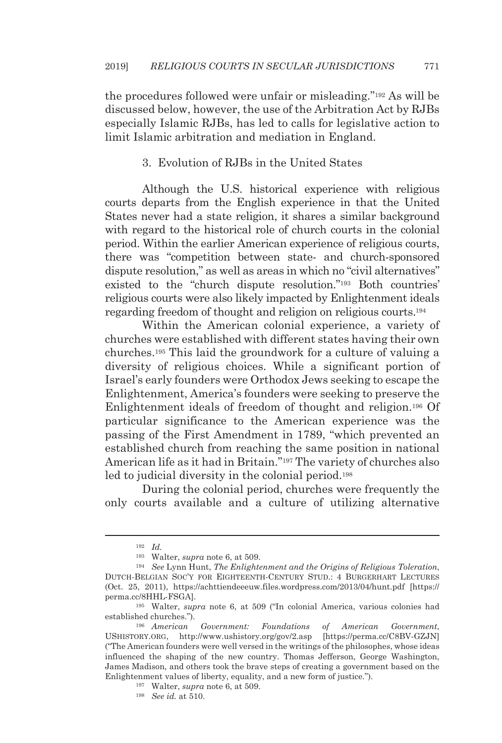the procedures followed were unfair or misleading."[192] As will be discussed below, however, the use of the Arbitration Act by RJBs especially Islamic RJBs, has led to calls for legislative action to limit Islamic arbitration and mediation in England.

### 3. Evolution of RJBs in the United States

Although the U.S. historical experience with religious courts departs from the English experience in that the United States never had a state religion, it shares a similar background with regard to the historical role of church courts in the colonial period. Within the earlier American experience of religious courts, there was "competition between state- and church-sponsored dispute resolution," as well as areas in which no "civil alternatives" existed to the "church dispute resolution."[193] Both countries' religious courts were also likely impacted by Enlightenment ideals regarding freedom of thought and religion on religious courts.[194]

Within the American colonial experience, a variety of churches were established with different states having their own churches.[195] This laid the groundwork for a culture of valuing a diversity of religious choices. While a significant portion of Israel's early founders were Orthodox Jews seeking to escape the Enlightenment, America's founders were seeking to preserve the Enlightenment ideals of freedom of thought and religion.[196] Of particular significance to the American experience was the passing of the First Amendment in 1789, "which prevented an established church from reaching the same position in national American life as it had in Britain."[197] The variety of churches also led to judicial diversity in the colonial period.[198]

During the colonial period, churches were frequently the only courts available and a culture of utilizing alternative

---

[192] *Id.*

[193] Walter, *supra* note 6, at 509.

[194] *See* Lynn Hunt, *The Enlightenment and the Origins of Religious Toleration*, DUTCH-BELGIAN SOC'Y FOR EIGHTEENTH-CENTURY STUD.: 4 BURGERHART LECTURES (Oct. 25, 2011), https://achttiendeeeuw.files.wordpress.com/2013/04/hunt.pdf [https://perma.cc/8HHL-FSGA].

[195] Walter, *supra* note 6, at 509 ("In colonial America, various colonies had established churches.").

[196] *American Government: Foundations of American Government*, USHISTORY.ORG, http://www.ushistory.org/gov/2.asp [https://perma.cc/C8BV-GZJN] ("The American founders were well versed in the writings of the philosophes, whose ideas influenced the shaping of the new country. Thomas Jefferson, George Washington, James Madison, and others took the brave steps of creating a government based on the Enlightenment values of liberty, equality, and a new form of justice.").

[197] Walter, *supra* note 6, at 509.

[198] *See id.* at 510.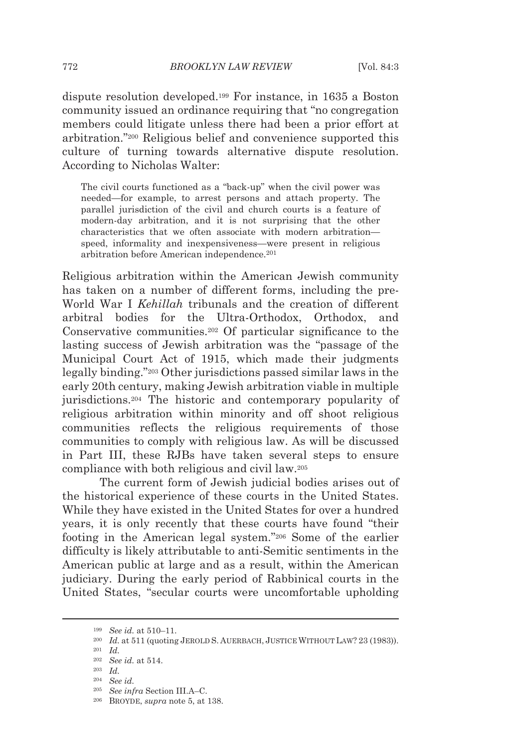dispute resolution developed.[199] For instance, in 1635 a Boston community issued an ordinance requiring that "no congregation members could litigate unless there had been a prior effort at arbitration."[200] Religious belief and convenience supported this culture of turning towards alternative dispute resolution. According to Nicholas Walter:

> The civil courts functioned as a "back-up" when the civil power was needed—for example, to arrest persons and attach property. The parallel jurisdiction of the civil and church courts is a feature of modern-day arbitration, and it is not surprising that the other characteristics that we often associate with modern arbitration—speed, informality and inexpensiveness—were present in religious arbitration before American independence.[201]

Religious arbitration within the American Jewish community has taken on a number of different forms, including the pre-World War I *Kehillah* tribunals and the creation of different arbitral bodies for the Ultra-Orthodox, Orthodox, and Conservative communities.[202] Of particular significance to the lasting success of Jewish arbitration was the "passage of the Municipal Court Act of 1915, which made their judgments legally binding."[203] Other jurisdictions passed similar laws in the early 20th century, making Jewish arbitration viable in multiple jurisdictions.[204] The historic and contemporary popularity of religious arbitration within minority and off shoot religious communities reflects the religious requirements of those communities to comply with religious law. As will be discussed in Part III, these RJBs have taken several steps to ensure compliance with both religious and civil law.[205]

The current form of Jewish judicial bodies arises out of the historical experience of these courts in the United States. While they have existed in the United States for over a hundred years, it is only recently that these courts have found "their footing in the American legal system."[206] Some of the earlier difficulty is likely attributable to anti-Semitic sentiments in the American public at large and as a result, within the American judiciary. During the early period of Rabbinical courts in the United States, "secular courts were uncomfortable upholding

---

[199] *See id.* at 510–11.

[200] *Id.* at 511 (quoting JEROLD S. AUERBACH, JUSTICE WITHOUT LAW? 23 (1983)).

[201] *Id.*

[202] *See id.* at 514.

[203] *Id.*

[204] *See id.*

[205] *See infra* Section III.A–C.

[206] BROYDE, *supra* note 5, at 138.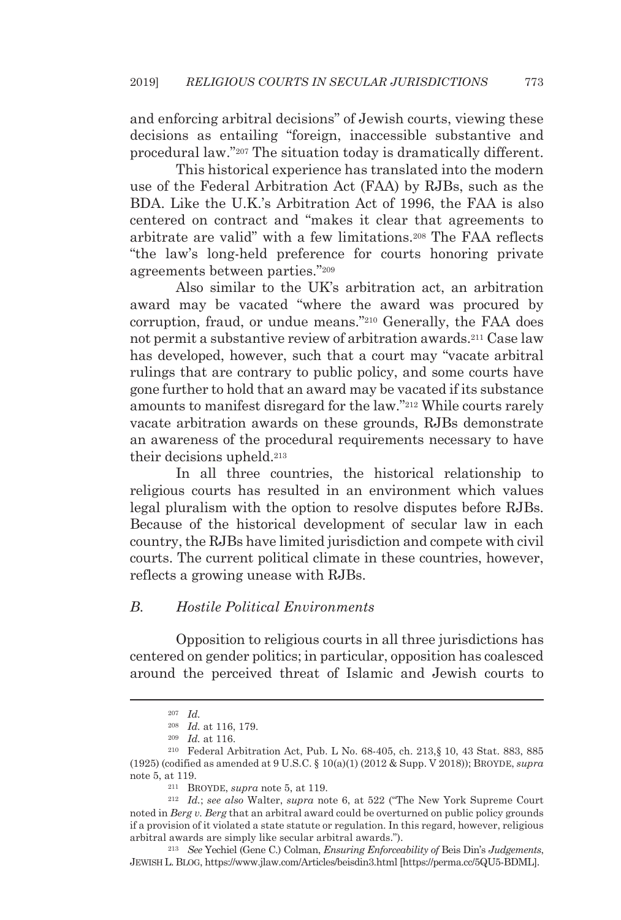and enforcing arbitral decisions" of Jewish courts, viewing these decisions as entailing "foreign, inaccessible substantive and procedural law."[207] The situation today is dramatically different.

This historical experience has translated into the modern use of the Federal Arbitration Act (FAA) by RJBs, such as the BDA. Like the U.K.'s Arbitration Act of 1996, the FAA is also centered on contract and "makes it clear that agreements to arbitrate are valid" with a few limitations.[208] The FAA reflects "the law's long-held preference for courts honoring private agreements between parties."[209]

Also similar to the UK's arbitration act, an arbitration award may be vacated "where the award was procured by corruption, fraud, or undue means."[210] Generally, the FAA does not permit a substantive review of arbitration awards.[211] Case law has developed, however, such that a court may "vacate arbitral rulings that are contrary to public policy, and some courts have gone further to hold that an award may be vacated if its substance amounts to manifest disregard for the law."[212] While courts rarely vacate arbitration awards on these grounds, RJBs demonstrate an awareness of the procedural requirements necessary to have their decisions upheld.[213]

In all three countries, the historical relationship to religious courts has resulted in an environment which values legal pluralism with the option to resolve disputes before RJBs. Because of the historical development of secular law in each country, the RJBs have limited jurisdiction and compete with civil courts. The current political climate in these countries, however, reflects a growing unease with RJBs.

### *B. Hostile Political Environments*

Opposition to religious courts in all three jurisdictions has centered on gender politics; in particular, opposition has coalesced around the perceived threat of Islamic and Jewish courts to

---

[207] *Id.*

[208] *Id.* at 116, 179.

[209] *Id.* at 116.

[210] Federal Arbitration Act, Pub. L No. 68-405, ch. 213,§ 10, 43 Stat. 883, 885 (1925) (codified as amended at 9 U.S.C. § 10(a)(1) (2012 & Supp. V 2018)); BROYDE, *supra* note 5, at 119.

[211] BROYDE, *supra* note 5, at 119.

[212] *Id.*; *see also* Walter, *supra* note 6, at 522 ("The New York Supreme Court noted in *Berg v. Berg* that an arbitral award could be overturned on public policy grounds if a provision of it violated a state statute or regulation. In this regard, however, religious arbitral awards are simply like secular arbitral awards.").

[213] *See* Yechiel (Gene C.) Colman, *Ensuring Enforceability of* Beis Din's *Judgements*, JEWISH L. BLOG, https://www.jlaw.com/Articles/beisdin3.html [https://perma.cc/5QU5-BDML].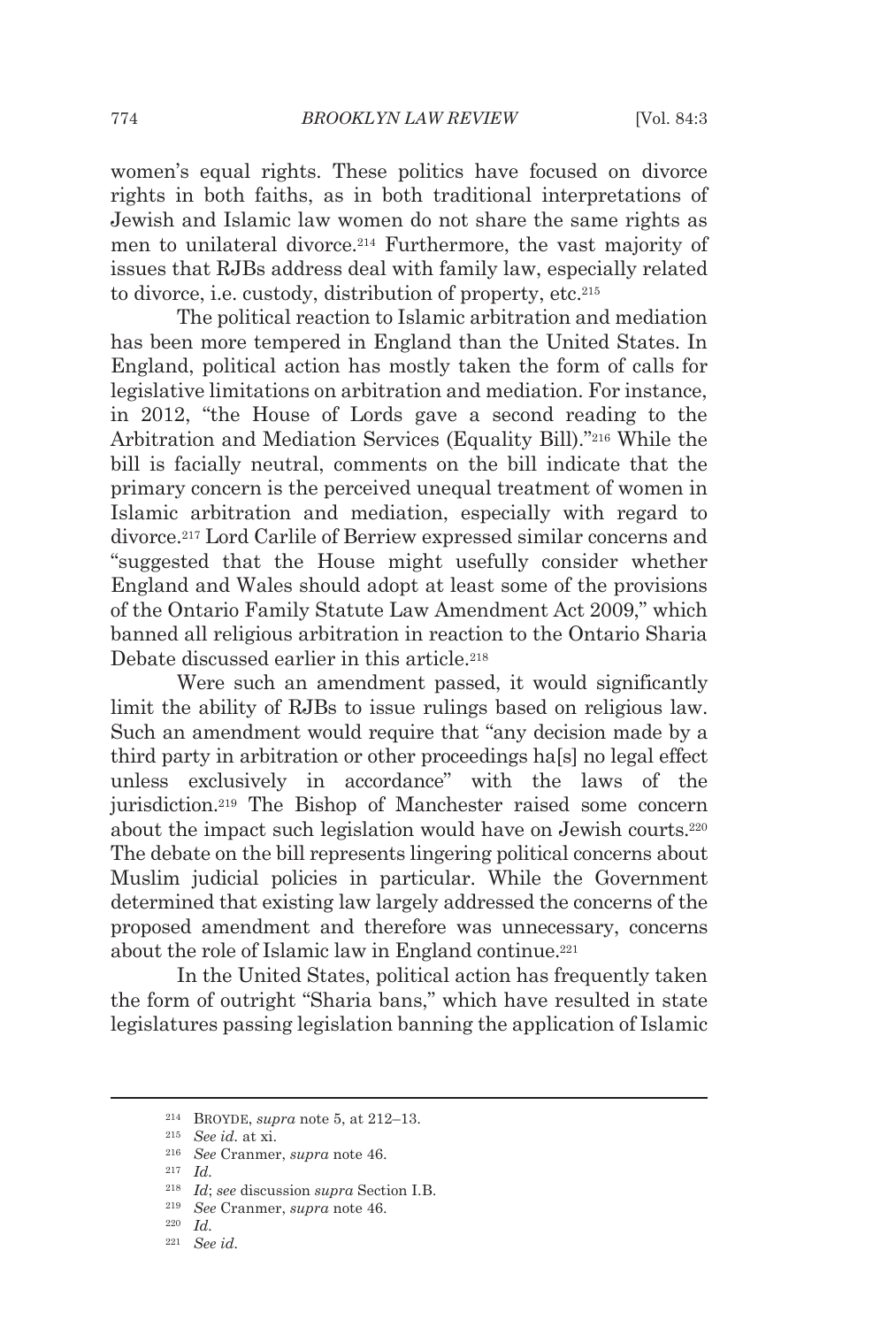women's equal rights. These politics have focused on divorce rights in both faiths, as in both traditional interpretations of Jewish and Islamic law women do not share the same rights as men to unilateral divorce.[214] Furthermore, the vast majority of issues that RJBs address deal with family law, especially related to divorce, i.e. custody, distribution of property, etc.[215]

The political reaction to Islamic arbitration and mediation has been more tempered in England than the United States. In England, political action has mostly taken the form of calls for legislative limitations on arbitration and mediation. For instance, in 2012, "the House of Lords gave a second reading to the Arbitration and Mediation Services (Equality Bill)."[216] While the bill is facially neutral, comments on the bill indicate that the primary concern is the perceived unequal treatment of women in Islamic arbitration and mediation, especially with regard to divorce.[217] Lord Carlile of Berriew expressed similar concerns and "suggested that the House might usefully consider whether England and Wales should adopt at least some of the provisions of the Ontario Family Statute Law Amendment Act 2009," which banned all religious arbitration in reaction to the Ontario Sharia Debate discussed earlier in this article.[218]

Were such an amendment passed, it would significantly limit the ability of RJBs to issue rulings based on religious law. Such an amendment would require that "any decision made by a third party in arbitration or other proceedings ha[s] no legal effect unless exclusively in accordance" with the laws of the jurisdiction.[219] The Bishop of Manchester raised some concern about the impact such legislation would have on Jewish courts.[220] The debate on the bill represents lingering political concerns about Muslim judicial policies in particular. While the Government determined that existing law largely addressed the concerns of the proposed amendment and therefore was unnecessary, concerns about the role of Islamic law in England continue.[221]

In the United States, political action has frequently taken the form of outright "Sharia bans," which have resulted in state legislatures passing legislation banning the application of Islamic

---

[214] BROYDE, *supra* note 5, at 212–13.

[215] *See id.* at xi.

[216] *See* Cranmer, *supra* note 46.

[217] *Id.*

[218] *Id*; *see* discussion *supra* Section I.B.

[219] *See* Cranmer, *supra* note 46.

[220] *Id.*

[221] *See id.*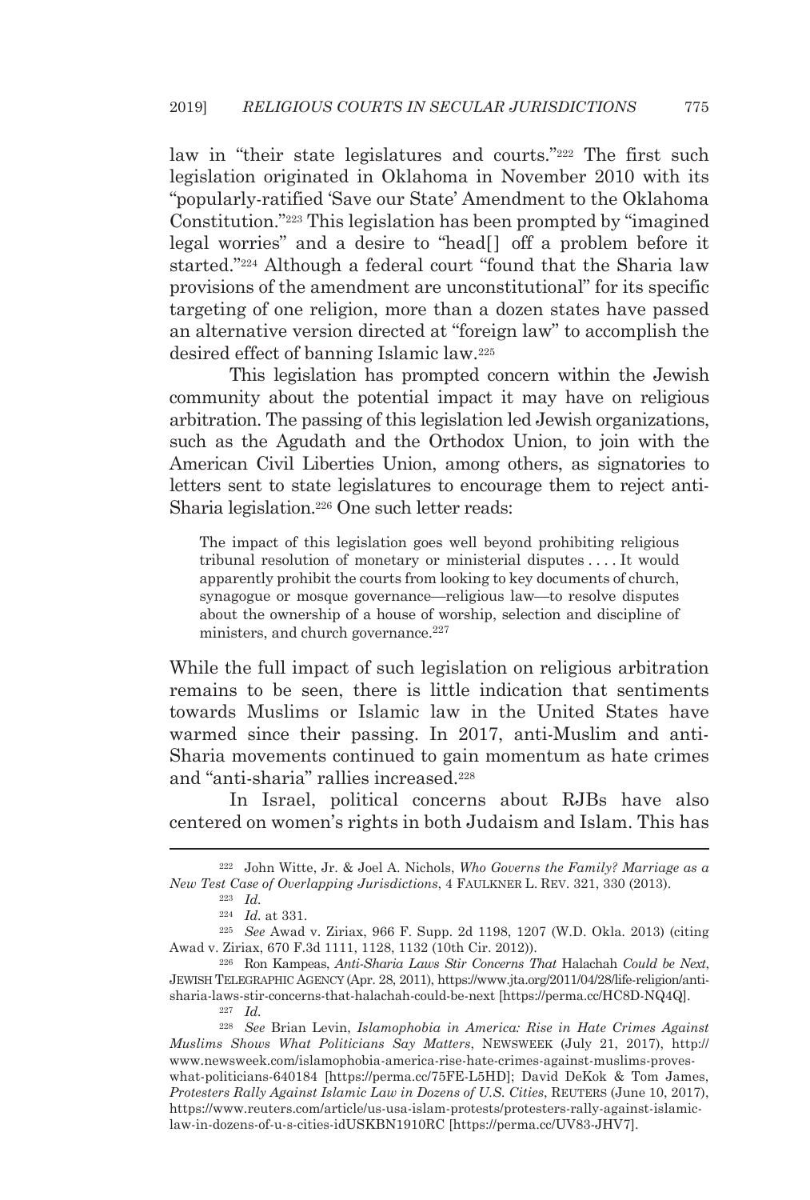law in "their state legislatures and courts."[222] The first such legislation originated in Oklahoma in November 2010 with its "popularly-ratified 'Save our State' Amendment to the Oklahoma Constitution."[223] This legislation has been prompted by "imagined legal worries" and a desire to "head[] off a problem before it started."[224] Although a federal court "found that the Sharia law provisions of the amendment are unconstitutional" for its specific targeting of one religion, more than a dozen states have passed an alternative version directed at "foreign law" to accomplish the desired effect of banning Islamic law.[225]

This legislation has prompted concern within the Jewish community about the potential impact it may have on religious arbitration. The passing of this legislation led Jewish organizations, such as the Agudath and the Orthodox Union, to join with the American Civil Liberties Union, among others, as signatories to letters sent to state legislatures to encourage them to reject anti-Sharia legislation.[226] One such letter reads:

> The impact of this legislation goes well beyond prohibiting religious tribunal resolution of monetary or ministerial disputes . . . . It would apparently prohibit the courts from looking to key documents of church, synagogue or mosque governance—religious law—to resolve disputes about the ownership of a house of worship, selection and discipline of ministers, and church governance.[227]

While the full impact of such legislation on religious arbitration remains to be seen, there is little indication that sentiments towards Muslims or Islamic law in the United States have warmed since their passing. In 2017, anti-Muslim and anti-Sharia movements continued to gain momentum as hate crimes and "anti-sharia" rallies increased.[228]

In Israel, political concerns about RJBs have also centered on women's rights in both Judaism and Islam. This has

---

[222] John Witte, Jr. & Joel A. Nichols, *Who Governs the Family? Marriage as a New Test Case of Overlapping Jurisdictions*, 4 FAULKNER L. REV. 321, 330 (2013).

[223] *Id.*

[224] *Id.* at 331.

[225] *See* Awad v. Ziriax, 966 F. Supp. 2d 1198, 1207 (W.D. Okla. 2013) (citing Awad v. Ziriax, 670 F.3d 1111, 1128, 1132 (10th Cir. 2012)).

[226] Ron Kampeas, *Anti-Sharia Laws Stir Concerns That* Halachah *Could be Next*, JEWISH TELEGRAPHIC AGENCY (Apr. 28, 2011), https://www.jta.org/2011/04/28/life-religion/anti-sharia-laws-stir-concerns-that-halachah-could-be-next [https://perma.cc/HC8D-NQ4Q].

[227] *Id.*

[228] *See* Brian Levin, *Islamophobia in America: Rise in Hate Crimes Against Muslims Shows What Politicians Say Matters*, NEWSWEEK (July 21, 2017), http://www.newsweek.com/islamophobia-america-rise-hate-crimes-against-muslims-proves-what-politicians-640184 [https://perma.cc/75FE-L5HD]; David DeKok & Tom James, *Protesters Rally Against Islamic Law in Dozens of U.S. Cities*, REUTERS (June 10, 2017), https://www.reuters.com/article/us-usa-islam-protests/protesters-rally-against-islamic-law-in-dozens-of-u-s-cities-idUSKBN1910RC [https://perma.cc/UV83-JHV7].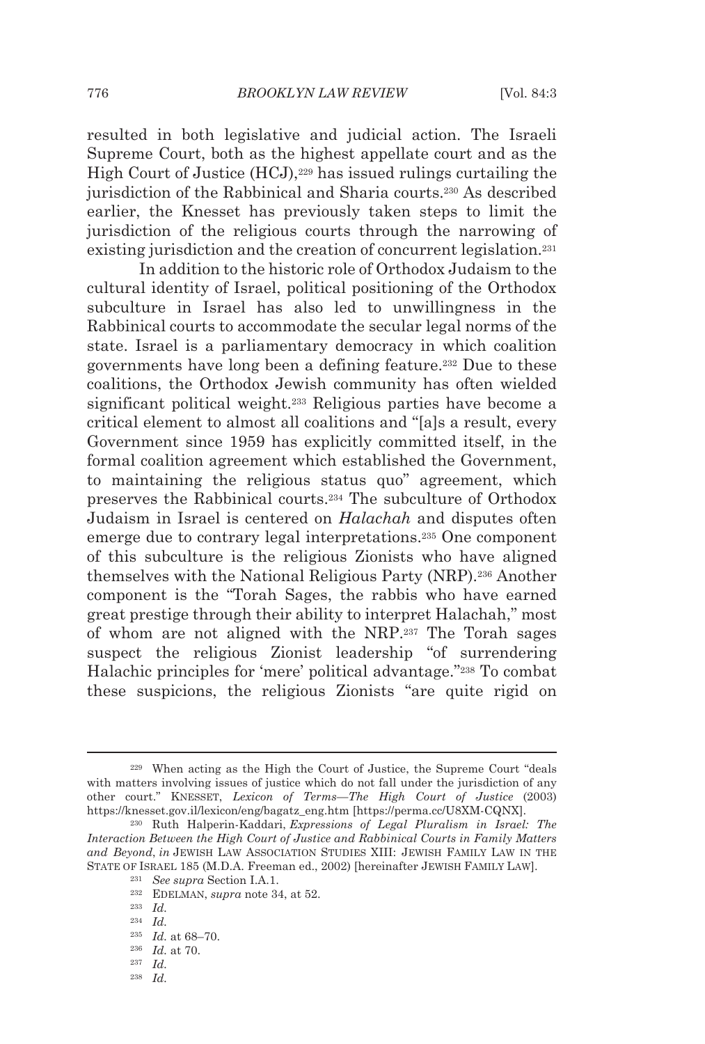resulted in both legislative and judicial action. The Israeli Supreme Court, both as the highest appellate court and as the High Court of Justice (HCJ),[229] has issued rulings curtailing the jurisdiction of the Rabbinical and Sharia courts.[230] As described earlier, the Knesset has previously taken steps to limit the jurisdiction of the religious courts through the narrowing of existing jurisdiction and the creation of concurrent legislation.[231]

In addition to the historic role of Orthodox Judaism to the cultural identity of Israel, political positioning of the Orthodox subculture in Israel has also led to unwillingness in the Rabbinical courts to accommodate the secular legal norms of the state. Israel is a parliamentary democracy in which coalition governments have long been a defining feature.[232] Due to these coalitions, the Orthodox Jewish community has often wielded significant political weight.[233] Religious parties have become a critical element to almost all coalitions and "[a]s a result, every Government since 1959 has explicitly committed itself, in the formal coalition agreement which established the Government, to maintaining the religious status quo" agreement, which preserves the Rabbinical courts.[234] The subculture of Orthodox Judaism in Israel is centered on *Halachah* and disputes often emerge due to contrary legal interpretations.[235] One component of this subculture is the religious Zionists who have aligned themselves with the National Religious Party (NRP).[236] Another component is the "Torah Sages, the rabbis who have earned great prestige through their ability to interpret Halachah," most of whom are not aligned with the NRP.[237] The Torah sages suspect the religious Zionist leadership "of surrendering Halachic principles for 'mere' political advantage."[238] To combat these suspicions, the religious Zionists "are quite rigid on

---

[229] When acting as the High the Court of Justice, the Supreme Court "deals with matters involving issues of justice which do not fall under the jurisdiction of any other court." KNESSET, *Lexicon of Terms—The High Court of Justice* (2003) https://knesset.gov.il/lexicon/eng/bagatz_eng.htm [https://perma.cc/U8XM-CQNX].

[230] Ruth Halperin-Kaddari, *Expressions of Legal Pluralism in Israel: The Interaction Between the High Court of Justice and Rabbinical Courts in Family Matters and Beyond*, *in* JEWISH LAW ASSOCIATION STUDIES XIII: JEWISH FAMILY LAW IN THE STATE OF ISRAEL 185 (M.D.A. Freeman ed., 2002) [hereinafter JEWISH FAMILY LAW].

[231] *See supra* Section I.A.1.

[232] EDELMAN, *supra* note 34, at 52.

[233] *Id.*

[234] *Id.*

[235] *Id.* at 68–70.

[236] *Id.* at 70.

[237] *Id.*

[238] *Id.*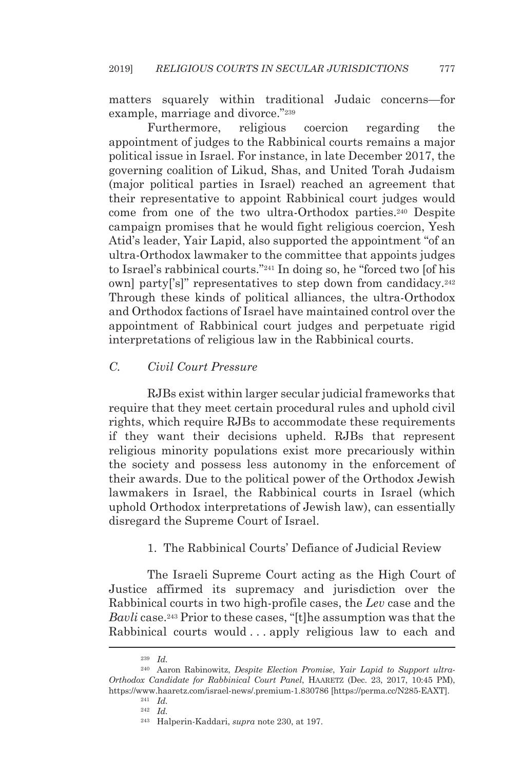matters squarely within traditional Judaic concerns—for example, marriage and divorce."[239]

Furthermore, religious coercion regarding the appointment of judges to the Rabbinical courts remains a major political issue in Israel. For instance, in late December 2017, the governing coalition of Likud, Shas, and United Torah Judaism (major political parties in Israel) reached an agreement that their representative to appoint Rabbinical court judges would come from one of the two ultra-Orthodox parties.[240] Despite campaign promises that he would fight religious coercion, Yesh Atid's leader, Yair Lapid, also supported the appointment "of an ultra-Orthodox lawmaker to the committee that appoints judges to Israel's rabbinical courts."[241] In doing so, he "forced two [of his own] party['s]" representatives to step down from candidacy.[242] Through these kinds of political alliances, the ultra-Orthodox and Orthodox factions of Israel have maintained control over the appointment of Rabbinical court judges and perpetuate rigid interpretations of religious law in the Rabbinical courts.

### *C. Civil Court Pressure*

RJBs exist within larger secular judicial frameworks that require that they meet certain procedural rules and uphold civil rights, which require RJBs to accommodate these requirements if they want their decisions upheld. RJBs that represent religious minority populations exist more precariously within the society and possess less autonomy in the enforcement of their awards. Due to the political power of the Orthodox Jewish lawmakers in Israel, the Rabbinical courts in Israel (which uphold Orthodox interpretations of Jewish law), can essentially disregard the Supreme Court of Israel.

#### 1. The Rabbinical Courts' Defiance of Judicial Review

The Israeli Supreme Court acting as the High Court of Justice affirmed its supremacy and jurisdiction over the Rabbinical courts in two high-profile cases, the *Lev* case and the *Bavli* case.[243] Prior to these cases, "[t]he assumption was that the Rabbinical courts would . . . apply religious law to each and

---

[239] *Id.*

[240] Aaron Rabinowitz, *Despite Election Promise, Yair Lapid to Support ultra-Orthodox Candidate for Rabbinical Court Panel*, HAARETZ (Dec. 23, 2017, 10:45 PM), https://www.haaretz.com/israel-news/.premium-1.830786 [https://perma.cc/N285-EAXT].

[241] *Id.*

[242] *Id.*

[243] Halperin-Kaddari, *supra* note 230, at 197.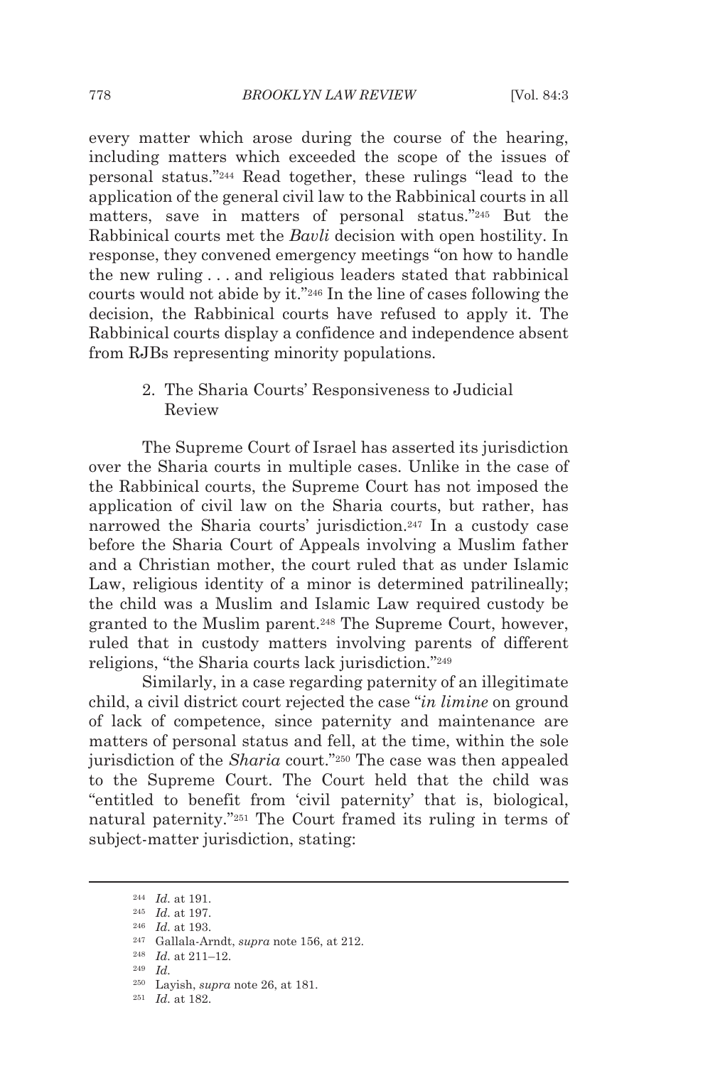every matter which arose during the course of the hearing, including matters which exceeded the scope of the issues of personal status."[244] Read together, these rulings "lead to the application of the general civil law to the Rabbinical courts in all matters, save in matters of personal status."[245] But the Rabbinical courts met the *Bavli* decision with open hostility. In response, they convened emergency meetings "on how to handle the new ruling . . . and religious leaders stated that rabbinical courts would not abide by it."[246] In the line of cases following the decision, the Rabbinical courts have refused to apply it. The Rabbinical courts display a confidence and independence absent from RJBs representing minority populations.

### 2. The Sharia Courts' Responsiveness to Judicial Review

The Supreme Court of Israel has asserted its jurisdiction over the Sharia courts in multiple cases. Unlike in the case of the Rabbinical courts, the Supreme Court has not imposed the application of civil law on the Sharia courts, but rather, has narrowed the Sharia courts' jurisdiction.[247] In a custody case before the Sharia Court of Appeals involving a Muslim father and a Christian mother, the court ruled that as under Islamic Law, religious identity of a minor is determined patrilineally; the child was a Muslim and Islamic Law required custody be granted to the Muslim parent.[248] The Supreme Court, however, ruled that in custody matters involving parents of different religions, "the Sharia courts lack jurisdiction."[249]

Similarly, in a case regarding paternity of an illegitimate child, a civil district court rejected the case "*in limine* on ground of lack of competence, since paternity and maintenance are matters of personal status and fell, at the time, within the sole jurisdiction of the *Sharia* court."[250] The case was then appealed to the Supreme Court. The Court held that the child was "entitled to benefit from 'civil paternity' that is, biological, natural paternity."[251] The Court framed its ruling in terms of subject-matter jurisdiction, stating:

---

[244] *Id.* at 191.

[245] *Id.* at 197.

[246] *Id.* at 193.

[247] Gallala-Arndt, *supra* note 156, at 212.

[248] *Id.* at 211–12.

[249] *Id.*

[250] Layish, *supra* note 26, at 181.

[251] *Id.* at 182.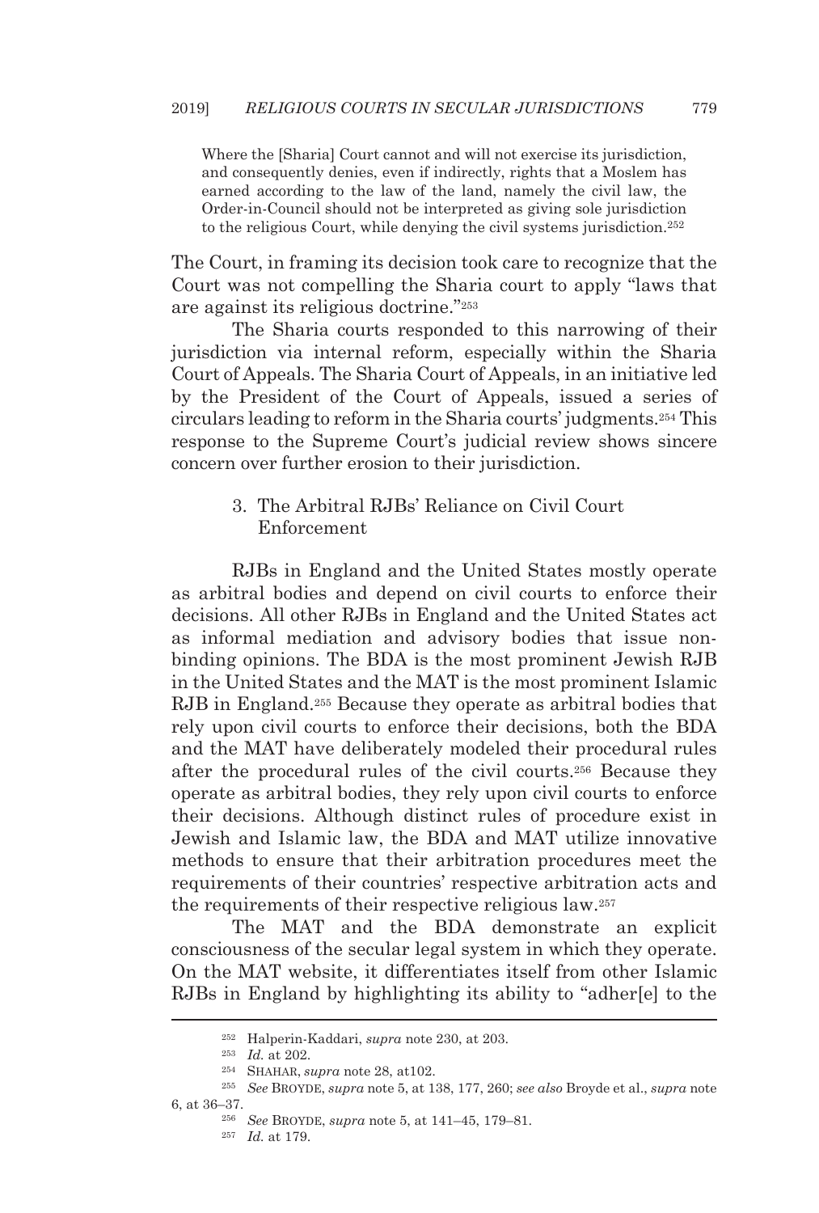> Where the [Sharia] Court cannot and will not exercise its jurisdiction, and consequently denies, even if indirectly, rights that a Moslem has earned according to the law of the land, namely the civil law, the Order-in-Council should not be interpreted as giving sole jurisdiction to the religious Court, while denying the civil systems jurisdiction.[252]

The Court, in framing its decision took care to recognize that the Court was not compelling the Sharia court to apply "laws that are against its religious doctrine."[253]

The Sharia courts responded to this narrowing of their jurisdiction via internal reform, especially within the Sharia Court of Appeals. The Sharia Court of Appeals, in an initiative led by the President of the Court of Appeals, issued a series of circulars leading to reform in the Sharia courts' judgments.[254] This response to the Supreme Court's judicial review shows sincere concern over further erosion to their jurisdiction.

### 3. The Arbitral RJBs' Reliance on Civil Court Enforcement

RJBs in England and the United States mostly operate as arbitral bodies and depend on civil courts to enforce their decisions. All other RJBs in England and the United States act as informal mediation and advisory bodies that issue non-binding opinions. The BDA is the most prominent Jewish RJB in the United States and the MAT is the most prominent Islamic RJB in England.[255] Because they operate as arbitral bodies that rely upon civil courts to enforce their decisions, both the BDA and the MAT have deliberately modeled their procedural rules after the procedural rules of the civil courts.[256] Because they operate as arbitral bodies, they rely upon civil courts to enforce their decisions. Although distinct rules of procedure exist in Jewish and Islamic law, the BDA and MAT utilize innovative methods to ensure that their arbitration procedures meet the requirements of their countries' respective arbitration acts and the requirements of their respective religious law.[257]

The MAT and the BDA demonstrate an explicit consciousness of the secular legal system in which they operate. On the MAT website, it differentiates itself from other Islamic RJBs in England by highlighting its ability to "adher[e] to the

---

[252] Halperin-Kaddari, *supra* note 230, at 203.

[253] *Id.* at 202.

[254] SHAHAR, *supra* note 28, at102.

[255] *See* BROYDE, *supra* note 5, at 138, 177, 260; *see also* Broyde et al., *supra* note 6, at 36–37.

[256] *See* BROYDE, *supra* note 5, at 141–45, 179–81.

[257] *Id.* at 179.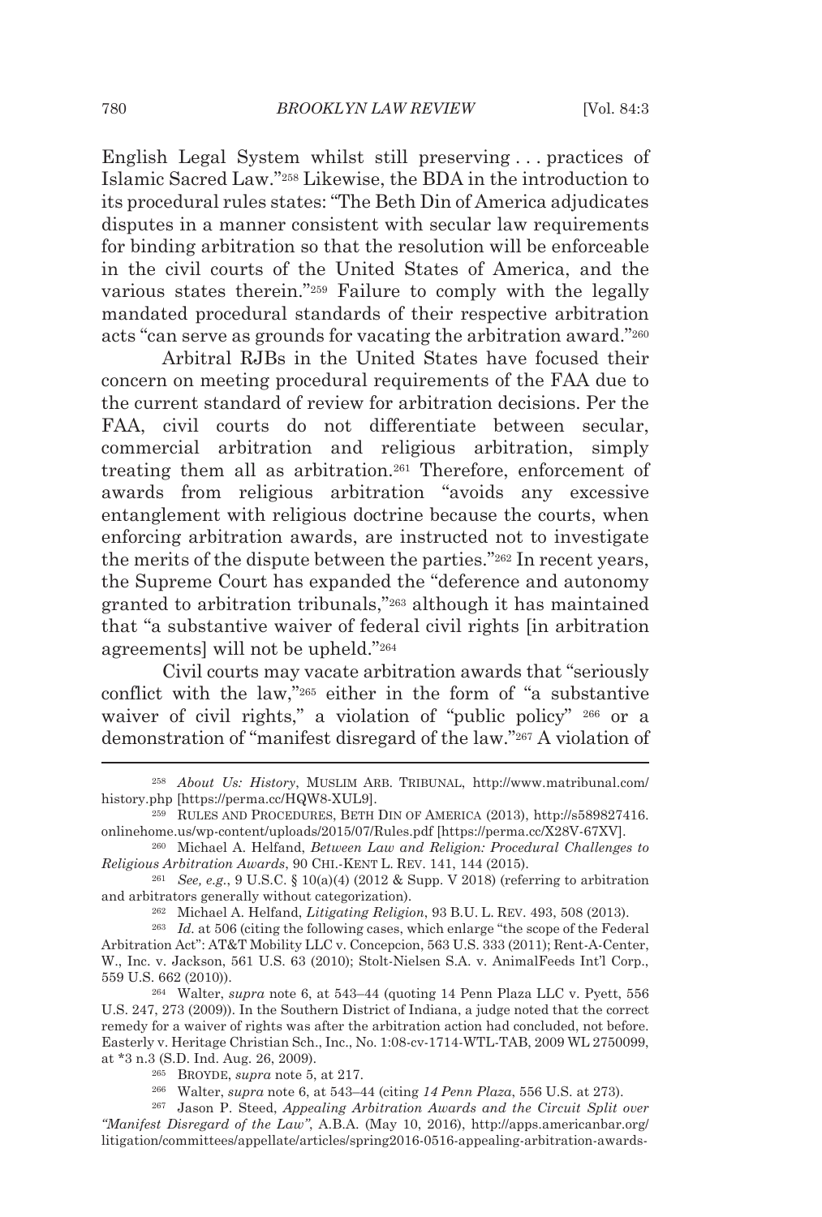English Legal System whilst still preserving . . . practices of Islamic Sacred Law."[258] Likewise, the BDA in the introduction to its procedural rules states: "The Beth Din of America adjudicates disputes in a manner consistent with secular law requirements for binding arbitration so that the resolution will be enforceable in the civil courts of the United States of America, and the various states therein."[259] Failure to comply with the legally mandated procedural standards of their respective arbitration acts "can serve as grounds for vacating the arbitration award."[260]

Arbitral RJBs in the United States have focused their concern on meeting procedural requirements of the FAA due to the current standard of review for arbitration decisions. Per the FAA, civil courts do not differentiate between secular, commercial arbitration and religious arbitration, simply treating them all as arbitration.[261] Therefore, enforcement of awards from religious arbitration "avoids any excessive entanglement with religious doctrine because the courts, when enforcing arbitration awards, are instructed not to investigate the merits of the dispute between the parties."[262] In recent years, the Supreme Court has expanded the "deference and autonomy granted to arbitration tribunals,"[263] although it has maintained that "a substantive waiver of federal civil rights [in arbitration agreements] will not be upheld."[264]

Civil courts may vacate arbitration awards that "seriously conflict with the law,"[265] either in the form of "a substantive waiver of civil rights," a violation of "public policy" [266] or a demonstration of "manifest disregard of the law."[267] A violation of

---

[258] *About Us: History*, MUSLIM ARB. TRIBUNAL, http://www.matribunal.com/history.php [https://perma.cc/HQW8-XUL9].

[259] RULES AND PROCEDURES, BETH DIN OF AMERICA (2013), http://s589827416.onlinehome.us/wp-content/uploads/2015/07/Rules.pdf [https://perma.cc/X28V-67XV].

[260] Michael A. Helfand, *Between Law and Religion: Procedural Challenges to Religious Arbitration Awards*, 90 CHI.-KENT L. REV. 141, 144 (2015).

[261] *See, e.g.*, 9 U.S.C. § 10(a)(4) (2012 & Supp. V 2018) (referring to arbitration and arbitrators generally without categorization).

[262] Michael A. Helfand, *Litigating Religion*, 93 B.U. L. REV. 493, 508 (2013).

[263] *Id.* at 506 (citing the following cases, which enlarge "the scope of the Federal Arbitration Act": AT&T Mobility LLC v. Concepcion, 563 U.S. 333 (2011); Rent-A-Center, W., Inc. v. Jackson, 561 U.S. 63 (2010); Stolt-Nielsen S.A. v. AnimalFeeds Int'l Corp., 559 U.S. 662 (2010)).

[264] Walter, *supra* note 6, at 543–44 (quoting 14 Penn Plaza LLC v. Pyett, 556 U.S. 247, 273 (2009)). In the Southern District of Indiana, a judge noted that the correct remedy for a waiver of rights was after the arbitration action had concluded, not before. Easterly v. Heritage Christian Sch., Inc., No. 1:08-cv-1714-WTL-TAB, 2009 WL 2750099, at *3 n.3 (S.D. Ind. Aug. 26, 2009).

[265] BROYDE, *supra* note 5, at 217.

[266] Walter, *supra* note 6, at 543–44 (citing *14 Penn Plaza*, 556 U.S. at 273).

[267] Jason P. Steed, *Appealing Arbitration Awards and the Circuit Split over "Manifest Disregard of the Law"*, A.B.A. (May 10, 2016), http://apps.americanbar.org/litigation/committees/appellate/articles/spring2016-0516-appealing-arbitration-awards-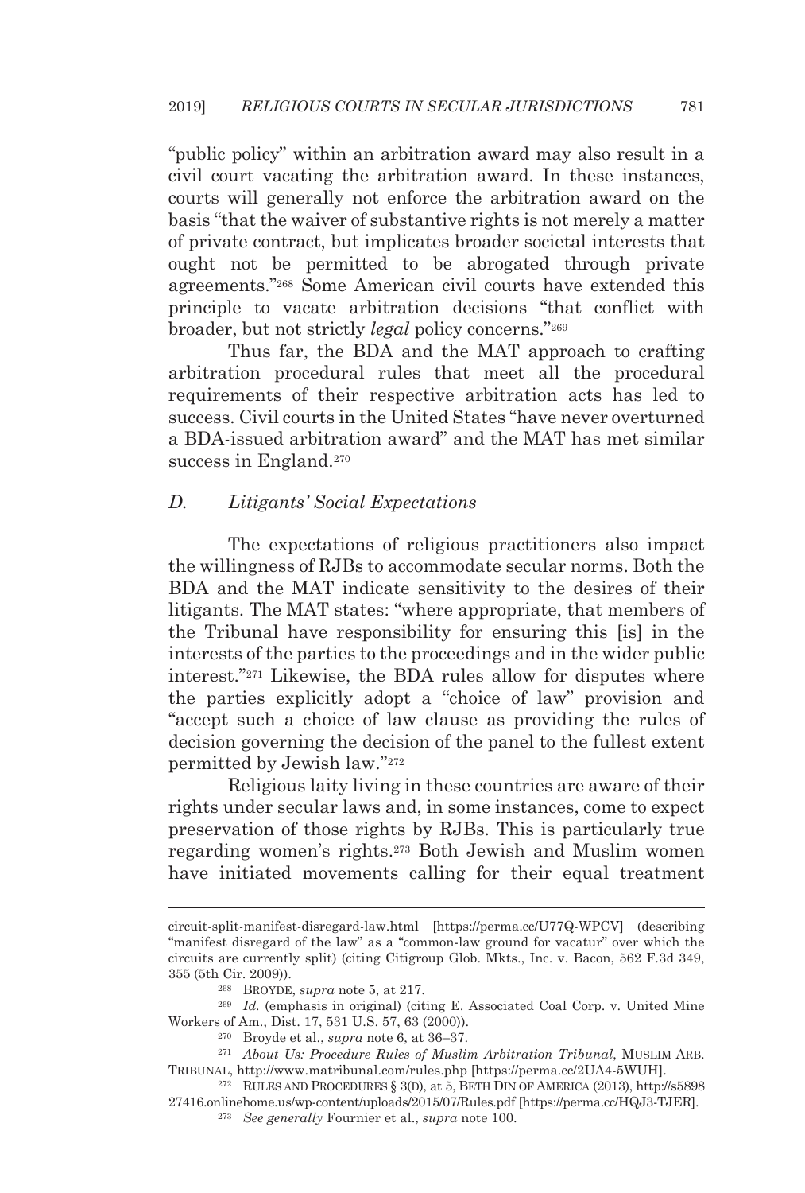"public policy" within an arbitration award may also result in a civil court vacating the arbitration award. In these instances, courts will generally not enforce the arbitration award on the basis "that the waiver of substantive rights is not merely a matter of private contract, but implicates broader societal interests that ought not be permitted to be abrogated through private agreements."[268] Some American civil courts have extended this principle to vacate arbitration decisions "that conflict with broader, but not strictly *legal* policy concerns."[269]

Thus far, the BDA and the MAT approach to crafting arbitration procedural rules that meet all the procedural requirements of their respective arbitration acts has led to success. Civil courts in the United States "have never overturned a BDA-issued arbitration award" and the MAT has met similar success in England.[270]

### *D. Litigants' Social Expectations*

The expectations of religious practitioners also impact the willingness of RJBs to accommodate secular norms. Both the BDA and the MAT indicate sensitivity to the desires of their litigants. The MAT states: "where appropriate, that members of the Tribunal have responsibility for ensuring this [is] in the interests of the parties to the proceedings and in the wider public interest."[271] Likewise, the BDA rules allow for disputes where the parties explicitly adopt a "choice of law" provision and "accept such a choice of law clause as providing the rules of decision governing the decision of the panel to the fullest extent permitted by Jewish law."[272]

Religious laity living in these countries are aware of their rights under secular laws and, in some instances, come to expect preservation of those rights by RJBs. This is particularly true regarding women's rights.[273] Both Jewish and Muslim women have initiated movements calling for their equal treatment

---

circuit-split-manifest-disregard-law.html [https://perma.cc/U77Q-WPCV] (describing "manifest disregard of the law" as a "common-law ground for vacatur" over which the circuits are currently split) (citing Citigroup Glob. Mkts., Inc. v. Bacon, 562 F.3d 349, 355 (5th Cir. 2009)).

[268] BROYDE, *supra* note 5, at 217.

[269] *Id.* (emphasis in original) (citing E. Associated Coal Corp. v. United Mine Workers of Am., Dist. 17, 531 U.S. 57, 63 (2000)).

[270] Broyde et al., *supra* note 6, at 36–37.

[271] *About Us: Procedure Rules of Muslim Arbitration Tribunal*, MUSLIM ARB. TRIBUNAL, http://www.matribunal.com/rules.php [https://perma.cc/2UA4-5WUH].

[272] RULES AND PROCEDURES § 3(D), at 5, BETH DIN OF AMERICA (2013), http://s589827416.onlinehome.us/wp-content/uploads/2015/07/Rules.pdf [https://perma.cc/HQJ3-TJER].

[273] *See generally* Fournier et al., *supra* note 100.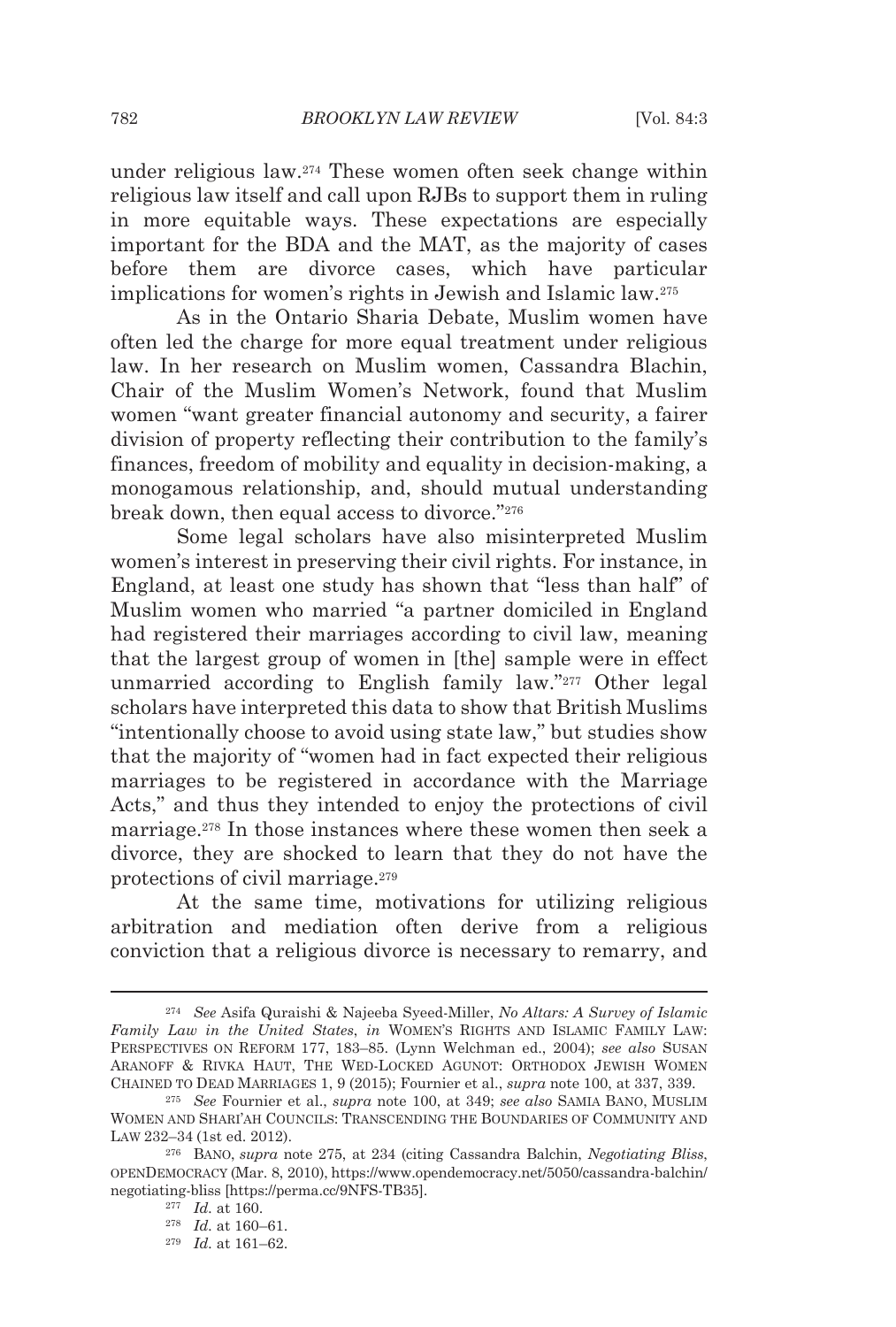under religious law.[274] These women often seek change within religious law itself and call upon RJBs to support them in ruling in more equitable ways. These expectations are especially important for the BDA and the MAT, as the majority of cases before them are divorce cases, which have particular implications for women's rights in Jewish and Islamic law.[275]

As in the Ontario Sharia Debate, Muslim women have often led the charge for more equal treatment under religious law. In her research on Muslim women, Cassandra Blachin, Chair of the Muslim Women's Network, found that Muslim women "want greater financial autonomy and security, a fairer division of property reflecting their contribution to the family's finances, freedom of mobility and equality in decision-making, a monogamous relationship, and, should mutual understanding break down, then equal access to divorce."[276]

Some legal scholars have also misinterpreted Muslim women's interest in preserving their civil rights. For instance, in England, at least one study has shown that "less than half" of Muslim women who married "a partner domiciled in England had registered their marriages according to civil law, meaning that the largest group of women in [the] sample were in effect unmarried according to English family law."[277] Other legal scholars have interpreted this data to show that British Muslims "intentionally choose to avoid using state law," but studies show that the majority of "women had in fact expected their religious marriages to be registered in accordance with the Marriage Acts," and thus they intended to enjoy the protections of civil marriage.[278] In those instances where these women then seek a divorce, they are shocked to learn that they do not have the protections of civil marriage.[279]

At the same time, motivations for utilizing religious arbitration and mediation often derive from a religious conviction that a religious divorce is necessary to remarry, and

---

[274] *See* Asifa Quraishi & Najeeba Syeed-Miller, *No Altars: A Survey of Islamic Family Law in the United States*, *in* WOMEN'S RIGHTS AND ISLAMIC FAMILY LAW: PERSPECTIVES ON REFORM 177, 183–85. (Lynn Welchman ed., 2004); *see also* SUSAN ARANOFF & RIVKA HAUT, THE WED-LOCKED AGUNOT: ORTHODOX JEWISH WOMEN CHAINED TO DEAD MARRIAGES 1, 9 (2015); Fournier et al., *supra* note 100, at 337, 339.

[275] *See* Fournier et al., *supra* note 100, at 349; *see also* SAMIA BANO, MUSLIM WOMEN AND SHARI'AH COUNCILS: TRANSCENDING THE BOUNDARIES OF COMMUNITY AND LAW 232–34 (1st ed. 2012).

[276] BANO, *supra* note 275, at 234 (citing Cassandra Balchin, *Negotiating Bliss*, OPENDEMOCRACY (Mar. 8, 2010), https://www.opendemocracy.net/5050/cassandra-balchin/negotiating-bliss [https://perma.cc/9NFS-TB35].

[277] *Id.* at 160.

[278] *Id.* at 160–61.

[279] *Id.* at 161–62.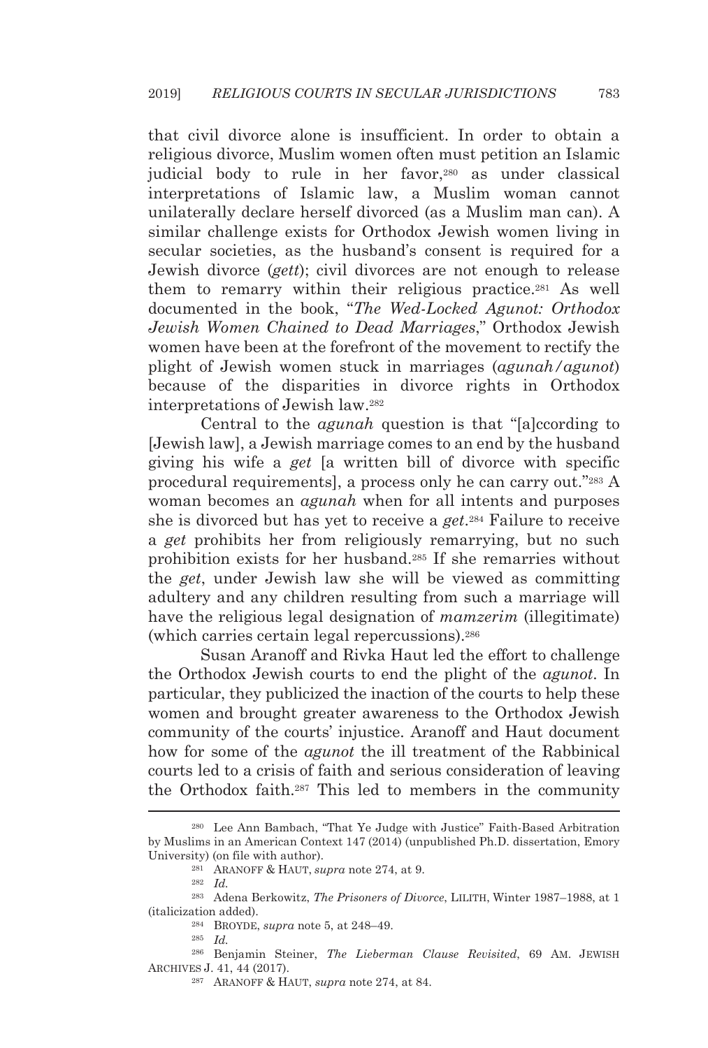that civil divorce alone is insufficient. In order to obtain a religious divorce, Muslim women often must petition an Islamic judicial body to rule in her favor,[280] as under classical interpretations of Islamic law, a Muslim woman cannot unilaterally declare herself divorced (as a Muslim man can). A similar challenge exists for Orthodox Jewish women living in secular societies, as the husband's consent is required for a Jewish divorce (*gett*); civil divorces are not enough to release them to remarry within their religious practice.[281] As well documented in the book, "*The Wed-Locked Agunot: Orthodox Jewish Women Chained to Dead Marriages*," Orthodox Jewish women have been at the forefront of the movement to rectify the plight of Jewish women stuck in marriages (*agunah/agunot*) because of the disparities in divorce rights in Orthodox interpretations of Jewish law.[282]

Central to the *agunah* question is that "[a]ccording to [Jewish law], a Jewish marriage comes to an end by the husband giving his wife a *get* [a written bill of divorce with specific procedural requirements], a process only he can carry out."[283] A woman becomes an *agunah* when for all intents and purposes she is divorced but has yet to receive a *get*.[284] Failure to receive a *get* prohibits her from religiously remarrying, but no such prohibition exists for her husband.[285] If she remarries without the *get*, under Jewish law she will be viewed as committing adultery and any children resulting from such a marriage will have the religious legal designation of *mamzerim* (illegitimate) (which carries certain legal repercussions).[286]

Susan Aranoff and Rivka Haut led the effort to challenge the Orthodox Jewish courts to end the plight of the *agunot*. In particular, they publicized the inaction of the courts to help these women and brought greater awareness to the Orthodox Jewish community of the courts' injustice. Aranoff and Haut document how for some of the *agunot* the ill treatment of the Rabbinical courts led to a crisis of faith and serious consideration of leaving the Orthodox faith.[287] This led to members in the community

---

[280] Lee Ann Bambach, "That Ye Judge with Justice" Faith-Based Arbitration by Muslims in an American Context 147 (2014) (unpublished Ph.D. dissertation, Emory University) (on file with author).

[281] ARANOFF & HAUT, *supra* note 274, at 9.

[282] *Id.*

[283] Adena Berkowitz, *The Prisoners of Divorce*, LILITH, Winter 1987–1988, at 1 (italicization added).

[284] BROYDE, *supra* note 5, at 248–49.

[285] *Id.*

[286] Benjamin Steiner, *The Lieberman Clause Revisited*, 69 AM. JEWISH ARCHIVES J. 41, 44 (2017).

[287] ARANOFF & HAUT, *supra* note 274, at 84.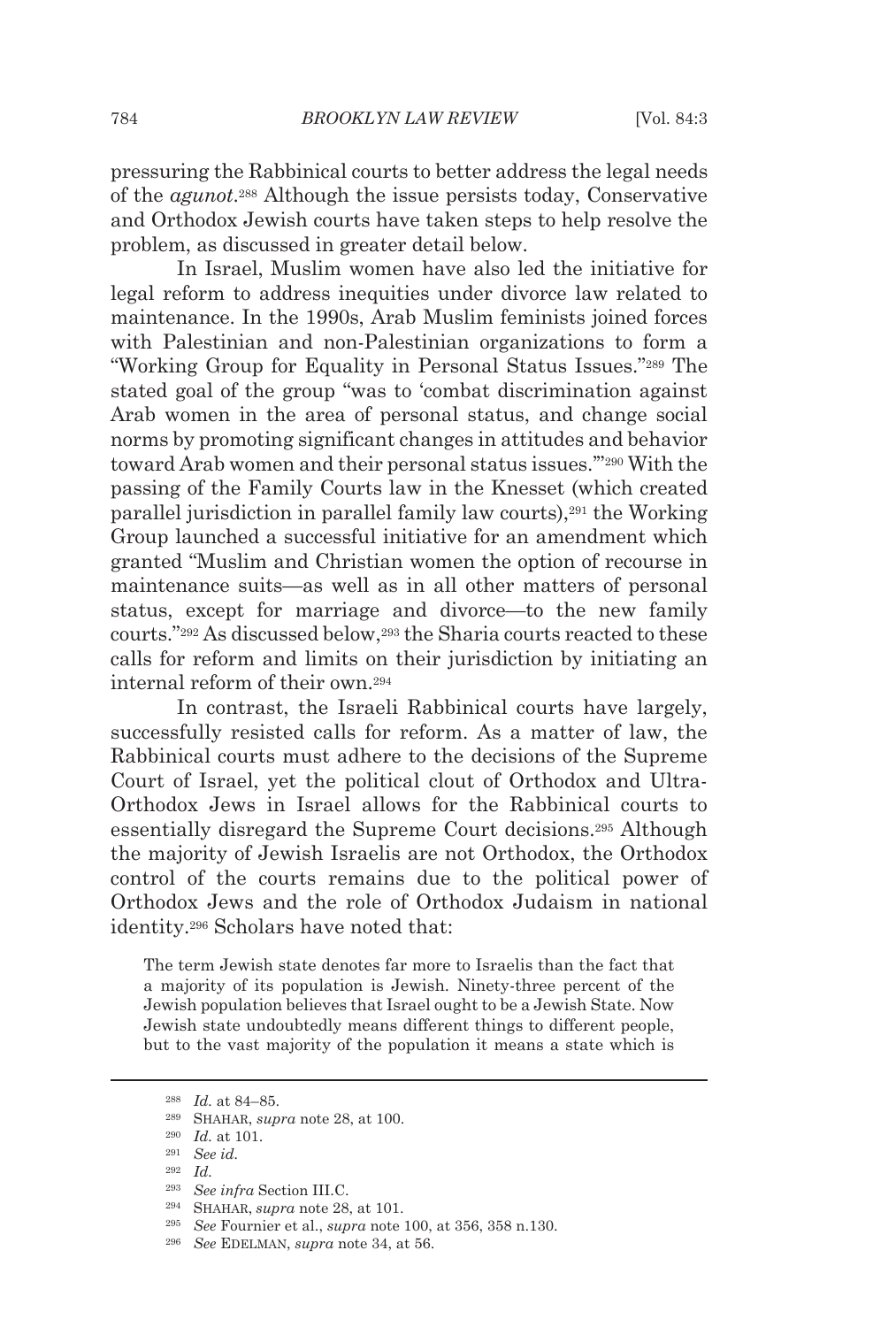pressuring the Rabbinical courts to better address the legal needs of the *agunot*.[288] Although the issue persists today, Conservative and Orthodox Jewish courts have taken steps to help resolve the problem, as discussed in greater detail below.

In Israel, Muslim women have also led the initiative for legal reform to address inequities under divorce law related to maintenance. In the 1990s, Arab Muslim feminists joined forces with Palestinian and non-Palestinian organizations to form a "Working Group for Equality in Personal Status Issues."[289] The stated goal of the group "was to 'combat discrimination against Arab women in the area of personal status, and change social norms by promoting significant changes in attitudes and behavior toward Arab women and their personal status issues.'"[290] With the passing of the Family Courts law in the Knesset (which created parallel jurisdiction in parallel family law courts),[291] the Working Group launched a successful initiative for an amendment which granted "Muslim and Christian women the option of recourse in maintenance suits—as well as in all other matters of personal status, except for marriage and divorce—to the new family courts."[292] As discussed below,[293] the Sharia courts reacted to these calls for reform and limits on their jurisdiction by initiating an internal reform of their own.[294]

In contrast, the Israeli Rabbinical courts have largely, successfully resisted calls for reform. As a matter of law, the Rabbinical courts must adhere to the decisions of the Supreme Court of Israel, yet the political clout of Orthodox and Ultra-Orthodox Jews in Israel allows for the Rabbinical courts to essentially disregard the Supreme Court decisions.[295] Although the majority of Jewish Israelis are not Orthodox, the Orthodox control of the courts remains due to the political power of Orthodox Jews and the role of Orthodox Judaism in national identity.[296] Scholars have noted that:

> The term Jewish state denotes far more to Israelis than the fact that a majority of its population is Jewish. Ninety-three percent of the Jewish population believes that Israel ought to be a Jewish State. Now Jewish state undoubtedly means different things to different people, but to the vast majority of the population it means a state which is

---

[288] *Id.* at 84–85.

[289] SHAHAR, *supra* note 28, at 100.

[290] *Id.* at 101.

[291] *See id.*

[292] *Id.*

[293] *See infra* Section III.C.

[294] SHAHAR, *supra* note 28, at 101.

[295] *See* Fournier et al., *supra* note 100, at 356, 358 n.130.

[296] *See* EDELMAN, *supra* note 34, at 56.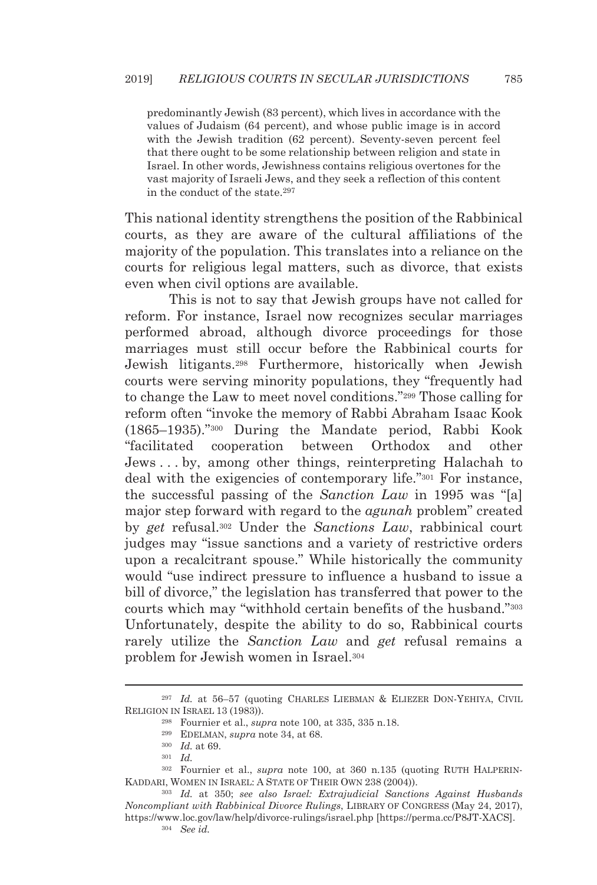> predominantly Jewish (83 percent), which lives in accordance with the values of Judaism (64 percent), and whose public image is in accord with the Jewish tradition (62 percent). Seventy-seven percent feel that there ought to be some relationship between religion and state in Israel. In other words, Jewishness contains religious overtones for the vast majority of Israeli Jews, and they seek a reflection of this content in the conduct of the state.[297]

This national identity strengthens the position of the Rabbinical courts, as they are aware of the cultural affiliations of the majority of the population. This translates into a reliance on the courts for religious legal matters, such as divorce, that exists even when civil options are available.

This is not to say that Jewish groups have not called for reform. For instance, Israel now recognizes secular marriages performed abroad, although divorce proceedings for those marriages must still occur before the Rabbinical courts for Jewish litigants.[298] Furthermore, historically when Jewish courts were serving minority populations, they "frequently had to change the Law to meet novel conditions."[299] Those calling for reform often "invoke the memory of Rabbi Abraham Isaac Kook (1865–1935)."[300] During the Mandate period, Rabbi Kook "facilitated cooperation between Orthodox and other Jews . . . by, among other things, reinterpreting Halachah to deal with the exigencies of contemporary life."[301] For instance, the successful passing of the *Sanction Law* in 1995 was "[a] major step forward with regard to the *agunah* problem" created by *get* refusal.[302] Under the *Sanctions Law*, rabbinical court judges may "issue sanctions and a variety of restrictive orders upon a recalcitrant spouse." While historically the community would "use indirect pressure to influence a husband to issue a bill of divorce," the legislation has transferred that power to the courts which may "withhold certain benefits of the husband."[303] Unfortunately, despite the ability to do so, Rabbinical courts rarely utilize the *Sanction Law* and *get* refusal remains a problem for Jewish women in Israel.[304]

---

[297] *Id.* at 56–57 (quoting CHARLES LIEBMAN & ELIEZER DON-YEHIYA, CIVIL RELIGION IN ISRAEL 13 (1983)).

[298] Fournier et al., *supra* note 100, at 335, 335 n.18.

[299] EDELMAN, *supra* note 34, at 68.

[300] *Id.* at 69.

[301] *Id.*

[302] Fournier et al., *supra* note 100, at 360 n.135 (quoting RUTH HALPERIN-KADDARI, WOMEN IN ISRAEL: A STATE OF THEIR OWN 238 (2004)).

[303] *Id.* at 350; *see also Israel: Extrajudicial Sanctions Against Husbands Noncompliant with Rabbinical Divorce Rulings*, LIBRARY OF CONGRESS (May 24, 2017), https://www.loc.gov/law/help/divorce-rulings/israel.php [https://perma.cc/P8JT-XACS].

[304] *See id.*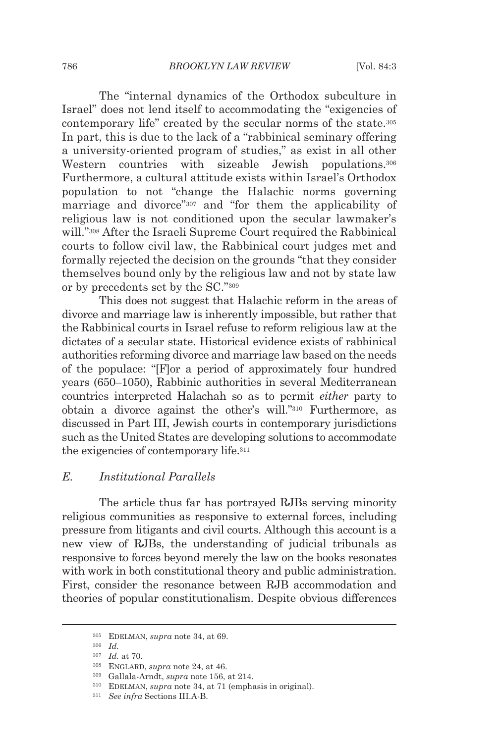The "internal dynamics of the Orthodox subculture in Israel" does not lend itself to accommodating the "exigencies of contemporary life" created by the secular norms of the state.[305] In part, this is due to the lack of a "rabbinical seminary offering a university-oriented program of studies," as exist in all other Western countries with sizeable Jewish populations.[306] Furthermore, a cultural attitude exists within Israel's Orthodox population to not "change the Halachic norms governing marriage and divorce"[307] and "for them the applicability of religious law is not conditioned upon the secular lawmaker's will."[308] After the Israeli Supreme Court required the Rabbinical courts to follow civil law, the Rabbinical court judges met and formally rejected the decision on the grounds "that they consider themselves bound only by the religious law and not by state law or by precedents set by the SC."[309]

This does not suggest that Halachic reform in the areas of divorce and marriage law is inherently impossible, but rather that the Rabbinical courts in Israel refuse to reform religious law at the dictates of a secular state. Historical evidence exists of rabbinical authorities reforming divorce and marriage law based on the needs of the populace: "[F]or a period of approximately four hundred years (650–1050), Rabbinic authorities in several Mediterranean countries interpreted Halachah so as to permit *either* party to obtain a divorce against the other's will."[310] Furthermore, as discussed in Part III, Jewish courts in contemporary jurisdictions such as the United States are developing solutions to accommodate the exigencies of contemporary life.[311]

### *E. Institutional Parallels*

The article thus far has portrayed RJBs serving minority religious communities as responsive to external forces, including pressure from litigants and civil courts. Although this account is a new view of RJBs, the understanding of judicial tribunals as responsive to forces beyond merely the law on the books resonates with work in both constitutional theory and public administration. First, consider the resonance between RJB accommodation and theories of popular constitutionalism. Despite obvious differences

---

[305] EDELMAN, *supra* note 34, at 69.

[306] *Id.*

[307] *Id.* at 70.

[308] ENGLARD, *supra* note 24, at 46.

[309] Gallala-Arndt, *supra* note 156, at 214.

[310] EDELMAN, *supra* note 34, at 71 (emphasis in original).

[311] *See infra* Sections III.A-B.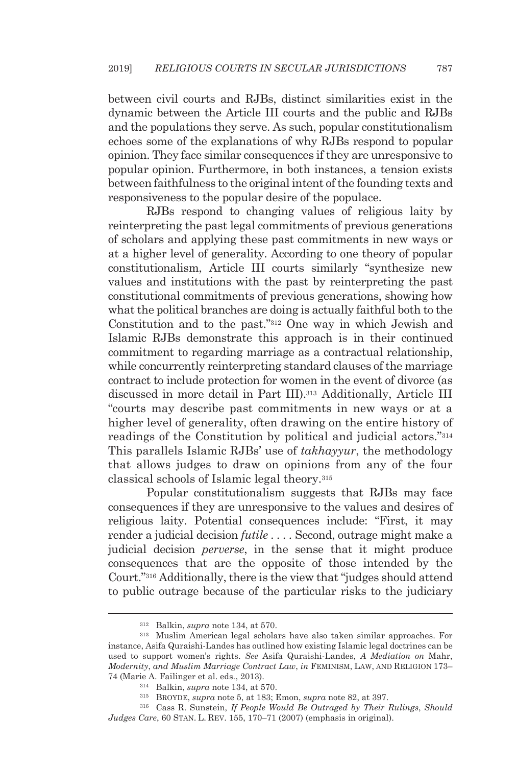between civil courts and RJBs, distinct similarities exist in the dynamic between the Article III courts and the public and RJBs and the populations they serve. As such, popular constitutionalism echoes some of the explanations of why RJBs respond to popular opinion. They face similar consequences if they are unresponsive to popular opinion. Furthermore, in both instances, a tension exists between faithfulness to the original intent of the founding texts and responsiveness to the popular desire of the populace.

RJBs respond to changing values of religious laity by reinterpreting the past legal commitments of previous generations of scholars and applying these past commitments in new ways or at a higher level of generality. According to one theory of popular constitutionalism, Article III courts similarly "synthesize new values and institutions with the past by reinterpreting the past constitutional commitments of previous generations, showing how what the political branches are doing is actually faithful both to the Constitution and to the past."[312] One way in which Jewish and Islamic RJBs demonstrate this approach is in their continued commitment to regarding marriage as a contractual relationship, while concurrently reinterpreting standard clauses of the marriage contract to include protection for women in the event of divorce (as discussed in more detail in Part III).[313] Additionally, Article III "courts may describe past commitments in new ways or at a higher level of generality, often drawing on the entire history of readings of the Constitution by political and judicial actors."[314] This parallels Islamic RJBs' use of *takhayyur*, the methodology that allows judges to draw on opinions from any of the four classical schools of Islamic legal theory.[315]

Popular constitutionalism suggests that RJBs may face consequences if they are unresponsive to the values and desires of religious laity. Potential consequences include: "First, it may render a judicial decision *futile* . . . . Second, outrage might make a judicial decision *perverse*, in the sense that it might produce consequences that are the opposite of those intended by the Court."[316] Additionally, there is the view that "judges should attend to public outrage because of the particular risks to the judiciary

---

[312] Balkin, *supra* note 134, at 570.

[313] Muslim American legal scholars have also taken similar approaches. For instance, Asifa Quraishi-Landes has outlined how existing Islamic legal doctrines can be used to support women's rights. *See* Asifa Quraishi-Landes, *A Mediation on* Mahr*, Modernity, and Muslim Marriage Contract Law*, *in* FEMINISM, LAW, AND RELIGION 173–74 (Marie A. Failinger et al. eds., 2013).

[314] Balkin, *supra* note 134, at 570.

[315] BROYDE, *supra* note 5, at 183; Emon, *supra* note 82, at 397.

[316] Cass R. Sunstein, *If People Would Be Outraged by Their Rulings, Should Judges Care*, 60 STAN. L. REV. 155, 170–71 (2007) (emphasis in original).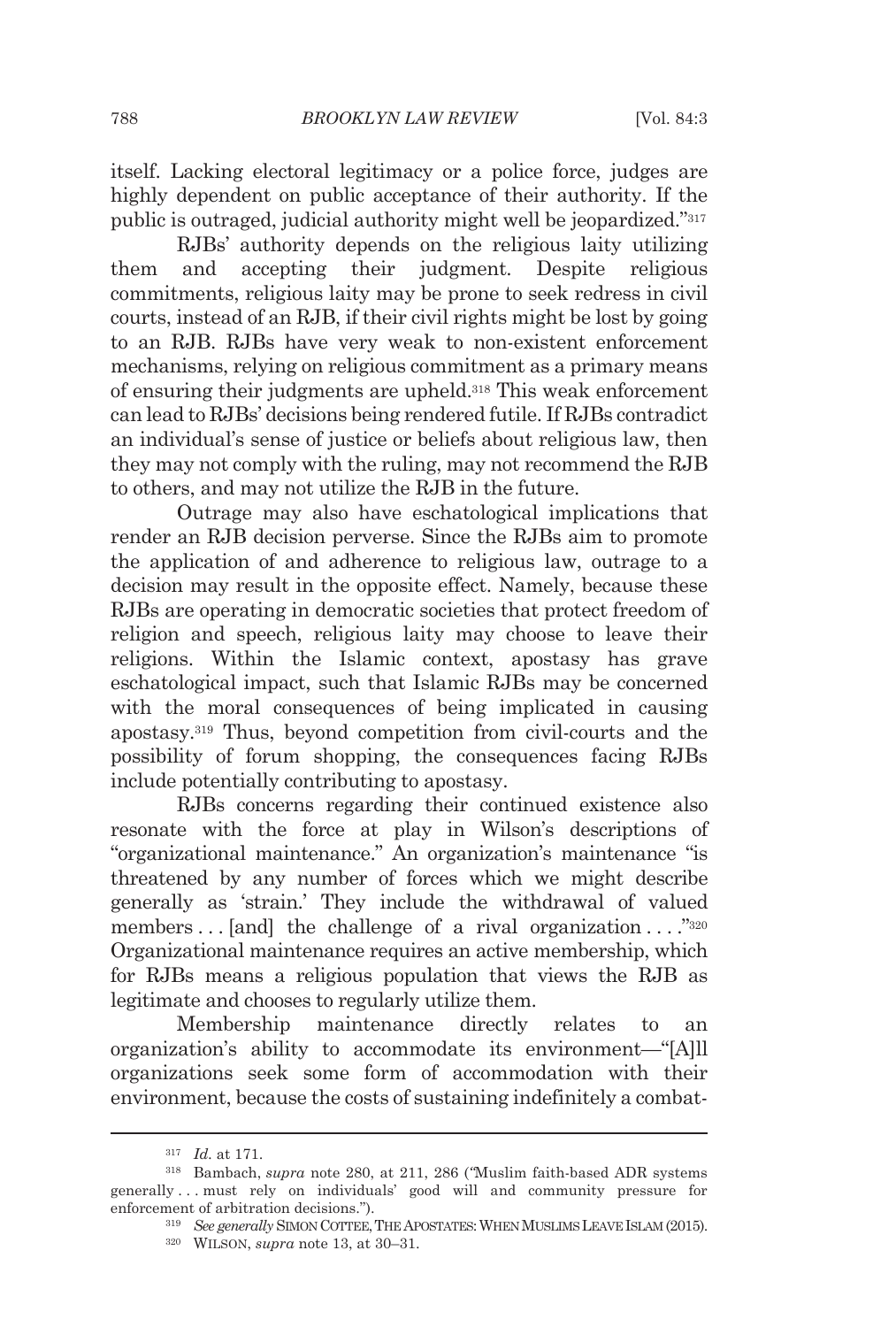itself. Lacking electoral legitimacy or a police force, judges are highly dependent on public acceptance of their authority. If the public is outraged, judicial authority might well be jeopardized."[317]

RJBs' authority depends on the religious laity utilizing them and accepting their judgment. Despite religious commitments, religious laity may be prone to seek redress in civil courts, instead of an RJB, if their civil rights might be lost by going to an RJB. RJBs have very weak to non-existent enforcement mechanisms, relying on religious commitment as a primary means of ensuring their judgments are upheld.[318] This weak enforcement can lead to RJBs' decisions being rendered futile. If RJBs contradict an individual's sense of justice or beliefs about religious law, then they may not comply with the ruling, may not recommend the RJB to others, and may not utilize the RJB in the future.

Outrage may also have eschatological implications that render an RJB decision perverse. Since the RJBs aim to promote the application of and adherence to religious law, outrage to a decision may result in the opposite effect. Namely, because these RJBs are operating in democratic societies that protect freedom of religion and speech, religious laity may choose to leave their religions. Within the Islamic context, apostasy has grave eschatological impact, such that Islamic RJBs may be concerned with the moral consequences of being implicated in causing apostasy.[319] Thus, beyond competition from civil-courts and the possibility of forum shopping, the consequences facing RJBs include potentially contributing to apostasy.

RJBs concerns regarding their continued existence also resonate with the force at play in Wilson's descriptions of "organizational maintenance." An organization's maintenance "is threatened by any number of forces which we might describe generally as 'strain.' They include the withdrawal of valued members . . . [and] the challenge of a rival organization . . . ."[320] Organizational maintenance requires an active membership, which for RJBs means a religious population that views the RJB as legitimate and chooses to regularly utilize them.

Membership maintenance directly relates to an organization's ability to accommodate its environment—"[A]ll organizations seek some form of accommodation with their environment, because the costs of sustaining indefinitely a combat-

---

[317] *Id.* at 171.

[318] Bambach, *supra* note 280, at 211, 286 ("Muslim faith-based ADR systems generally . . . must rely on individuals' good will and community pressure for enforcement of arbitration decisions.").

[319] *See generally* SIMON COTTEE, THE APOSTATES: WHEN MUSLIMS LEAVE ISLAM (2015).

[320] WILSON, *supra* note 13, at 30–31.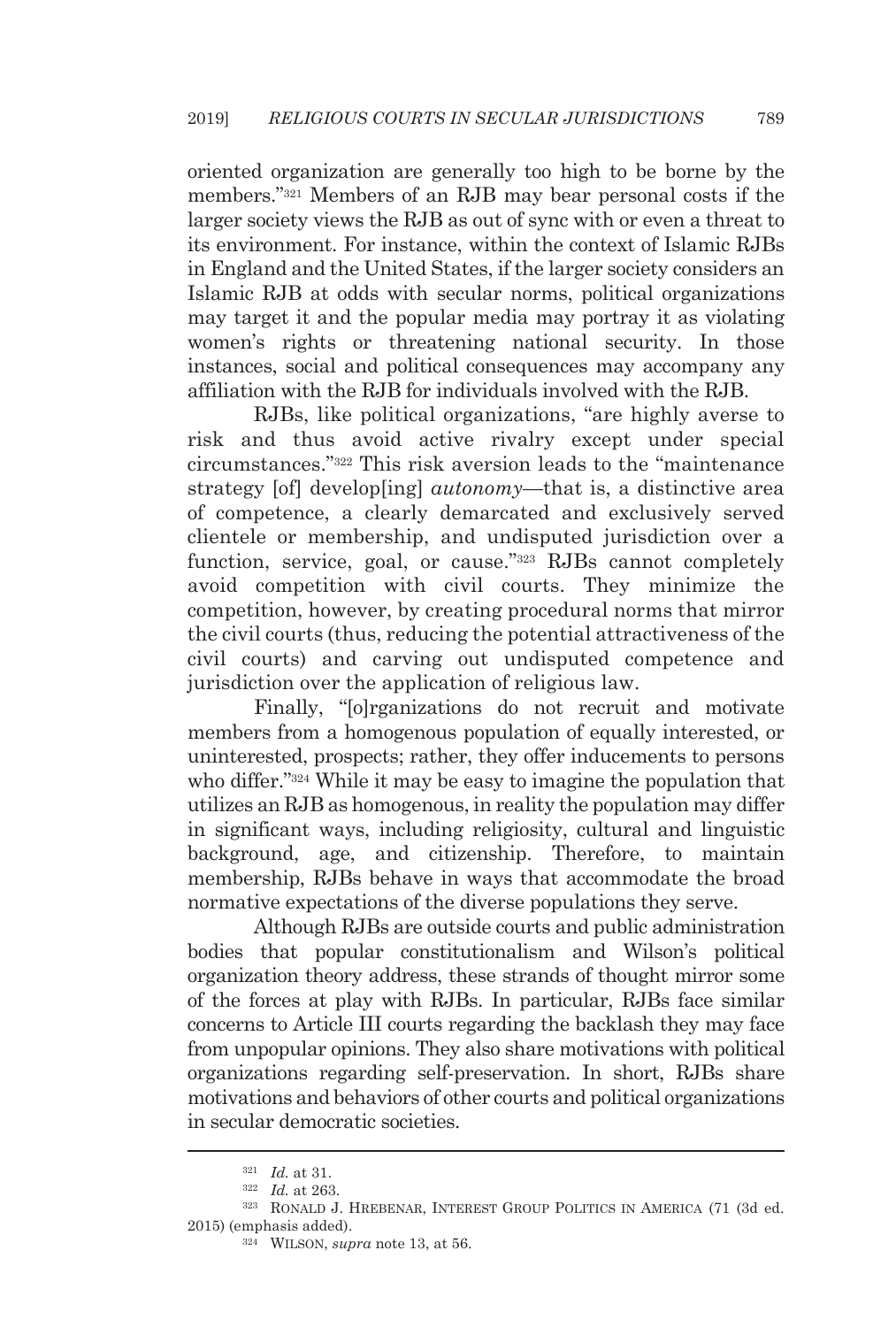oriented organization are generally too high to be borne by the members."[321] Members of an RJB may bear personal costs if the larger society views the RJB as out of sync with or even a threat to its environment. For instance, within the context of Islamic RJBs in England and the United States, if the larger society considers an Islamic RJB at odds with secular norms, political organizations may target it and the popular media may portray it as violating women's rights or threatening national security. In those instances, social and political consequences may accompany any affiliation with the RJB for individuals involved with the RJB.

RJBs, like political organizations, "are highly averse to risk and thus avoid active rivalry except under special circumstances."[322] This risk aversion leads to the "maintenance strategy [of] develop[ing] *autonomy*—that is, a distinctive area of competence, a clearly demarcated and exclusively served clientele or membership, and undisputed jurisdiction over a function, service, goal, or cause."[323] RJBs cannot completely avoid competition with civil courts. They minimize the competition, however, by creating procedural norms that mirror the civil courts (thus, reducing the potential attractiveness of the civil courts) and carving out undisputed competence and jurisdiction over the application of religious law.

Finally, "[o]rganizations do not recruit and motivate members from a homogenous population of equally interested, or uninterested, prospects; rather, they offer inducements to persons who differ."[324] While it may be easy to imagine the population that utilizes an RJB as homogenous, in reality the population may differ in significant ways, including religiosity, cultural and linguistic background, age, and citizenship. Therefore, to maintain membership, RJBs behave in ways that accommodate the broad normative expectations of the diverse populations they serve.

Although RJBs are outside courts and public administration bodies that popular constitutionalism and Wilson's political organization theory address, these strands of thought mirror some of the forces at play with RJBs. In particular, RJBs face similar concerns to Article III courts regarding the backlash they may face from unpopular opinions. They also share motivations with political organizations regarding self-preservation. In short, RJBs share motivations and behaviors of other courts and political organizations in secular democratic societies.

---

[321] *Id.* at 31.

[322] *Id.* at 263.

[323] RONALD J. HREBENAR, INTEREST GROUP POLITICS IN AMERICA (71 (3d ed. 2015) (emphasis added).

[324] WILSON, *supra* note 13, at 56.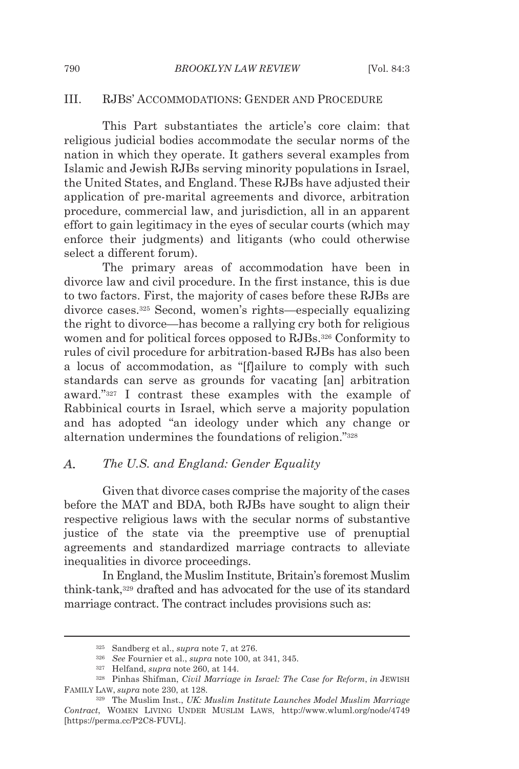## III. RJBS' ACCOMMODATIONS: GENDER AND PROCEDURE

This Part substantiates the article's core claim: that religious judicial bodies accommodate the secular norms of the nation in which they operate. It gathers several examples from Islamic and Jewish RJBs serving minority populations in Israel, the United States, and England. These RJBs have adjusted their application of pre-marital agreements and divorce, arbitration procedure, commercial law, and jurisdiction, all in an apparent effort to gain legitimacy in the eyes of secular courts (which may enforce their judgments) and litigants (who could otherwise select a different forum).

The primary areas of accommodation have been in divorce law and civil procedure. In the first instance, this is due to two factors. First, the majority of cases before these RJBs are divorce cases.[325] Second, women's rights—especially equalizing the right to divorce—has become a rallying cry both for religious women and for political forces opposed to RJBs.[326] Conformity to rules of civil procedure for arbitration-based RJBs has also been a locus of accommodation, as "[f]ailure to comply with such standards can serve as grounds for vacating [an] arbitration award."[327] I contrast these examples with the example of Rabbinical courts in Israel, which serve a majority population and has adopted "an ideology under which any change or alternation undermines the foundations of religion."[328]

### A. *The U.S. and England: Gender Equality*

Given that divorce cases comprise the majority of the cases before the MAT and BDA, both RJBs have sought to align their respective religious laws with the secular norms of substantive justice of the state via the preemptive use of prenuptial agreements and standardized marriage contracts to alleviate inequalities in divorce proceedings.

In England, the Muslim Institute, Britain's foremost Muslim think-tank,[329] drafted and has advocated for the use of its standard marriage contract. The contract includes provisions such as:

---

[325] Sandberg et al., *supra* note 7, at 276.

[326] *See* Fournier et al., *supra* note 100, at 341, 345.

[327] Helfand, *supra* note 260, at 144.

[328] Pinhas Shifman, *Civil Marriage in Israel: The Case for Reform*, *in* JEWISH FAMILY LAW, *supra* note 230, at 128.

[329] The Muslim Inst., *UK: Muslim Institute Launches Model Muslim Marriage Contract*, WOMEN LIVING UNDER MUSLIM LAWS, http://www.wluml.org/node/4749 [https://perma.cc/P2C8-FUVL].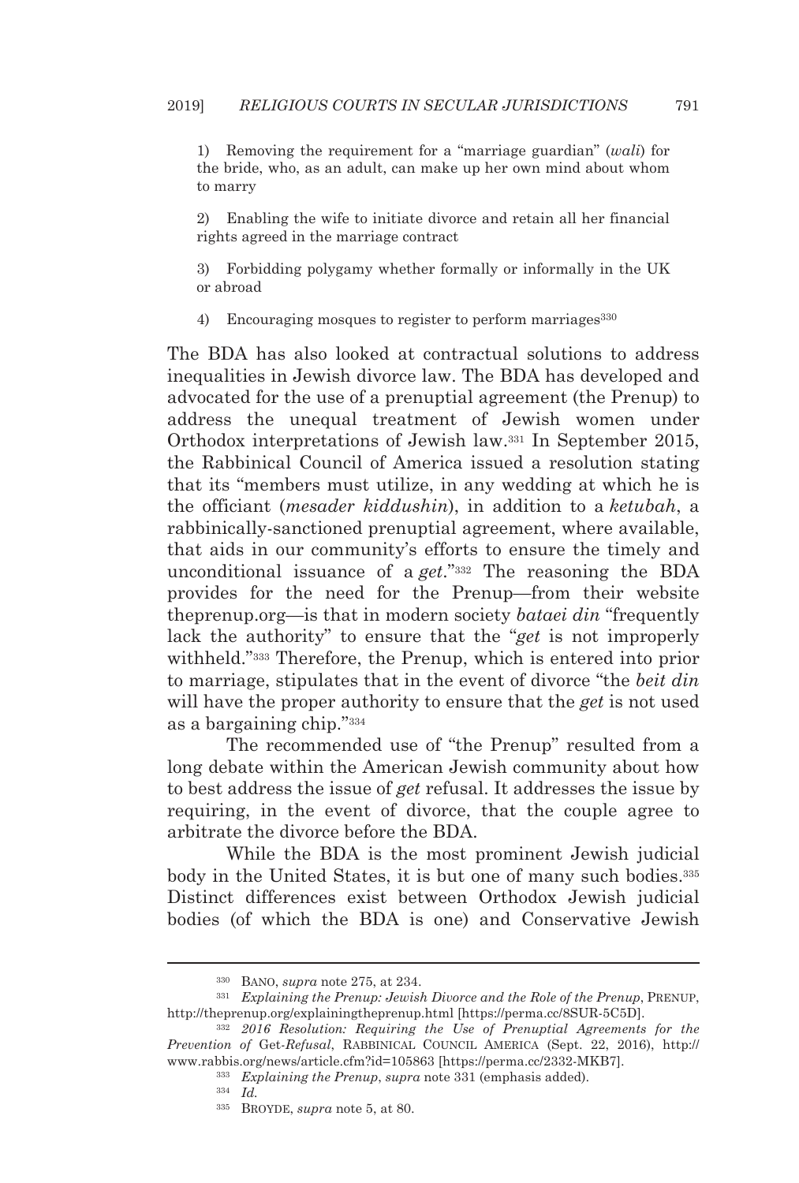1) Removing the requirement for a "marriage guardian" (*wali*) for the bride, who, as an adult, can make up her own mind about whom to marry

2) Enabling the wife to initiate divorce and retain all her financial rights agreed in the marriage contract

3) Forbidding polygamy whether formally or informally in the UK or abroad

4) Encouraging mosques to register to perform marriages[330]

The BDA has also looked at contractual solutions to address inequalities in Jewish divorce law. The BDA has developed and advocated for the use of a prenuptial agreement (the Prenup) to address the unequal treatment of Jewish women under Orthodox interpretations of Jewish law.[331] In September 2015, the Rabbinical Council of America issued a resolution stating that its "members must utilize, in any wedding at which he is the officiant (*mesader kiddushin*), in addition to a *ketubah*, a rabbinically-sanctioned prenuptial agreement, where available, that aids in our community's efforts to ensure the timely and unconditional issuance of a *get*."[332] The reasoning the BDA provides for the need for the Prenup—from their website theprenup.org—is that in modern society *bataei din* "frequently lack the authority" to ensure that the "*get* is not improperly withheld."[333] Therefore, the Prenup, which is entered into prior to marriage, stipulates that in the event of divorce "the *beit din* will have the proper authority to ensure that the *get* is not used as a bargaining chip."[334]

The recommended use of "the Prenup" resulted from a long debate within the American Jewish community about how to best address the issue of *get* refusal. It addresses the issue by requiring, in the event of divorce, that the couple agree to arbitrate the divorce before the BDA.

While the BDA is the most prominent Jewish judicial body in the United States, it is but one of many such bodies.[335] Distinct differences exist between Orthodox Jewish judicial bodies (of which the BDA is one) and Conservative Jewish

---

[330] BANO, *supra* note 275, at 234.

[331] *Explaining the Prenup: Jewish Divorce and the Role of the Prenup*, PRENUP, http://theprenup.org/explainingtheprenup.html [https://perma.cc/8SUR-5C5D].

[332] *2016 Resolution: Requiring the Use of Prenuptial Agreements for the Prevention of* Get-*Refusal*, RABBINICAL COUNCIL AMERICA (Sept. 22, 2016), http://www.rabbis.org/news/article.cfm?id=105863 [https://perma.cc/2332-MKB7].

[333] *Explaining the Prenup*, *supra* note 331 (emphasis added).

[334] *Id.*

[335] BROYDE, *supra* note 5, at 80.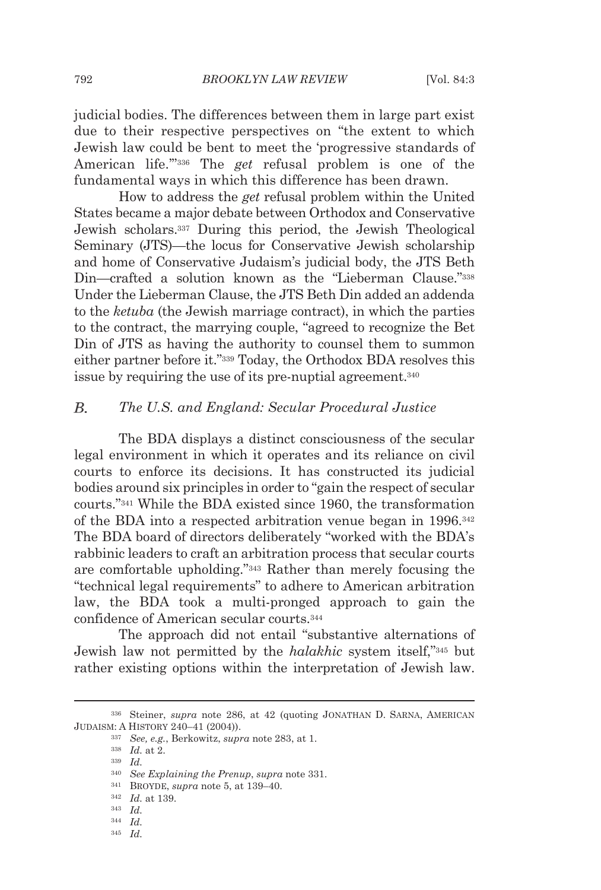judicial bodies. The differences between them in large part exist due to their respective perspectives on "the extent to which Jewish law could be bent to meet the 'progressive standards of American life.'"[336] The *get* refusal problem is one of the fundamental ways in which this difference has been drawn.

How to address the *get* refusal problem within the United States became a major debate between Orthodox and Conservative Jewish scholars.[337] During this period, the Jewish Theological Seminary (JTS)—the locus for Conservative Jewish scholarship and home of Conservative Judaism's judicial body, the JTS Beth Din—crafted a solution known as the "Lieberman Clause."[338] Under the Lieberman Clause, the JTS Beth Din added an addenda to the *ketuba* (the Jewish marriage contract), in which the parties to the contract, the marrying couple, "agreed to recognize the Bet Din of JTS as having the authority to counsel them to summon either partner before it."[339] Today, the Orthodox BDA resolves this issue by requiring the use of its pre-nuptial agreement.[340]

### *B. The U.S. and England: Secular Procedural Justice*

The BDA displays a distinct consciousness of the secular legal environment in which it operates and its reliance on civil courts to enforce its decisions. It has constructed its judicial bodies around six principles in order to "gain the respect of secular courts."[341] While the BDA existed since 1960, the transformation of the BDA into a respected arbitration venue began in 1996.[342] The BDA board of directors deliberately "worked with the BDA's rabbinic leaders to craft an arbitration process that secular courts are comfortable upholding."[343] Rather than merely focusing the "technical legal requirements" to adhere to American arbitration law, the BDA took a multi-pronged approach to gain the confidence of American secular courts.[344]

The approach did not entail "substantive alternations of Jewish law not permitted by the *halakhic* system itself,"[345] but rather existing options within the interpretation of Jewish law.

---

[336] Steiner, *supra* note 286, at 42 (quoting JONATHAN D. SARNA, AMERICAN JUDAISM: A HISTORY 240–41 (2004)).

[337] *See, e.g.*, Berkowitz, *supra* note 283, at 1.

[338] *Id.* at 2.

[339] *Id.*

[340] *See Explaining the Prenup*, *supra* note 331.

[341] BROYDE, *supra* note 5, at 139–40.

[342] *Id.* at 139.

[343] *Id.*

[344] *Id.*

[345] *Id.*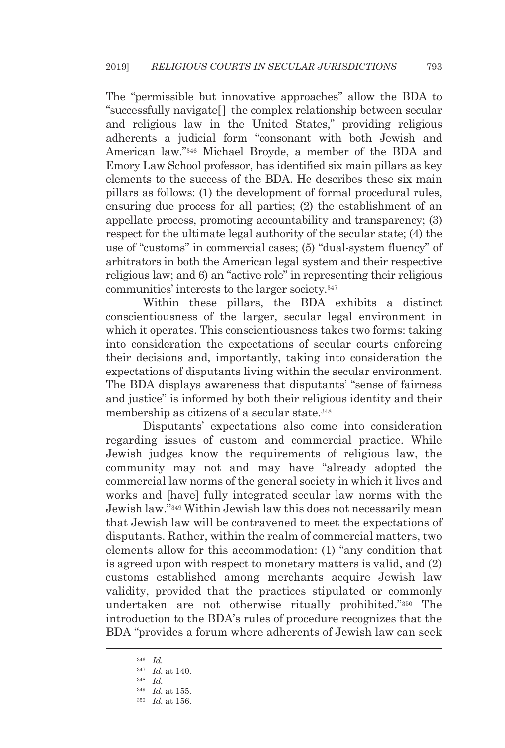The "permissible but innovative approaches" allow the BDA to "successfully navigate[] the complex relationship between secular and religious law in the United States," providing religious adherents a judicial form "consonant with both Jewish and American law."[346] Michael Broyde, a member of the BDA and Emory Law School professor, has identified six main pillars as key elements to the success of the BDA. He describes these six main pillars as follows: (1) the development of formal procedural rules, ensuring due process for all parties; (2) the establishment of an appellate process, promoting accountability and transparency; (3) respect for the ultimate legal authority of the secular state; (4) the use of "customs" in commercial cases; (5) "dual-system fluency" of arbitrators in both the American legal system and their respective religious law; and 6) an "active role" in representing their religious communities' interests to the larger society.[347]

Within these pillars, the BDA exhibits a distinct conscientiousness of the larger, secular legal environment in which it operates. This conscientiousness takes two forms: taking into consideration the expectations of secular courts enforcing their decisions and, importantly, taking into consideration the expectations of disputants living within the secular environment. The BDA displays awareness that disputants' "sense of fairness and justice" is informed by both their religious identity and their membership as citizens of a secular state.[348]

Disputants' expectations also come into consideration regarding issues of custom and commercial practice. While Jewish judges know the requirements of religious law, the community may not and may have "already adopted the commercial law norms of the general society in which it lives and works and [have] fully integrated secular law norms with the Jewish law."[349] Within Jewish law this does not necessarily mean that Jewish law will be contravened to meet the expectations of disputants. Rather, within the realm of commercial matters, two elements allow for this accommodation: (1) "any condition that is agreed upon with respect to monetary matters is valid, and (2) customs established among merchants acquire Jewish law validity, provided that the practices stipulated or commonly undertaken are not otherwise ritually prohibited."[350] The introduction to the BDA's rules of procedure recognizes that the BDA "provides a forum where adherents of Jewish law can seek

---

[346] *Id.*

[347] *Id.* at 140.

[348] *Id.*

[349] *Id.* at 155.

[350] *Id.* at 156.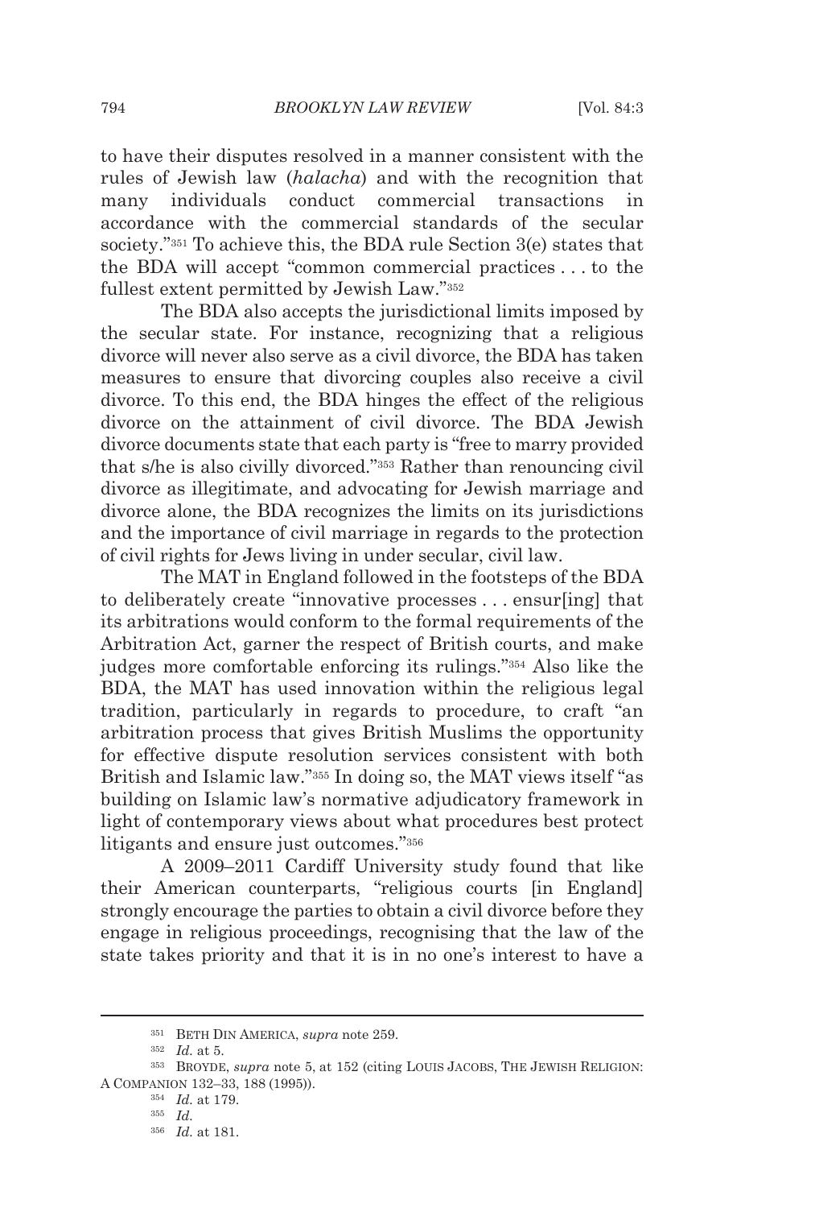to have their disputes resolved in a manner consistent with the rules of Jewish law (*halacha*) and with the recognition that many individuals conduct commercial transactions in accordance with the commercial standards of the secular society."[351] To achieve this, the BDA rule Section 3(e) states that the BDA will accept "common commercial practices . . . to the fullest extent permitted by Jewish Law."[352]

The BDA also accepts the jurisdictional limits imposed by the secular state. For instance, recognizing that a religious divorce will never also serve as a civil divorce, the BDA has taken measures to ensure that divorcing couples also receive a civil divorce. To this end, the BDA hinges the effect of the religious divorce on the attainment of civil divorce. The BDA Jewish divorce documents state that each party is "free to marry provided that s/he is also civilly divorced."[353] Rather than renouncing civil divorce as illegitimate, and advocating for Jewish marriage and divorce alone, the BDA recognizes the limits on its jurisdictions and the importance of civil marriage in regards to the protection of civil rights for Jews living in under secular, civil law.

The MAT in England followed in the footsteps of the BDA to deliberately create "innovative processes . . . ensur[ing] that its arbitrations would conform to the formal requirements of the Arbitration Act, garner the respect of British courts, and make judges more comfortable enforcing its rulings."[354] Also like the BDA, the MAT has used innovation within the religious legal tradition, particularly in regards to procedure, to craft "an arbitration process that gives British Muslims the opportunity for effective dispute resolution services consistent with both British and Islamic law."[355] In doing so, the MAT views itself "as building on Islamic law's normative adjudicatory framework in light of contemporary views about what procedures best protect litigants and ensure just outcomes."[356]

A 2009–2011 Cardiff University study found that like their American counterparts, "religious courts [in England] strongly encourage the parties to obtain a civil divorce before they engage in religious proceedings, recognising that the law of the state takes priority and that it is in no one's interest to have a

---

[351] BETH DIN AMERICA, *supra* note 259.

[352] *Id.* at 5.

[353] BROYDE, *supra* note 5, at 152 (citing LOUIS JACOBS, THE JEWISH RELIGION: A COMPANION 132–33, 188 (1995)).

[354] *Id.* at 179.

[355] *Id.*

[356] *Id.* at 181.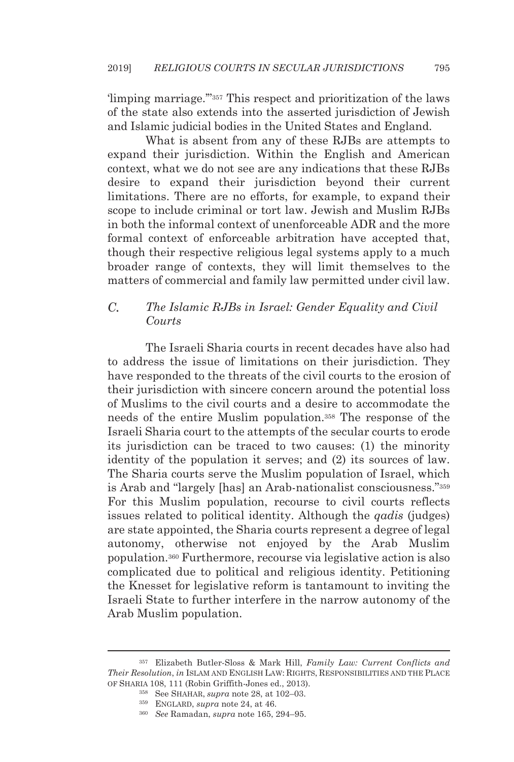'limping marriage.'"[357] This respect and prioritization of the laws of the state also extends into the asserted jurisdiction of Jewish and Islamic judicial bodies in the United States and England.

What is absent from any of these RJBs are attempts to expand their jurisdiction. Within the English and American context, what we do not see are any indications that these RJBs desire to expand their jurisdiction beyond their current limitations. There are no efforts, for example, to expand their scope to include criminal or tort law. Jewish and Muslim RJBs in both the informal context of unenforceable ADR and the more formal context of enforceable arbitration have accepted that, though their respective religious legal systems apply to a much broader range of contexts, they will limit themselves to the matters of commercial and family law permitted under civil law.

### C. *The Islamic RJBs in Israel: Gender Equality and Civil Courts*

The Israeli Sharia courts in recent decades have also had to address the issue of limitations on their jurisdiction. They have responded to the threats of the civil courts to the erosion of their jurisdiction with sincere concern around the potential loss of Muslims to the civil courts and a desire to accommodate the needs of the entire Muslim population.[358] The response of the Israeli Sharia court to the attempts of the secular courts to erode its jurisdiction can be traced to two causes: (1) the minority identity of the population it serves; and (2) its sources of law. The Sharia courts serve the Muslim population of Israel, which is Arab and "largely [has] an Arab-nationalist consciousness."[359] For this Muslim population, recourse to civil courts reflects issues related to political identity. Although the *qadis* (judges) are state appointed, the Sharia courts represent a degree of legal autonomy, otherwise not enjoyed by the Arab Muslim population.[360] Furthermore, recourse via legislative action is also complicated due to political and religious identity. Petitioning the Knesset for legislative reform is tantamount to inviting the Israeli State to further interfere in the narrow autonomy of the Arab Muslim population.

---

[357] Elizabeth Butler-Sloss & Mark Hill, *Family Law: Current Conflicts and Their Resolution*, *in* ISLAM AND ENGLISH LAW: RIGHTS, RESPONSIBILITIES AND THE PLACE OF SHARIA 108, 111 (Robin Griffith-Jones ed., 2013).

[358] See SHAHAR, *supra* note 28, at 102–03.

[359] ENGLARD, *supra* note 24, at 46.

[360] *See* Ramadan, *supra* note 165, 294–95.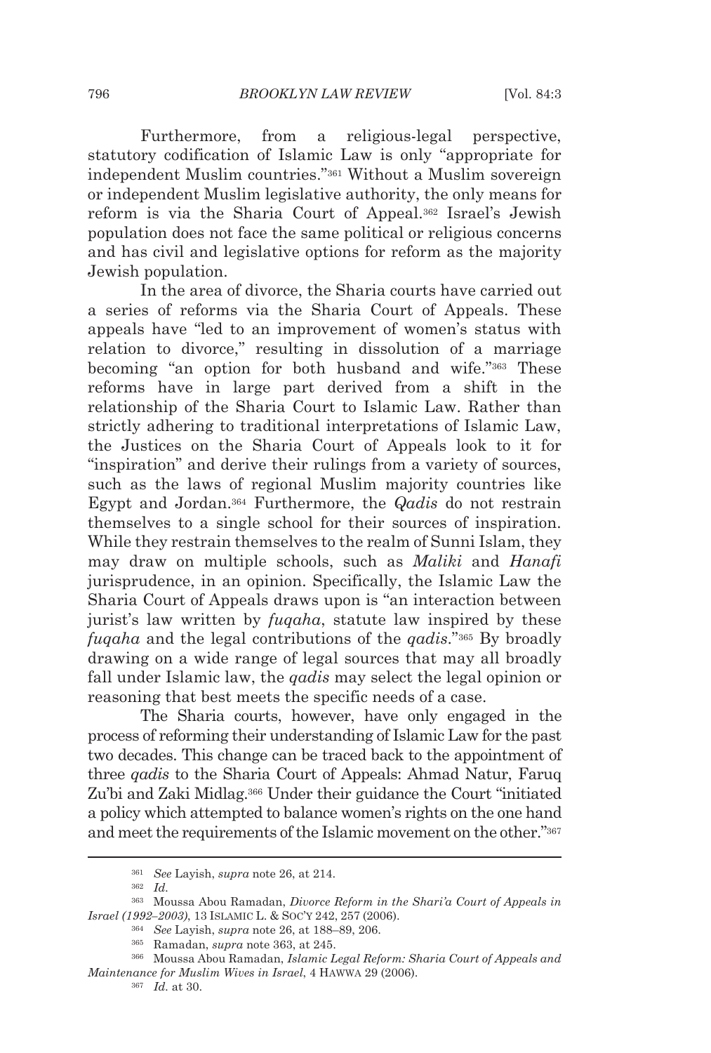Furthermore, from a religious-legal perspective, statutory codification of Islamic Law is only "appropriate for independent Muslim countries."[361] Without a Muslim sovereign or independent Muslim legislative authority, the only means for reform is via the Sharia Court of Appeal.[362] Israel's Jewish population does not face the same political or religious concerns and has civil and legislative options for reform as the majority Jewish population.

In the area of divorce, the Sharia courts have carried out a series of reforms via the Sharia Court of Appeals. These appeals have "led to an improvement of women's status with relation to divorce," resulting in dissolution of a marriage becoming "an option for both husband and wife."[363] These reforms have in large part derived from a shift in the relationship of the Sharia Court to Islamic Law. Rather than strictly adhering to traditional interpretations of Islamic Law, the Justices on the Sharia Court of Appeals look to it for "inspiration" and derive their rulings from a variety of sources, such as the laws of regional Muslim majority countries like Egypt and Jordan.[364] Furthermore, the *Qadis* do not restrain themselves to a single school for their sources of inspiration. While they restrain themselves to the realm of Sunni Islam, they may draw on multiple schools, such as *Maliki* and *Hanafi* jurisprudence, in an opinion. Specifically, the Islamic Law the Sharia Court of Appeals draws upon is "an interaction between jurist's law written by *fuqaha*, statute law inspired by these *fuqaha* and the legal contributions of the *qadis*."[365] By broadly drawing on a wide range of legal sources that may all broadly fall under Islamic law, the *qadis* may select the legal opinion or reasoning that best meets the specific needs of a case.

The Sharia courts, however, have only engaged in the process of reforming their understanding of Islamic Law for the past two decades. This change can be traced back to the appointment of three *qadis* to the Sharia Court of Appeals: Ahmad Natur, Faruq Zu'bi and Zaki Midlag.[366] Under their guidance the Court "initiated a policy which attempted to balance women's rights on the one hand and meet the requirements of the Islamic movement on the other."[367]

---

[361] *See* Layish, *supra* note 26, at 214.

[362] *Id.*

[363] Moussa Abou Ramadan, *Divorce Reform in the Shari'a Court of Appeals in Israel (1992–2003)*, 13 ISLAMIC L. & SOC'Y 242, 257 (2006).

[364] *See* Layish, *supra* note 26, at 188–89, 206.

[365] Ramadan, *supra* note 363, at 245.

[366] Moussa Abou Ramadan, *Islamic Legal Reform: Sharia Court of Appeals and Maintenance for Muslim Wives in Israel*, 4 HAWWA 29 (2006).

[367] *Id.* at 30.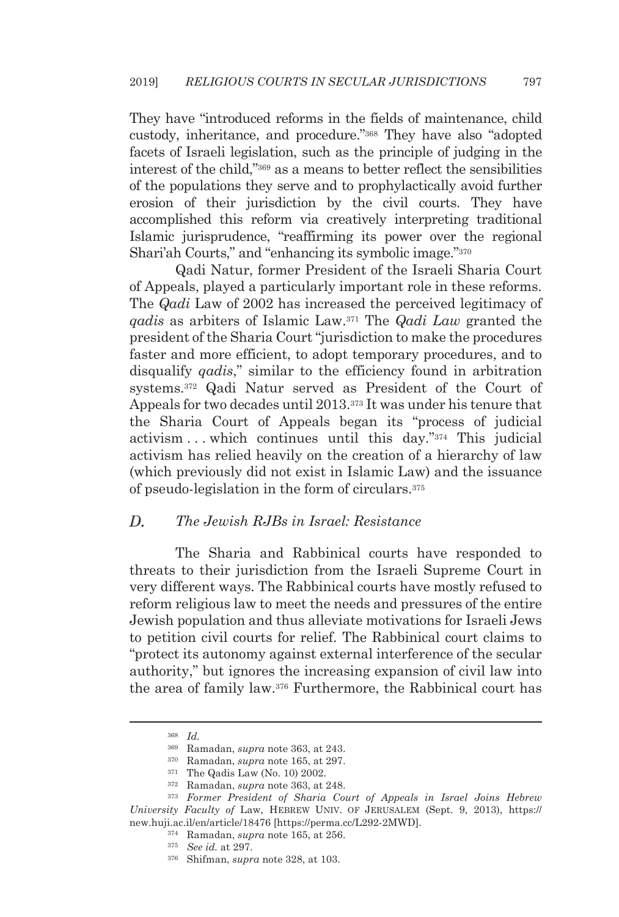They have "introduced reforms in the fields of maintenance, child custody, inheritance, and procedure."[368] They have also "adopted facets of Israeli legislation, such as the principle of judging in the interest of the child,"[369] as a means to better reflect the sensibilities of the populations they serve and to prophylactically avoid further erosion of their jurisdiction by the civil courts. They have accomplished this reform via creatively interpreting traditional Islamic jurisprudence, "reaffirming its power over the regional Shari'ah Courts," and "enhancing its symbolic image."[370]

Qadi Natur, former President of the Israeli Sharia Court of Appeals, played a particularly important role in these reforms. The *Qadi* Law of 2002 has increased the perceived legitimacy of *qadis* as arbiters of Islamic Law.[371] The *Qadi Law* granted the president of the Sharia Court "jurisdiction to make the procedures faster and more efficient, to adopt temporary procedures, and to disqualify *qadis*," similar to the efficiency found in arbitration systems.[372] Qadi Natur served as President of the Court of Appeals for two decades until 2013.[373] It was under his tenure that the Sharia Court of Appeals began its "process of judicial activism . . . which continues until this day."[374] This judicial activism has relied heavily on the creation of a hierarchy of law (which previously did not exist in Islamic Law) and the issuance of pseudo-legislation in the form of circulars.[375]

### *D. The Jewish RJBs in Israel: Resistance*

The Sharia and Rabbinical courts have responded to threats to their jurisdiction from the Israeli Supreme Court in very different ways. The Rabbinical courts have mostly refused to reform religious law to meet the needs and pressures of the entire Jewish population and thus alleviate motivations for Israeli Jews to petition civil courts for relief. The Rabbinical court claims to "protect its autonomy against external interference of the secular authority," but ignores the increasing expansion of civil law into the area of family law.[376] Furthermore, the Rabbinical court has

---

[368] *Id.*

[369] Ramadan, *supra* note 363, at 243.

[370] Ramadan, *supra* note 165, at 297.

[371] The Qadis Law (No. 10) 2002.

[372] Ramadan, *supra* note 363, at 248.

[373] *Former President of Sharia Court of Appeals in Israel Joins Hebrew University Faculty of* Law, HEBREW UNIV. OF JERUSALEM (Sept. 9, 2013), https://new.huji.ac.il/en/article/18476 [https://perma.cc/L292-2MWD].

[374] Ramadan, *supra* note 165, at 256.

[375] *See id.* at 297.

[376] Shifman, *supra* note 328, at 103.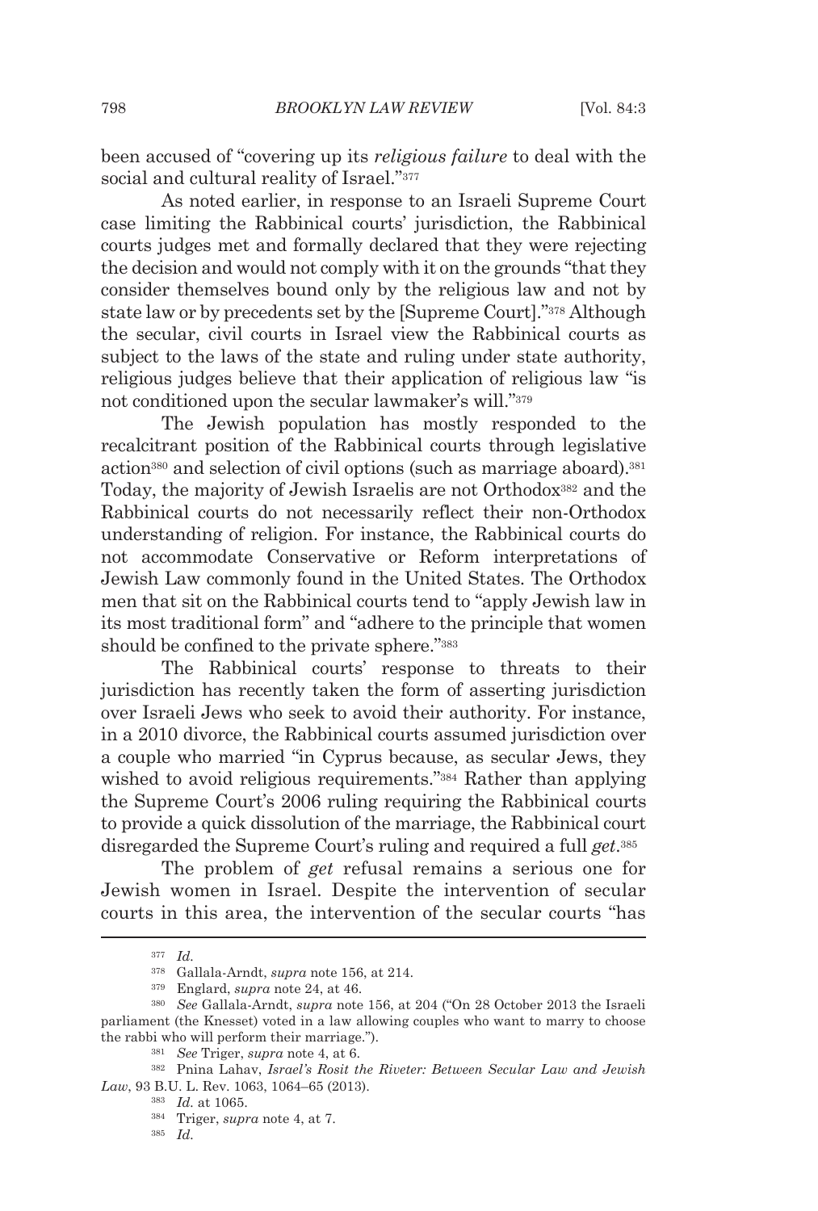been accused of "covering up its *religious failure* to deal with the social and cultural reality of Israel."[377]

As noted earlier, in response to an Israeli Supreme Court case limiting the Rabbinical courts' jurisdiction, the Rabbinical courts judges met and formally declared that they were rejecting the decision and would not comply with it on the grounds "that they consider themselves bound only by the religious law and not by state law or by precedents set by the [Supreme Court]."[378] Although the secular, civil courts in Israel view the Rabbinical courts as subject to the laws of the state and ruling under state authority, religious judges believe that their application of religious law "is not conditioned upon the secular lawmaker's will."[379]

The Jewish population has mostly responded to the recalcitrant position of the Rabbinical courts through legislative action[380] and selection of civil options (such as marriage aboard).[381] Today, the majority of Jewish Israelis are not Orthodox[382] and the Rabbinical courts do not necessarily reflect their non-Orthodox understanding of religion. For instance, the Rabbinical courts do not accommodate Conservative or Reform interpretations of Jewish Law commonly found in the United States. The Orthodox men that sit on the Rabbinical courts tend to "apply Jewish law in its most traditional form" and "adhere to the principle that women should be confined to the private sphere."[383]

The Rabbinical courts' response to threats to their jurisdiction has recently taken the form of asserting jurisdiction over Israeli Jews who seek to avoid their authority. For instance, in a 2010 divorce, the Rabbinical courts assumed jurisdiction over a couple who married "in Cyprus because, as secular Jews, they wished to avoid religious requirements."[384] Rather than applying the Supreme Court's 2006 ruling requiring the Rabbinical courts to provide a quick dissolution of the marriage, the Rabbinical court disregarded the Supreme Court's ruling and required a full *get*.[385]

The problem of *get* refusal remains a serious one for Jewish women in Israel. Despite the intervention of secular courts in this area, the intervention of the secular courts "has

---

[377] *Id.*

[378] Gallala-Arndt, *supra* note 156, at 214.

[379] Englard, *supra* note 24, at 46.

[380] *See* Gallala-Arndt, *supra* note 156, at 204 ("On 28 October 2013 the Israeli parliament (the Knesset) voted in a law allowing couples who want to marry to choose the rabbi who will perform their marriage.").

[381] *See* Triger, *supra* note 4, at 6.

[382] Pnina Lahav, *Israel's Rosit the Riveter: Between Secular Law and Jewish Law*, 93 B.U. L. Rev. 1063, 1064–65 (2013).

[383] *Id.* at 1065.

[384] Triger, *supra* note 4, at 7.

[385] *Id.*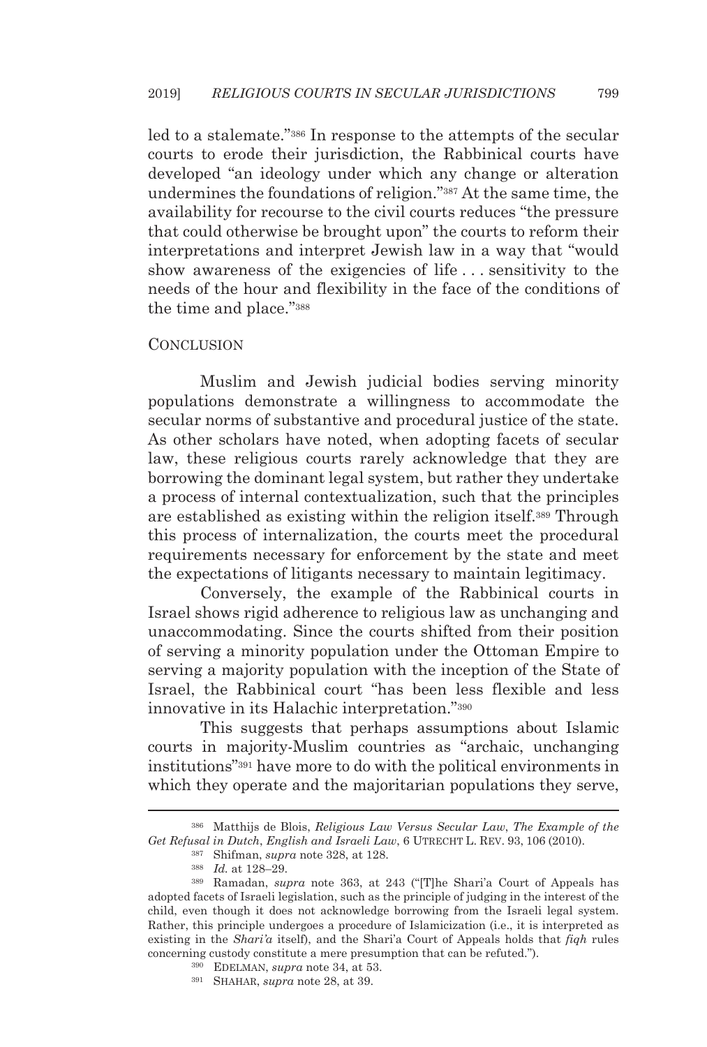led to a stalemate."[386] In response to the attempts of the secular courts to erode their jurisdiction, the Rabbinical courts have developed "an ideology under which any change or alteration undermines the foundations of religion."[387] At the same time, the availability for recourse to the civil courts reduces "the pressure that could otherwise be brought upon" the courts to reform their interpretations and interpret Jewish law in a way that "would show awareness of the exigencies of life . . . sensitivity to the needs of the hour and flexibility in the face of the conditions of the time and place."[388]

## Conclusion

Muslim and Jewish judicial bodies serving minority populations demonstrate a willingness to accommodate the secular norms of substantive and procedural justice of the state. As other scholars have noted, when adopting facets of secular law, these religious courts rarely acknowledge that they are borrowing the dominant legal system, but rather they undertake a process of internal contextualization, such that the principles are established as existing within the religion itself.[389] Through this process of internalization, the courts meet the procedural requirements necessary for enforcement by the state and meet the expectations of litigants necessary to maintain legitimacy.

Conversely, the example of the Rabbinical courts in Israel shows rigid adherence to religious law as unchanging and unaccommodating. Since the courts shifted from their position of serving a minority population under the Ottoman Empire to serving a majority population with the inception of the State of Israel, the Rabbinical court "has been less flexible and less innovative in its Halachic interpretation."[390]

This suggests that perhaps assumptions about Islamic courts in majority-Muslim countries as "archaic, unchanging institutions"[391] have more to do with the political environments in which they operate and the majoritarian populations they serve,

---

[386] Matthijs de Blois, *Religious Law Versus Secular Law, The Example of the Get Refusal in Dutch, English and Israeli Law*, 6 UTRECHT L. REV. 93, 106 (2010).

[387] Shifman, *supra* note 328, at 128.

[388] *Id.* at 128–29.

[389] Ramadan, *supra* note 363, at 243 ("[T]he Shari'a Court of Appeals has adopted facets of Israeli legislation, such as the principle of judging in the interest of the child, even though it does not acknowledge borrowing from the Israeli legal system. Rather, this principle undergoes a procedure of Islamicization (i.e., it is interpreted as existing in the *Shari'a* itself), and the Shari'a Court of Appeals holds that *fiqh* rules concerning custody constitute a mere presumption that can be refuted.").

[390] EDELMAN, *supra* note 34, at 53.

[391] SHAHAR, *supra* note 28, at 39.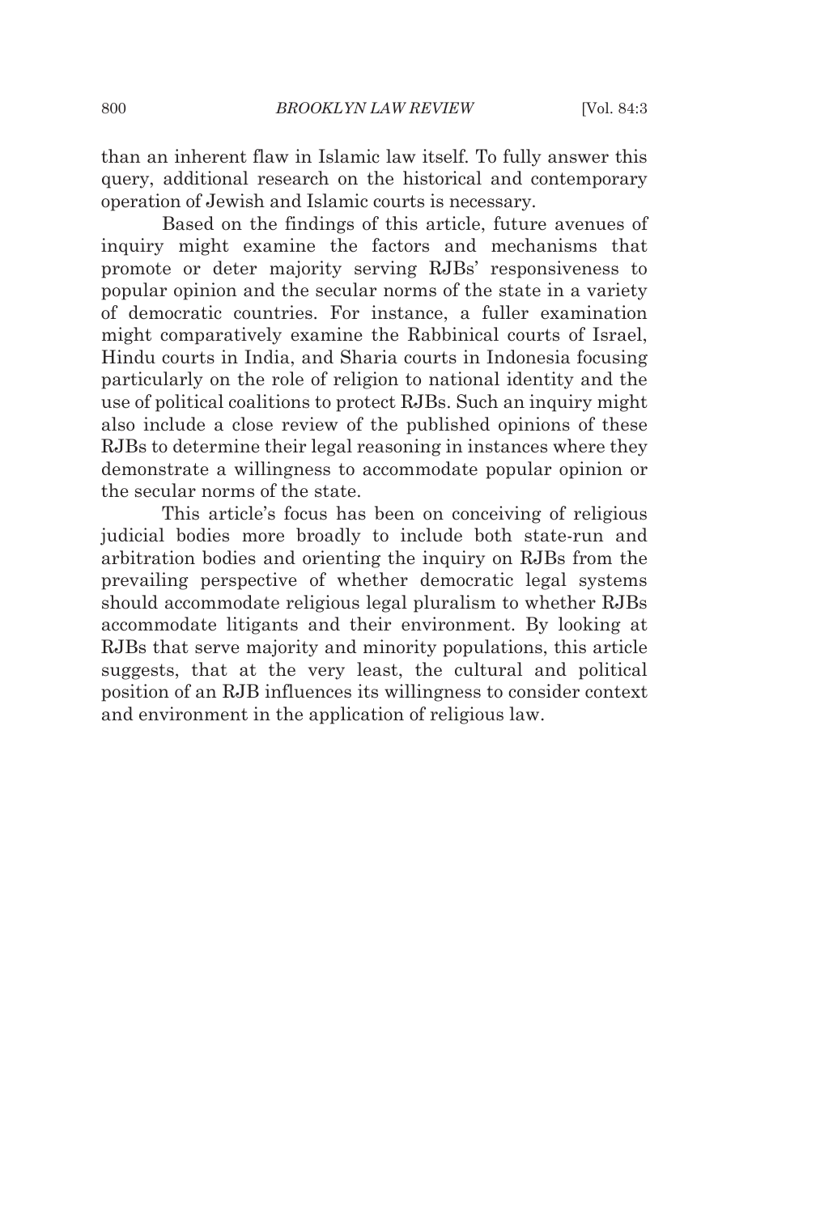than an inherent flaw in Islamic law itself. To fully answer this query, additional research on the historical and contemporary operation of Jewish and Islamic courts is necessary.

Based on the findings of this article, future avenues of inquiry might examine the factors and mechanisms that promote or deter majority serving RJBs' responsiveness to popular opinion and the secular norms of the state in a variety of democratic countries. For instance, a fuller examination might comparatively examine the Rabbinical courts of Israel, Hindu courts in India, and Sharia courts in Indonesia focusing particularly on the role of religion to national identity and the use of political coalitions to protect RJBs. Such an inquiry might also include a close review of the published opinions of these RJBs to determine their legal reasoning in instances where they demonstrate a willingness to accommodate popular opinion or the secular norms of the state.

This article's focus has been on conceiving of religious judicial bodies more broadly to include both state-run and arbitration bodies and orienting the inquiry on RJBs from the prevailing perspective of whether democratic legal systems should accommodate religious legal pluralism to whether RJBs accommodate litigants and their environment. By looking at RJBs that serve majority and minority populations, this article suggests, that at the very least, the cultural and political position of an RJB influences its willingness to consider context and environment in the application of religious law.